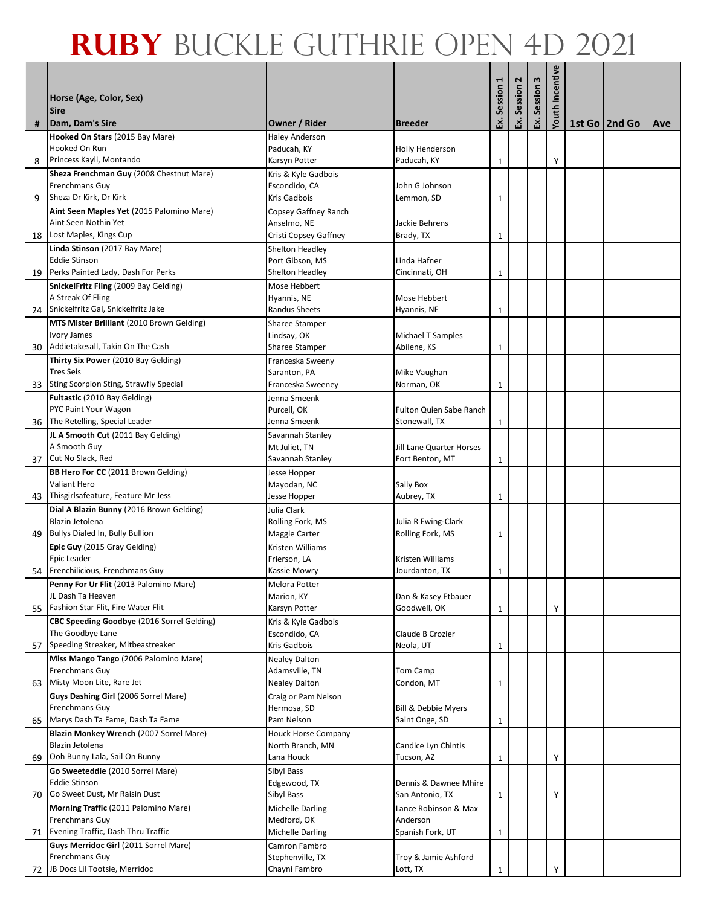# RUBY BUCKLE GUTHRIE OPEN 4D 2021

| # | Horse (Age, Color, Sex)<br>Sire<br>Dam, Dam's Sire | Owner / Rider | Breeder | Ex. Session 1 | Ex. Session 2 | Ex. Session 3 | Youth Incentive | 1st Go | 2nd Go | Ave |
|---|---|---|---|---|---|---|---|---|---|---|
| 8 | **Hooked On Stars** (2015 Bay Mare)<br>Hooked On Run<br>Princess Kayli, Montando | Haley Anderson<br>Paducah, KY<br>Karsyn Potter | Holly Henderson<br>Paducah, KY | 1 | | | Y | | | |
| 9 | **Sheza Frenchman Guy** (2008 Chestnut Mare)<br>Frenchmans Guy<br>Sheza Dr Kirk, Dr Kirk | Kris & Kyle Gadbois<br>Escondido, CA<br>Kris Gadbois | John G Johnson<br>Lemmon, SD | 1 | | | | | | |
| 18 | **Aint Seen Maples Yet** (2015 Palomino Mare)<br>Aint Seen Nothin Yet<br>Lost Maples, Kings Cup | Copsey Gaffney Ranch<br>Anselmo, NE<br>Cristi Copsey Gaffney | Jackie Behrens<br>Brady, TX | 1 | | | | | | |
| 19 | **Linda Stinson** (2017 Bay Mare)<br>Eddie Stinson<br>Perks Painted Lady, Dash For Perks | Shelton Headley<br>Port Gibson, MS<br>Shelton Headley | Linda Hafner<br>Cincinnati, OH | 1 | | | | | | |
| 24 | **SnickelFritz Fling** (2009 Bay Gelding)<br>A Streak Of Fling<br>Snickelfritz Gal, Snickelfritz Jake | Mose Hebbert<br>Hyannis, NE<br>Randus Sheets | Mose Hebbert<br>Hyannis, NE | 1 | | | | | | |
| 30 | **MTS Mister Brilliant** (2010 Brown Gelding)<br>Ivory James<br>Addietakesall, Takin On The Cash | Sharee Stamper<br>Lindsay, OK<br>Sharee Stamper | Michael T Samples<br>Abilene, KS | 1 | | | | | | |
| 33 | **Thirty Six Power** (2010 Bay Gelding)<br>Tres Seis<br>Sting Scorpion Sting, Strawfly Special | Franceska Sweeny<br>Saranton, PA<br>Franceska Sweeney | Mike Vaughan<br>Norman, OK | 1 | | | | | | |
| 36 | **Fultastic** (2010 Bay Gelding)<br>PYC Paint Your Wagon<br>The Retelling, Special Leader | Jenna Smeenk<br>Purcell, OK<br>Jenna Smeenk | Fulton Quien Sabe Ranch<br>Stonewall, TX | 1 | | | | | | |
| 37 | **JL A Smooth Cut** (2011 Bay Gelding)<br>A Smooth Guy<br>Cut No Slack, Red | Savannah Stanley<br>Mt Juliet, TN<br>Savannah Stanley | Jill Lane Quarter Horses<br>Fort Benton, MT | 1 | | | | | | |
| 43 | **BB Hero For CC** (2011 Brown Gelding)<br>Valiant Hero<br>Thisgirlsafeature, Feature Mr Jess | Jesse Hopper<br>Mayodan, NC<br>Jesse Hopper | Sally Box<br>Aubrey, TX | 1 | | | | | | |
| 49 | **Dial A Blazin Bunny** (2016 Brown Gelding)<br>Blazin Jetolena<br>Bullys Dialed In, Bully Bullion | Julia Clark<br>Rolling Fork, MS<br>Maggie Carter | Julia R Ewing-Clark<br>Rolling Fork, MS | 1 | | | | | | |
| 54 | **Epic Guy** (2015 Gray Gelding)<br>Epic Leader<br>Frenchilicious, Frenchmans Guy | Kristen Williams<br>Frierson, LA<br>Kassie Mowry | Kristen Williams<br>Jourdanton, TX | 1 | | | | | | |
| 55 | **Penny For Ur Flit** (2013 Palomino Mare)<br>JL Dash Ta Heaven<br>Fashion Star Flit, Fire Water Flit | Melora Potter<br>Marion, KY<br>Karsyn Potter | Dan & Kasey Etbauer<br>Goodwell, OK | 1 | | | Y | | | |
| 57 | **CBC Speeding Goodbye** (2016 Sorrel Gelding)<br>The Goodbye Lane<br>Speeding Streaker, Mitbeastreaker | Kris & Kyle Gadbois<br>Escondido, CA<br>Kris Gadbois | Claude B Crozier<br>Neola, UT | 1 | | | | | | |
| 63 | **Miss Mango Tango** (2006 Palomino Mare)<br>Frenchmans Guy<br>Misty Moon Lite, Rare Jet | Nealey Dalton<br>Adamsville, TN<br>Nealey Dalton | Tom Camp<br>Condon, MT | 1 | | | | | | |
| 65 | **Guys Dashing Girl** (2006 Sorrel Mare)<br>Frenchmans Guy<br>Marys Dash Ta Fame, Dash Ta Fame | Craig or Pam Nelson<br>Hermosa, SD<br>Pam Nelson | Bill & Debbie Myers<br>Saint Onge, SD | 1 | | | | | | |
| 69 | **Blazin Monkey Wrench** (2007 Sorrel Mare)<br>Blazin Jetolena<br>Ooh Bunny Lala, Sail On Bunny | Houck Horse Company<br>North Branch, MN<br>Lana Houck | Candice Lyn Chintis<br>Tucson, AZ | 1 | | | Y | | | |
| 70 | **Go Sweeteddie** (2010 Sorrel Mare)<br>Eddie Stinson<br>Go Sweet Dust, Mr Raisin Dust | Sibyl Bass<br>Edgewood, TX<br>Sibyl Bass | Dennis & Dawnee Mhire<br>San Antonio, TX | 1 | | | Y | | | |
| 71 | **Morning Traffic** (2011 Palomino Mare)<br>Frenchmans Guy<br>Evening Traffic, Dash Thru Traffic | Michelle Darling<br>Medford, OK<br>Michelle Darling | Lance Robinson & Max Anderson<br>Spanish Fork, UT | 1 | | | | | | |
| 72 | **Guys Merridoc Girl** (2011 Sorrel Mare)<br>Frenchmans Guy<br>JB Docs Lil Tootsie, Merridoc | Camron Fambro<br>Stephenville, TX<br>Chayni Fambro | Troy & Jamie Ashford<br>Lott, TX | 1 | | | Y | | | |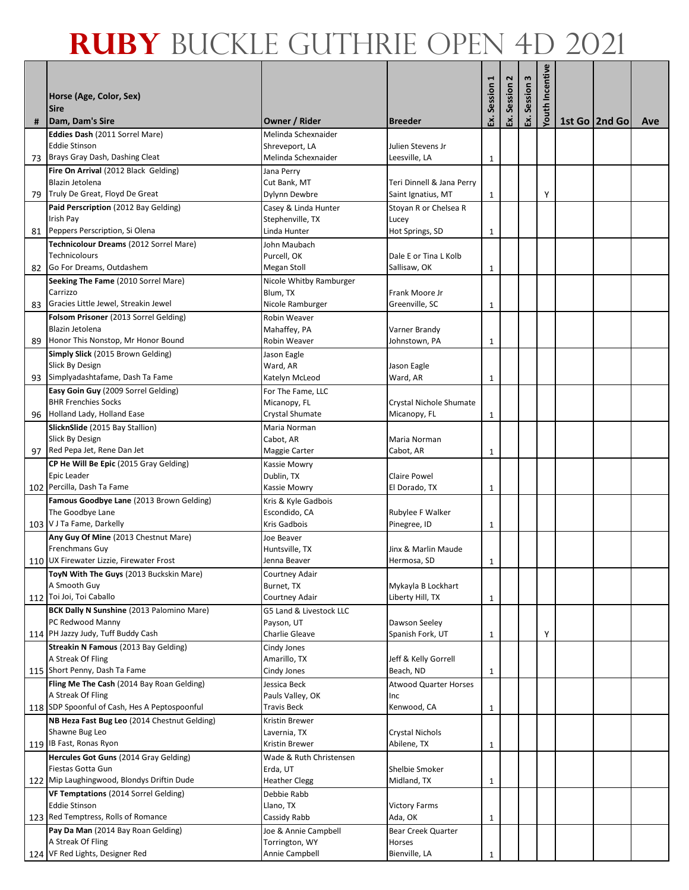# RUBY BUCKLE GUTHRIE OPEN 4D 2021

| # | Horse (Age, Color, Sex)<br>Sire<br>Dam, Dam's Sire | Owner / Rider | Breeder | Ex. Session 1 | Ex. Session 2 | Ex. Session 3 | Youth Incentive | 1st Go | 2nd Go | Ave |
|---|---|---|---|---|---|---|---|---|---|---|
| 73 | **Eddies Dash** (2011 Sorrel Mare)<br>Eddie Stinson<br>Brays Gray Dash, Dashing Cleat | Melinda Schexnaider<br>Shreveport, LA<br>Melinda Schexnaider | Julien Stevens Jr<br>Leesville, LA | 1 | | | | | | |
| 79 | **Fire On Arrival** (2012 Black Gelding)<br>Blazin Jetolena<br>Truly De Great, Floyd De Great | Jana Perry<br>Cut Bank, MT<br>Dylynn Dewbre | Teri Dinnell & Jana Perry<br>Saint Ignatius, MT | 1 | | | Y | | | |
| 81 | **Paid Perscription** (2012 Bay Gelding)<br>Irish Pay<br>Peppers Perscription, Si Olena | Casey & Linda Hunter<br>Stephenville, TX<br>Linda Hunter | Stoyan R or Chelsea R<br>Lucey<br>Hot Springs, SD | 1 | | | | | | |
| 82 | **Technicolour Dreams** (2012 Sorrel Mare)<br>Technicolours<br>Go For Dreams, Outdashem | John Maubach<br>Purcell, OK<br>Megan Stoll | Dale E or Tina L Kolb<br>Sallisaw, OK | 1 | | | | | | |
| 83 | **Seeking The Fame** (2010 Sorrel Mare)<br>Carrizzo<br>Gracies Little Jewel, Streakin Jewel | Nicole Whitby Ramburger<br>Blum, TX<br>Nicole Ramburger | Frank Moore Jr<br>Greenville, SC | 1 | | | | | | |
| 89 | **Folsom Prisoner** (2013 Sorrel Gelding)<br>Blazin Jetolena<br>Honor This Nonstop, Mr Honor Bound | Robin Weaver<br>Mahaffey, PA<br>Robin Weaver | Varner Brandy<br>Johnstown, PA | 1 | | | | | | |
| 93 | **Simply Slick** (2015 Brown Gelding)<br>Slick By Design<br>Simplyadashtafame, Dash Ta Fame | Jason Eagle<br>Ward, AR<br>Katelyn McLeod | Jason Eagle<br>Ward, AR | 1 | | | | | | |
| 96 | **Easy Goin Guy** (2009 Sorrel Gelding)<br>BHR Frenchies Socks<br>Holland Lady, Holland Ease | For The Fame, LLC<br>Micanopy, FL<br>Crystal Shumate | Crystal Nichole Shumate<br>Micanopy, FL | 1 | | | | | | |
| 97 | **SlicknSlide** (2015 Bay Stallion)<br>Slick By Design<br>Red Pepa Jet, Rene Dan Jet | Maria Norman<br>Cabot, AR<br>Maggie Carter | Maria Norman<br>Cabot, AR | 1 | | | | | | |
| 102 | **CP He Will Be Epic** (2015 Gray Gelding)<br>Epic Leader<br>Percilla, Dash Ta Fame | Kassie Mowry<br>Dublin, TX<br>Kassie Mowry | Claire Powel<br>El Dorado, TX | 1 | | | | | | |
| 103 | **Famous Goodbye Lane** (2013 Brown Gelding)<br>The Goodbye Lane<br>V J Ta Fame, Darkelly | Kris & Kyle Gadbois<br>Escondido, CA<br>Kris Gadbois | Rubylee F Walker<br>Pinegree, ID | 1 | | | | | | |
| 110 | **Any Guy Of Mine** (2013 Chestnut Mare)<br>Frenchmans Guy<br>UX Firewater Lizzie, Firewater Frost | Joe Beaver<br>Huntsville, TX<br>Jenna Beaver | Jinx & Marlin Maude<br>Hermosa, SD | 1 | | | | | | |
| 112 | **ToyN With The Guys** (2013 Buckskin Mare)<br>A Smooth Guy<br>Toi Joi, Toi Caballo | Courtney Adair<br>Burnet, TX<br>Courtney Adair | Mykayla B Lockhart<br>Liberty Hill, TX | 1 | | | | | | |
| 114 | **BCK Dally N Sunshine** (2013 Palomino Mare)<br>PC Redwood Manny<br>PH Jazzy Judy, Tuff Buddy Cash | G5 Land & Livestock LLC<br>Payson, UT<br>Charlie Gleave | Dawson Seeley<br>Spanish Fork, UT | 1 | | | Y | | | |
| 115 | **Streakin N Famous** (2013 Bay Gelding)<br>A Streak Of Fling<br>Short Penny, Dash Ta Fame | Cindy Jones<br>Amarillo, TX<br>Cindy Jones | Jeff & Kelly Gorrell<br>Beach, ND | 1 | | | | | | |
| 118 | **Fling Me The Cash** (2014 Bay Roan Gelding)<br>A Streak Of Fling<br>SDP Spoonful of Cash, Hes A Peptospoonful | Jessica Beck<br>Pauls Valley, OK<br>Travis Beck | Atwood Quarter Horses<br>Inc<br>Kenwood, CA | 1 | | | | | | |
| 119 | **NB Heza Fast Bug Leo** (2014 Chestnut Gelding)<br>Shawne Bug Leo<br>IB Fast, Ronas Ryon | Kristin Brewer<br>Lavernia, TX<br>Kristin Brewer | Crystal Nichols<br>Abilene, TX | 1 | | | | | | |
| 122 | **Hercules Got Guns** (2014 Gray Gelding)<br>Fiestas Gotta Gun<br>Mip Laughingwood, Blondys Driftin Dude | Wade & Ruth Christensen<br>Erda, UT<br>Heather Clegg | Shelbie Smoker<br>Midland, TX | 1 | | | | | | |
| 123 | **VF Temptations** (2014 Sorrel Gelding)<br>Eddie Stinson<br>Red Temptress, Rolls of Romance | Debbie Rabb<br>Llano, TX<br>Cassidy Rabb | Victory Farms<br>Ada, OK | 1 | | | | | | |
| 124 | **Pay Da Man** (2014 Bay Roan Gelding)<br>A Streak Of Fling<br>VF Red Lights, Designer Red | Joe & Annie Campbell<br>Torrington, WY<br>Annie Campbell | Bear Creek Quarter<br>Horses<br>Bienville, LA | 1 | | | | | | |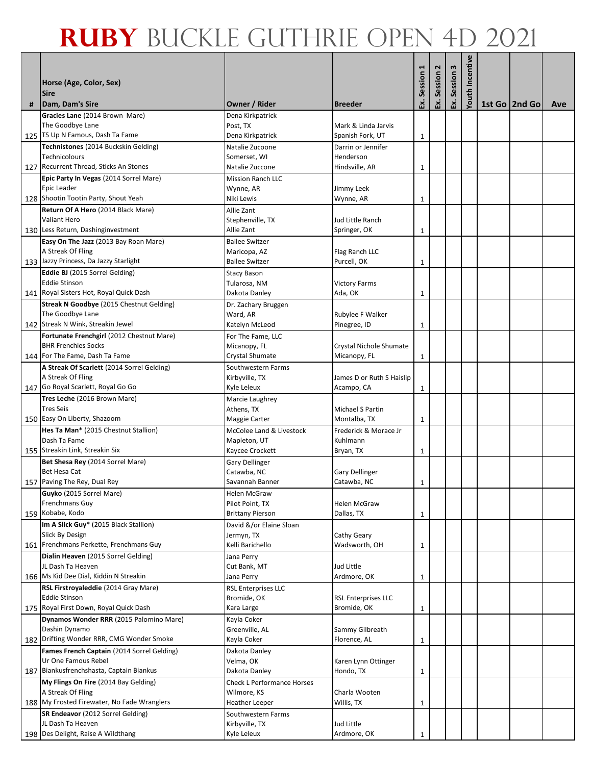# RUBY BUCKLE GUTHRIE OPEN 4D 2021

| # | Horse (Age, Color, Sex)<br>Sire<br>Dam, Dam's Sire | Owner / Rider | Breeder | Ex. Session 1 | Ex. Session 2 | Ex. Session 3 | Youth Incentive | 1st Go | 2nd Go | Ave |
|---|---|---|---|---|---|---|---|---|---|---|
| 125 | **Gracies Lane** (2014 Brown Mare)<br>The Goodbye Lane<br>TS Up N Famous, Dash Ta Fame | Dena Kirkpatrick<br>Post, TX<br>Dena Kirkpatrick | Mark & Linda Jarvis<br>Spanish Fork, UT | 1 | | | | | | |
| 127 | **Technistones** (2014 Buckskin Gelding)<br>Technicolours<br>Recurrent Thread, Sticks An Stones | Natalie Zucoone<br>Somerset, WI<br>Natalie Zuccone | Darrin or Jennifer Henderson<br>Hindsville, AR | 1 | | | | | | |
| 128 | **Epic Party In Vegas** (2014 Sorrel Mare)<br>Epic Leader<br>Shootin Tootin Party, Shout Yeah | Mission Ranch LLC<br>Wynne, AR<br>Niki Lewis | Jimmy Leek<br>Wynne, AR | 1 | | | | | | |
| 130 | **Return Of A Hero** (2014 Black Mare)<br>Valiant Hero<br>Less Return, Dashinginvestment | Allie Zant<br>Stephenville, TX<br>Allie Zant | Jud Little Ranch<br>Springer, OK | 1 | | | | | | |
| 133 | **Easy On The Jazz** (2013 Bay Roan Mare)<br>A Streak Of Fling<br>Jazzy Princess, Da Jazzy Starlight | Bailee Switzer<br>Maricopa, AZ<br>Bailee Switzer | Flag Ranch LLC<br>Purcell, OK | 1 | | | | | | |
| 141 | **Eddie BJ** (2015 Sorrel Gelding)<br>Eddie Stinson<br>Royal Sisters Hot, Royal Quick Dash | Stacy Bason<br>Tularosa, NM<br>Dakota Danley | Victory Farms<br>Ada, OK | 1 | | | | | | |
| 142 | **Streak N Goodbye** (2015 Chestnut Gelding)<br>The Goodbye Lane<br>Streak N Wink, Streakin Jewel | Dr. Zachary Bruggen<br>Ward, AR<br>Katelyn McLeod | Rubylee F Walker<br>Pinegree, ID | 1 | | | | | | |
| 144 | **Fortunate Frenchgirl** (2012 Chestnut Mare)<br>BHR Frenchies Socks<br>For The Fame, Dash Ta Fame | For The Fame, LLC<br>Micanopy, FL<br>Crystal Shumate | Crystal Nichole Shumate<br>Micanopy, FL | 1 | | | | | | |
| 147 | **A Streak Of Scarlett** (2014 Sorrel Gelding)<br>A Streak Of Fling<br>Go Royal Scarlett, Royal Go Go | Southwestern Farms<br>Kirbyville, TX<br>Kyle Leleux | James D or Ruth S Haislip<br>Acampo, CA | 1 | | | | | | |
| 150 | **Tres Leche** (2016 Brown Mare)<br>Tres Seis<br>Easy On Liberty, Shazoom | Marcie Laughrey<br>Athens, TX<br>Maggie Carter | Michael S Partin<br>Montalba, TX | 1 | | | | | | |
| 155 | **Hes Ta Man*** (2015 Chestnut Stallion)<br>Dash Ta Fame<br>Streakin Link, Streakin Six | McColee Land & Livestock<br>Mapleton, UT<br>Kaycee Crockett | Frederick & Morace Jr Kuhlmann<br>Bryan, TX | 1 | | | | | | |
| 157 | **Bet Shesa Rey** (2014 Sorrel Mare)<br>Bet Hesa Cat<br>Paving The Rey, Dual Rey | Gary Dellinger<br>Catawba, NC<br>Savannah Banner | Gary Dellinger<br>Catawba, NC | 1 | | | | | | |
| 159 | **Guyko** (2015 Sorrel Mare)<br>Frenchmans Guy<br>Kobabe, Kodo | Helen McGraw<br>Pilot Point, TX<br>Brittany Pierson | Helen McGraw<br>Dallas, TX | 1 | | | | | | |
| 161 | **Im A Slick Guy*** (2015 Black Stallion)<br>Slick By Design<br>Frenchmans Perkette, Frenchmans Guy | David &/or Elaine Sloan<br>Jermyn, TX<br>Kelli Barichello | Cathy Geary<br>Wadsworth, OH | 1 | | | | | | |
| 166 | **Dialin Heaven** (2015 Sorrel Gelding)<br>JL Dash Ta Heaven<br>Ms Kid Dee Dial, Kiddin N Streakin | Jana Perry<br>Cut Bank, MT<br>Jana Perry | Jud Little<br>Ardmore, OK | 1 | | | | | | |
| 175 | **RSL Firstroyaleddie** (2014 Gray Mare)<br>Eddie Stinson<br>Royal First Down, Royal Quick Dash | RSL Enterprises LLC<br>Bromide, OK<br>Kara Large | RSL Enterprises LLC<br>Bromide, OK | 1 | | | | | | |
| 182 | **Dynamos Wonder RRR** (2015 Palomino Mare)<br>Dashin Dynamo<br>Drifting Wonder RRR, CMG Wonder Smoke | Kayla Coker<br>Greenville, AL<br>Kayla Coker | Sammy Gilbreath<br>Florence, AL | 1 | | | | | | |
| 187 | **Fames French Captain** (2014 Sorrel Gelding)<br>Ur One Famous Rebel<br>Biankusfrenchshasta, Captain Biankus | Dakota Danley<br>Velma, OK<br>Dakota Danley | Karen Lynn Ottinger<br>Hondo, TX | 1 | | | | | | |
| 188 | **My Flings On Fire** (2014 Bay Gelding)<br>A Streak Of Fling<br>My Frosted Firewater, No Fade Wranglers | Check L Performance Horses<br>Wilmore, KS<br>Heather Leeper | Charla Wooten<br>Willis, TX | 1 | | | | | | |
| 198 | **SR Endeavor** (2012 Sorrel Gelding)<br>JL Dash Ta Heaven<br>Des Delight, Raise A Wildthang | Southwestern Farms<br>Kirbyville, TX<br>Kyle Leleux | Jud Little<br>Ardmore, OK | 1 | | | | | | |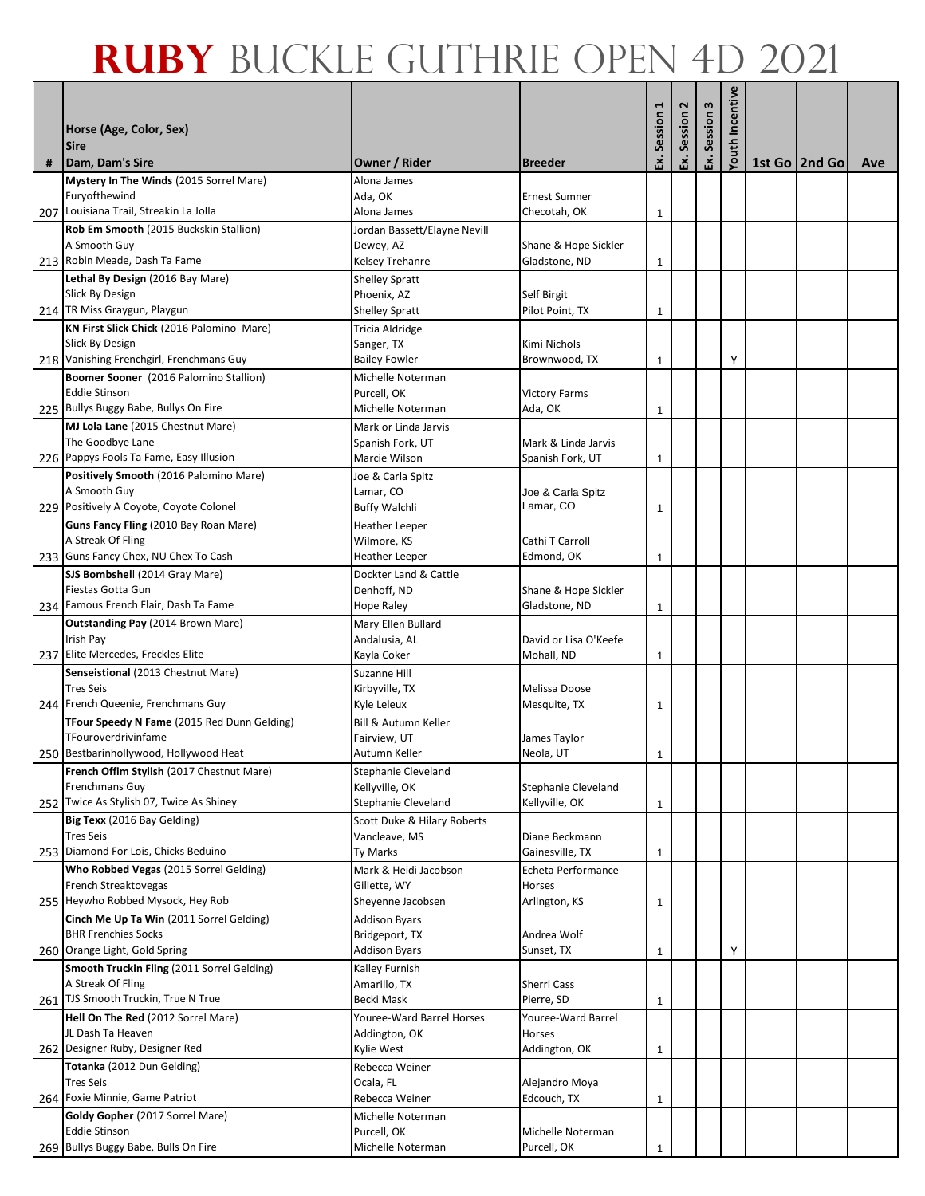# RUBY BUCKLE GUTHRIE OPEN 4D 2021

| # | Horse (Age, Color, Sex)<br>Sire<br>Dam, Dam's Sire | Owner / Rider | Breeder | Ex. Session 1 | Ex. Session 2 | Ex. Session 3 | Youth Incentive | 1st Go | 2nd Go | Ave |
|---|---|---|---|---|---|---|---|---|---|---|
| 207 | **Mystery In The Winds** (2015 Sorrel Mare)<br>Furyofthewind<br>Louisiana Trail, Streakin La Jolla | Alona James<br>Ada, OK<br>Alona James | Ernest Sumner<br>Checotah, OK | 1 | | | | | | |
| 213 | **Rob Em Smooth** (2015 Buckskin Stallion)<br>A Smooth Guy<br>Robin Meade, Dash Ta Fame | Jordan Bassett/Elayne Nevill<br>Dewey, AZ<br>Kelsey Trehanre | Shane & Hope Sickler<br>Gladstone, ND | 1 | | | | | | |
| 214 | **Lethal By Design** (2016 Bay Mare)<br>Slick By Design<br>TR Miss Graygun, Playgun | Shelley Spratt<br>Phoenix, AZ<br>Shelley Spratt | Self Birgit<br>Pilot Point, TX | 1 | | | | | | |
| 218 | **KN First Slick Chick** (2016 Palomino Mare)<br>Slick By Design<br>Vanishing Frenchgirl, Frenchmans Guy | Tricia Aldridge<br>Sanger, TX<br>Bailey Fowler | Kimi Nichols<br>Brownwood, TX | 1 | | | Y | | | |
| 225 | **Boomer Sooner** (2016 Palomino Stallion)<br>Eddie Stinson<br>Bullys Buggy Babe, Bullys On Fire | Michelle Noterman<br>Purcell, OK<br>Michelle Noterman | Victory Farms<br>Ada, OK | 1 | | | | | | |
| 226 | **MJ Lola Lane** (2015 Chestnut Mare)<br>The Goodbye Lane<br>Pappys Fools Ta Fame, Easy Illusion | Mark or Linda Jarvis<br>Spanish Fork, UT<br>Marcie Wilson | Mark & Linda Jarvis<br>Spanish Fork, UT | 1 | | | | | | |
| 229 | **Positively Smooth** (2016 Palomino Mare)<br>A Smooth Guy<br>Positively A Coyote, Coyote Colonel | Joe & Carla Spitz<br>Lamar, CO<br>Buffy Walchli | Joe & Carla Spitz<br>Lamar, CO | 1 | | | | | | |
| 233 | **Guns Fancy Fling** (2010 Bay Roan Mare)<br>A Streak Of Fling<br>Guns Fancy Chex, NU Chex To Cash | Heather Leeper<br>Wilmore, KS<br>Heather Leeper | Cathi T Carroll<br>Edmond, OK | 1 | | | | | | |
| 234 | **SJS Bombshell** (2014 Gray Mare)<br>Fiestas Gotta Gun<br>Famous French Flair, Dash Ta Fame | Dockter Land & Cattle<br>Denhoff, ND<br>Hope Raley | Shane & Hope Sickler<br>Gladstone, ND | 1 | | | | | | |
| 237 | **Outstanding Pay** (2014 Brown Mare)<br>Irish Pay<br>Elite Mercedes, Freckles Elite | Mary Ellen Bullard<br>Andalusia, AL<br>Kayla Coker | David or Lisa O'Keefe<br>Mohall, ND | 1 | | | | | | |
| 244 | **Senseistional** (2013 Chestnut Mare)<br>Tres Seis<br>French Queenie, Frenchmans Guy | Suzanne Hill<br>Kirbyville, TX<br>Kyle Leleux | Melissa Doose<br>Mesquite, TX | 1 | | | | | | |
| 250 | **TFour Speedy N Fame** (2015 Red Dunn Gelding)<br>TFouroverdrivinfame<br>Bestbarinhollywood, Hollywood Heat | Bill & Autumn Keller<br>Fairview, UT<br>Autumn Keller | James Taylor<br>Neola, UT | 1 | | | | | | |
| 252 | **French Offim Stylish** (2017 Chestnut Mare)<br>Frenchmans Guy<br>Twice As Stylish 07, Twice As Shiney | Stephanie Cleveland<br>Kellyville, OK<br>Stephanie Cleveland | Stephanie Cleveland<br>Kellyville, OK | 1 | | | | | | |
| 253 | **Big Texx** (2016 Bay Gelding)<br>Tres Seis<br>Diamond For Lois, Chicks Beduino | Scott Duke & Hilary Roberts<br>Vancleave, MS<br>Ty Marks | Diane Beckmann<br>Gainesville, TX | 1 | | | | | | |
| 255 | **Who Robbed Vegas** (2015 Sorrel Gelding)<br>French Streaktovegas<br>Heywho Robbed Mysock, Hey Rob | Mark & Heidi Jacobson<br>Gillette, WY<br>Sheyenne Jacobsen | Echeta Performance Horses<br>Arlington, KS | 1 | | | | | | |
| 260 | **Cinch Me Up Ta Win** (2011 Sorrel Gelding)<br>BHR Frenchies Socks<br>Orange Light, Gold Spring | Addison Byars<br>Bridgeport, TX<br>Addison Byars | Andrea Wolf<br>Sunset, TX | 1 | | | Y | | | |
| 261 | **Smooth Truckin Fling** (2011 Sorrel Gelding)<br>A Streak Of Fling<br>TJS Smooth Truckin, True N True | Kalley Furnish<br>Amarillo, TX<br>Becki Mask | Sherri Cass<br>Pierre, SD | 1 | | | | | | |
| 262 | **Hell On The Red** (2012 Sorrel Mare)<br>JL Dash Ta Heaven<br>Designer Ruby, Designer Red | Youree-Ward Barrel Horses<br>Addington, OK<br>Kylie West | Youree-Ward Barrel Horses<br>Addington, OK | 1 | | | | | | |
| 264 | **Totanka** (2012 Dun Gelding)<br>Tres Seis<br>Foxie Minnie, Game Patriot | Rebecca Weiner<br>Ocala, FL<br>Rebecca Weiner | Alejandro Moya<br>Edcouch, TX | 1 | | | | | | |
| 269 | **Goldy Gopher** (2017 Sorrel Mare)<br>Eddie Stinson<br>Bullys Buggy Babe, Bulls On Fire | Michelle Noterman<br>Purcell, OK<br>Michelle Noterman | Michelle Noterman<br>Purcell, OK | 1 | | | | | | |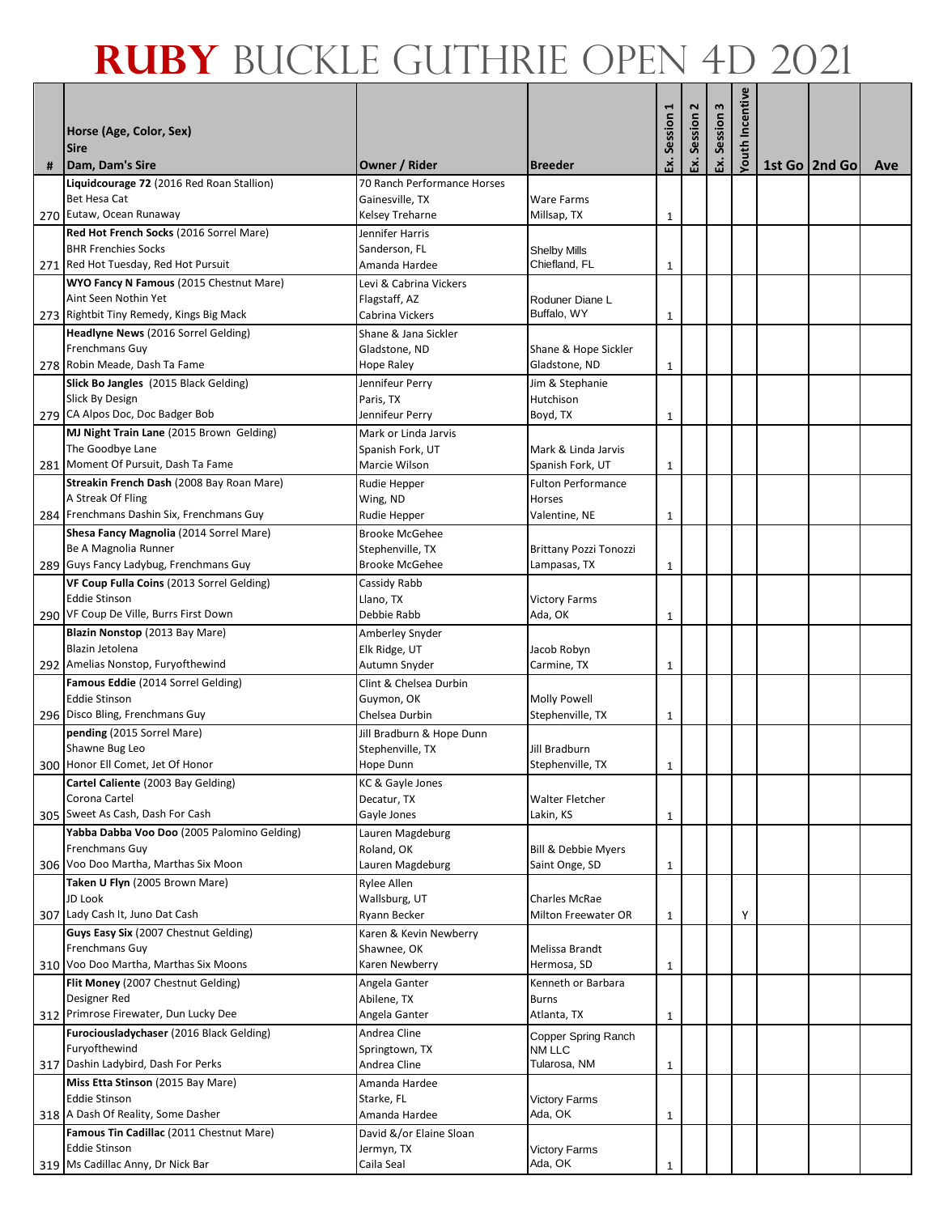# RUBY BUCKLE GUTHRIE OPEN 4D 2021

| # | Horse (Age, Color, Sex)<br>Sire<br>Dam, Dam's Sire | Owner / Rider | Breeder | Ex. Session 1 | Ex. Session 2 | Ex. Session 3 | Youth Incentive | 1st Go | 2nd Go | Ave |
|---|---|---|---|---|---|---|---|---|---|---|
| 270 | **Liquidcourage 72** (2016 Red Roan Stallion)<br>Bet Hesa Cat<br>Eutaw, Ocean Runaway | 70 Ranch Performance Horses<br>Gainesville, TX<br>Kelsey Treharne | Ware Farms<br>Millsap, TX | 1 | | | | | | |
| 271 | **Red Hot French Socks** (2016 Sorrel Mare)<br>BHR Frenchies Socks<br>Red Hot Tuesday, Red Hot Pursuit | Jennifer Harris<br>Sanderson, FL<br>Amanda Hardee | Shelby Mills<br>Chiefland, FL | 1 | | | | | | |
| 273 | **WYO Fancy N Famous** (2015 Chestnut Mare)<br>Aint Seen Nothin Yet<br>Rightbit Tiny Remedy, Kings Big Mack | Levi & Cabrina Vickers<br>Flagstaff, AZ<br>Cabrina Vickers | Roduner Diane L<br>Buffalo, WY | 1 | | | | | | |
| 278 | **Headlyne News** (2016 Sorrel Gelding)<br>Frenchmans Guy<br>Robin Meade, Dash Ta Fame | Shane & Jana Sickler<br>Gladstone, ND<br>Hope Raley | Shane & Hope Sickler<br>Gladstone, ND | 1 | | | | | | |
| 279 | **Slick Bo Jangles** (2015 Black Gelding)<br>Slick By Design<br>CA Alpos Doc, Doc Badger Bob | Jennifeur Perry<br>Paris, TX<br>Jennifeur Perry | Jim & Stephanie Hutchison<br>Boyd, TX | 1 | | | | | | |
| 281 | **MJ Night Train Lane** (2015 Brown Gelding)<br>The Goodbye Lane<br>Moment Of Pursuit, Dash Ta Fame | Mark or Linda Jarvis<br>Spanish Fork, UT<br>Marcie Wilson | Mark & Linda Jarvis<br>Spanish Fork, UT | 1 | | | | | | |
| 284 | **Streakin French Dash** (2008 Bay Roan Mare)<br>A Streak Of Fling<br>Frenchmans Dashin Six, Frenchmans Guy | Rudie Hepper<br>Wing, ND<br>Rudie Hepper | Fulton Performance Horses<br>Valentine, NE | 1 | | | | | | |
| 289 | **Shesa Fancy Magnolia** (2014 Sorrel Mare)<br>Be A Magnolia Runner<br>Guys Fancy Ladybug, Frenchmans Guy | Brooke McGehee<br>Stephenville, TX<br>Brooke McGehee | Brittany Pozzi Tonozzi<br>Lampasas, TX | 1 | | | | | | |
| 290 | **VF Coup Fulla Coins** (2013 Sorrel Gelding)<br>Eddie Stinson<br>VF Coup De Ville, Burrs First Down | Cassidy Rabb<br>Llano, TX<br>Debbie Rabb | Victory Farms<br>Ada, OK | 1 | | | | | | |
| 292 | **Blazin Nonstop** (2013 Bay Mare)<br>Blazin Jetolena<br>Amelias Nonstop, Furyofthewind | Amberley Snyder<br>Elk Ridge, UT<br>Autumn Snyder | Jacob Robyn<br>Carmine, TX | 1 | | | | | | |
| 296 | **Famous Eddie** (2014 Sorrel Gelding)<br>Eddie Stinson<br>Disco Bling, Frenchmans Guy | Clint & Chelsea Durbin<br>Guymon, OK<br>Chelsea Durbin | Molly Powell<br>Stephenville, TX | 1 | | | | | | |
| 300 | **pending** (2015 Sorrel Mare)<br>Shawne Bug Leo<br>Honor Ell Comet, Jet Of Honor | Jill Bradburn & Hope Dunn<br>Stephenville, TX<br>Hope Dunn | Jill Bradburn<br>Stephenville, TX | 1 | | | | | | |
| 305 | **Cartel Caliente** (2003 Bay Gelding)<br>Corona Cartel<br>Sweet As Cash, Dash For Cash | KC & Gayle Jones<br>Decatur, TX<br>Gayle Jones | Walter Fletcher<br>Lakin, KS | 1 | | | | | | |
| 306 | **Yabba Dabba Voo Doo** (2005 Palomino Gelding)<br>Frenchmans Guy<br>Voo Doo Martha, Marthas Six Moon | Lauren Magdeburg<br>Roland, OK<br>Lauren Magdeburg | Bill & Debbie Myers<br>Saint Onge, SD | 1 | | | | | | |
| 307 | **Taken U Flyn** (2005 Brown Mare)<br>JD Look<br>Lady Cash It, Juno Dat Cash | Rylee Allen<br>Wallsburg, UT<br>Ryann Becker | Charles McRae<br>Milton Freewater OR | 1 | | | Y | | | |
| 310 | **Guys Easy Six** (2007 Chestnut Gelding)<br>Frenchmans Guy<br>Voo Doo Martha, Marthas Six Moons | Karen & Kevin Newberry<br>Shawnee, OK<br>Karen Newberry | Melissa Brandt<br>Hermosa, SD | 1 | | | | | | |
| 312 | **Flit Money** (2007 Chestnut Gelding)<br>Designer Red<br>Primrose Firewater, Dun Lucky Dee | Angela Ganter<br>Abilene, TX<br>Angela Ganter | Kenneth or Barbara Burns<br>Atlanta, TX | 1 | | | | | | |
| 317 | **Furociousladychaser** (2016 Black Gelding)<br>Furyofthewind<br>Dashin Ladybird, Dash For Perks | Andrea Cline<br>Springtown, TX<br>Andrea Cline | Copper Spring Ranch NM LLC<br>Tularosa, NM | 1 | | | | | | |
| 318 | **Miss Etta Stinson** (2015 Bay Mare)<br>Eddie Stinson<br>A Dash Of Reality, Some Dasher | Amanda Hardee<br>Starke, FL<br>Amanda Hardee | Victory Farms<br>Ada, OK | 1 | | | | | | |
| 319 | **Famous Tin Cadillac** (2011 Chestnut Mare)<br>Eddie Stinson<br>Ms Cadillac Anny, Dr Nick Bar | David &/or Elaine Sloan<br>Jermyn, TX<br>Caila Seal | Victory Farms<br>Ada, OK | 1 | | | | | | |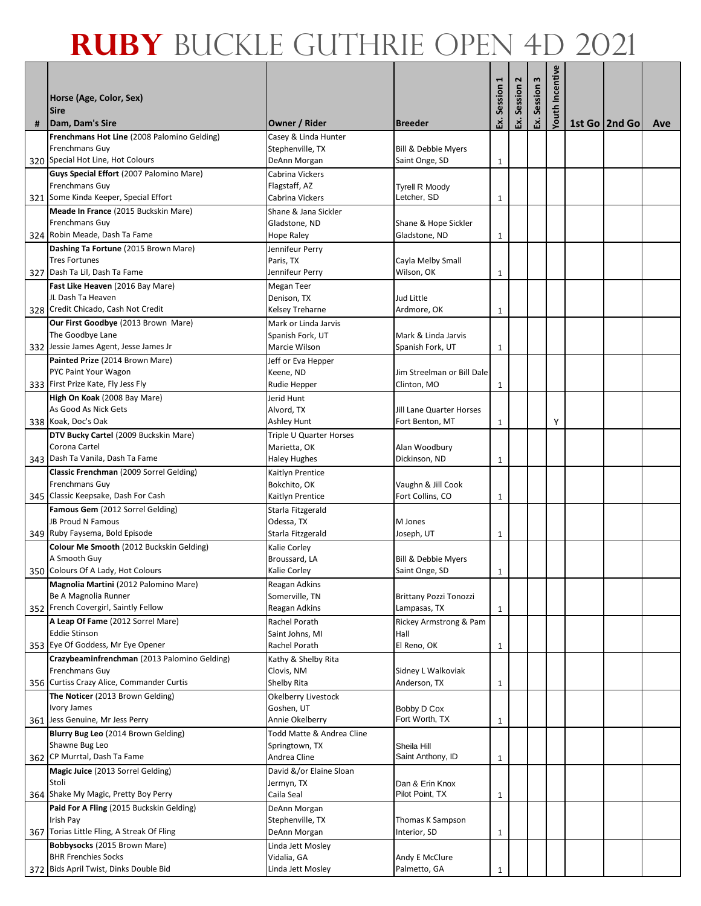# RUBY BUCKLE GUTHRIE OPEN 4D 2021

| # | Horse (Age, Color, Sex)<br>Sire<br>Dam, Dam's Sire | Owner / Rider | Breeder | Ex. Session 1 | Ex. Session 2 | Ex. Session 3 | Youth Incentive | 1st Go | 2nd Go | Ave |
|---|---|---|---|---|---|---|---|---|---|---|
| 320 | **Frenchmans Hot Line** (2008 Palomino Gelding)<br>Frenchmans Guy<br>Special Hot Line, Hot Colours | Casey & Linda Hunter<br>Stephenville, TX<br>DeAnn Morgan | Bill & Debbie Myers<br>Saint Onge, SD | 1 | | | | | | |
| 321 | **Guys Special Effort** (2007 Palomino Mare)<br>Frenchmans Guy<br>Some Kinda Keeper, Special Effort | Cabrina Vickers<br>Flagstaff, AZ<br>Cabrina Vickers | Tyrell R Moody<br>Letcher, SD | 1 | | | | | | |
| 324 | **Meade In France** (2015 Buckskin Mare)<br>Frenchmans Guy<br>Robin Meade, Dash Ta Fame | Shane & Jana Sickler<br>Gladstone, ND<br>Hope Raley | Shane & Hope Sickler<br>Gladstone, ND | 1 | | | | | | |
| 327 | **Dashing Ta Fortune** (2015 Brown Mare)<br>Tres Fortunes<br>Dash Ta Lil, Dash Ta Fame | Jennifeur Perry<br>Paris, TX<br>Jennifeur Perry | Cayla Melby Small<br>Wilson, OK | 1 | | | | | | |
| 328 | **Fast Like Heaven** (2016 Bay Mare)<br>JL Dash Ta Heaven<br>Credit Chicado, Cash Not Credit | Megan Teer<br>Denison, TX<br>Kelsey Treharne | Jud Little<br>Ardmore, OK | 1 | | | | | | |
| 332 | **Our First Goodbye** (2013 Brown Mare)<br>The Goodbye Lane<br>Jessie James Agent, Jesse James Jr | Mark or Linda Jarvis<br>Spanish Fork, UT<br>Marcie Wilson | Mark & Linda Jarvis<br>Spanish Fork, UT | 1 | | | | | | |
| 333 | **Painted Prize** (2014 Brown Mare)<br>PYC Paint Your Wagon<br>First Prize Kate, Fly Jess Fly | Jeff or Eva Hepper<br>Keene, ND<br>Rudie Hepper | Jim Streelman or Bill Dale<br>Clinton, MO | 1 | | | | | | |
| 338 | **High On Koak** (2008 Bay Mare)<br>As Good As Nick Gets<br>Koak, Doc's Oak | Jerid Hunt<br>Alvord, TX<br>Ashley Hunt | Jill Lane Quarter Horses<br>Fort Benton, MT | 1 | | | Y | | | |
| 343 | **DTV Bucky Cartel** (2009 Buckskin Mare)<br>Corona Cartel<br>Dash Ta Vanila, Dash Ta Fame | Triple U Quarter Horses<br>Marietta, OK<br>Haley Hughes | Alan Woodbury<br>Dickinson, ND | 1 | | | | | | |
| 345 | **Classic Frenchman** (2009 Sorrel Gelding)<br>Frenchmans Guy<br>Classic Keepsake, Dash For Cash | Kaitlyn Prentice<br>Bokchito, OK<br>Kaitlyn Prentice | Vaughn & Jill Cook<br>Fort Collins, CO | 1 | | | | | | |
| 349 | **Famous Gem** (2012 Sorrel Gelding)<br>JB Proud N Famous<br>Ruby Faysema, Bold Episode | Starla Fitzgerald<br>Odessa, TX<br>Starla Fitzgerald | M Jones<br>Joseph, UT | 1 | | | | | | |
| 350 | **Colour Me Smooth** (2012 Buckskin Gelding)<br>A Smooth Guy<br>Colours Of A Lady, Hot Colours | Kalie Corley<br>Broussard, LA<br>Kalie Corley | Bill & Debbie Myers<br>Saint Onge, SD | 1 | | | | | | |
| 352 | **Magnolia Martini** (2012 Palomino Mare)<br>Be A Magnolia Runner<br>French Covergirl, Saintly Fellow | Reagan Adkins<br>Somerville, TN<br>Reagan Adkins | Brittany Pozzi Tonozzi<br>Lampasas, TX | 1 | | | | | | |
| 353 | **A Leap Of Fame** (2012 Sorrel Mare)<br>Eddie Stinson<br>Eye Of Goddess, Mr Eye Opener | Rachel Porath<br>Saint Johns, MI<br>Rachel Porath | Rickey Armstrong & Pam Hall<br>El Reno, OK | 1 | | | | | | |
| 356 | **Crazybeaminfrenchman** (2013 Palomino Gelding)<br>Frenchmans Guy<br>Curtiss Crazy Alice, Commander Curtis | Kathy & Shelby Rita<br>Clovis, NM<br>Shelby Rita | Sidney L Walkoviak<br>Anderson, TX | 1 | | | | | | |
| 361 | **The Noticer** (2013 Brown Gelding)<br>Ivory James<br>Jess Genuine, Mr Jess Perry | Okelberry Livestock<br>Goshen, UT<br>Annie Okelberry | Bobby D Cox<br>Fort Worth, TX | 1 | | | | | | |
| 362 | **Blurry Bug Leo** (2014 Brown Gelding)<br>Shawne Bug Leo<br>CP Murrtal, Dash Ta Fame | Todd Matte & Andrea Cline<br>Springtown, TX<br>Andrea Cline | Sheila Hill<br>Saint Anthony, ID | 1 | | | | | | |
| 364 | **Magic Juice** (2013 Sorrel Gelding)<br>Stoli<br>Shake My Magic, Pretty Boy Perry | David &/or Elaine Sloan<br>Jermyn, TX<br>Caila Seal | Dan & Erin Knox<br>Pilot Point, TX | 1 | | | | | | |
| 367 | **Paid For A Fling** (2015 Buckskin Gelding)<br>Irish Pay<br>Torias Little Fling, A Streak Of Fling | DeAnn Morgan<br>Stephenville, TX<br>DeAnn Morgan | Thomas K Sampson<br>Interior, SD | 1 | | | | | | |
| 372 | **Bobbysocks** (2015 Brown Mare)<br>BHR Frenchies Socks<br>Bids April Twist, Dinks Double Bid | Linda Jett Mosley<br>Vidalia, GA<br>Linda Jett Mosley | Andy E McClure<br>Palmetto, GA | 1 | | | | | | |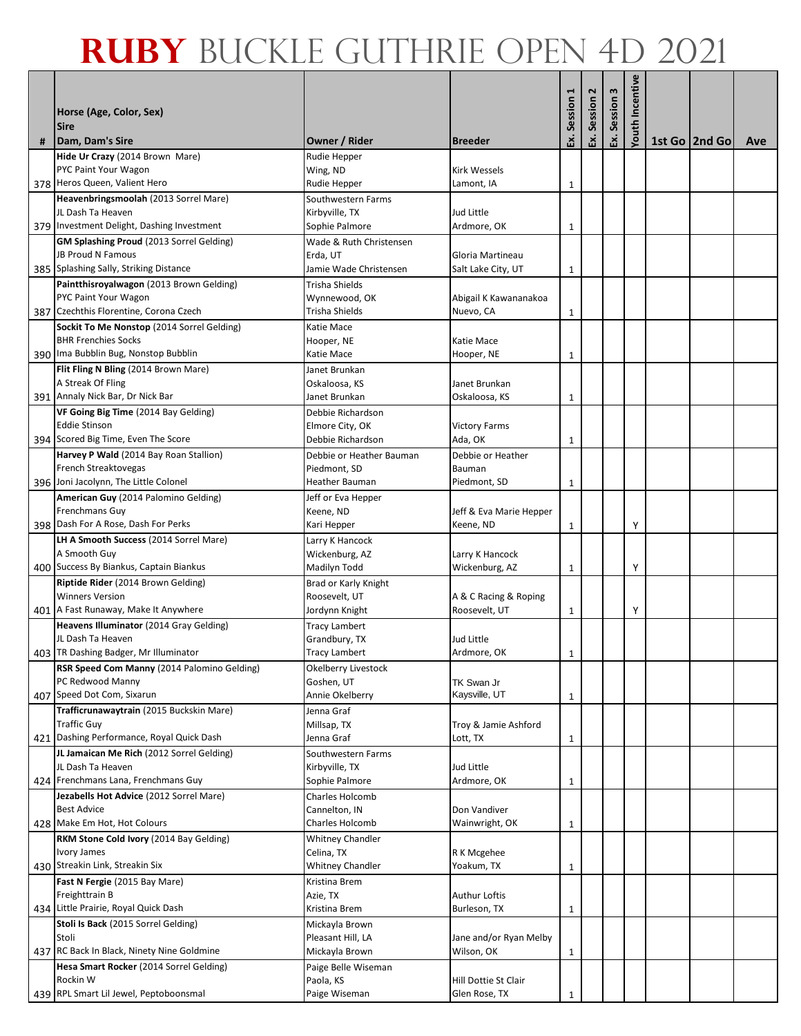# RUBY BUCKLE GUTHRIE OPEN 4D 2021

| # | Horse (Age, Color, Sex)<br>Sire<br>Dam, Dam's Sire | Owner / Rider | Breeder | Ex. Session 1 | Ex. Session 2 | Ex. Session 3 | Youth Incentive | 1st Go | 2nd Go | Ave |
|---|---|---|---|---|---|---|---|---|---|---|
| 378 | **Hide Ur Crazy** (2014 Brown Mare)<br>PYC Paint Your Wagon<br>Heros Queen, Valient Hero | Rudie Hepper<br>Wing, ND<br>Rudie Hepper | Kirk Wessels<br>Lamont, IA | 1 | | | | | | |
| 379 | **Heavenbringsmoolah** (2013 Sorrel Mare)<br>JL Dash Ta Heaven<br>Investment Delight, Dashing Investment | Southwestern Farms<br>Kirbyville, TX<br>Sophie Palmore | Jud Little<br>Ardmore, OK | 1 | | | | | | |
| 385 | **GM Splashing Proud** (2013 Sorrel Gelding)<br>JB Proud N Famous<br>Splashing Sally, Striking Distance | Wade & Ruth Christensen<br>Erda, UT<br>Jamie Wade Christensen | Gloria Martineau<br>Salt Lake City, UT | 1 | | | | | | |
| 387 | **Paintthisroyalwagon** (2013 Brown Gelding)<br>PYC Paint Your Wagon<br>Czechthis Florentine, Corona Czech | Trisha Shields<br>Wynnewood, OK<br>Trisha Shields | Abigail K Kawananakoa<br>Nuevo, CA | 1 | | | | | | |
| 390 | **Sockit To Me Nonstop** (2014 Sorrel Gelding)<br>BHR Frenchies Socks<br>Ima Bubblin Bug, Nonstop Bubblin | Katie Mace<br>Hooper, NE<br>Katie Mace | Katie Mace<br>Hooper, NE | 1 | | | | | | |
| 391 | **Flit Fling N Bling** (2014 Brown Mare)<br>A Streak Of Fling<br>Annaly Nick Bar, Dr Nick Bar | Janet Brunkan<br>Oskaloosa, KS<br>Janet Brunkan | Janet Brunkan<br>Oskaloosa, KS | 1 | | | | | | |
| 394 | **VF Going Big Time** (2014 Bay Gelding)<br>Eddie Stinson<br>Scored Big Time, Even The Score | Debbie Richardson<br>Elmore City, OK<br>Debbie Richardson | Victory Farms<br>Ada, OK | 1 | | | | | | |
| 396 | **Harvey P Wald** (2014 Bay Roan Stallion)<br>French Streaktovegas<br>Joni Jacolynn, The Little Colonel | Debbie or Heather Bauman<br>Piedmont, SD<br>Heather Bauman | Debbie or Heather<br>Bauman<br>Piedmont, SD | 1 | | | | | | |
| 398 | **American Guy** (2014 Palomino Gelding)<br>Frenchmans Guy<br>Dash For A Rose, Dash For Perks | Jeff or Eva Hepper<br>Keene, ND<br>Kari Hepper | Jeff & Eva Marie Hepper<br>Keene, ND | 1 | | | Y | | | |
| 400 | **LH A Smooth Success** (2014 Sorrel Mare)<br>A Smooth Guy<br>Success By Biankus, Captain Biankus | Larry K Hancock<br>Wickenburg, AZ<br>Madilyn Todd | Larry K Hancock<br>Wickenburg, AZ | 1 | | | Y | | | |
| 401 | **Riptide Rider** (2014 Brown Gelding)<br>Winners Version<br>A Fast Runaway, Make It Anywhere | Brad or Karly Knight<br>Roosevelt, UT<br>Jordynn Knight | A & C Racing & Roping<br>Roosevelt, UT | 1 | | | Y | | | |
| 403 | **Heavens Illuminator** (2014 Gray Gelding)<br>JL Dash Ta Heaven<br>TR Dashing Badger, Mr Illuminator | Tracy Lambert<br>Grandbury, TX<br>Tracy Lambert | Jud Little<br>Ardmore, OK | 1 | | | | | | |
| 407 | **RSR Speed Com Manny** (2014 Palomino Gelding)<br>PC Redwood Manny<br>Speed Dot Com, Sixarun | Okelberry Livestock<br>Goshen, UT<br>Annie Okelberry | TK Swan Jr<br>Kaysville, UT | 1 | | | | | | |
| 421 | **Trafficrunawaytrain** (2015 Buckskin Mare)<br>Traffic Guy<br>Dashing Performance, Royal Quick Dash | Jenna Graf<br>Millsap, TX<br>Jenna Graf | Troy & Jamie Ashford<br>Lott, TX | 1 | | | | | | |
| 424 | **JL Jamaican Me Rich** (2012 Sorrel Gelding)<br>JL Dash Ta Heaven<br>Frenchmans Lana, Frenchmans Guy | Southwestern Farms<br>Kirbyville, TX<br>Sophie Palmore | Jud Little<br>Ardmore, OK | 1 | | | | | | |
| 428 | **Jezabells Hot Advice** (2012 Sorrel Mare)<br>Best Advice<br>Make Em Hot, Hot Colours | Charles Holcomb<br>Cannelton, IN<br>Charles Holcomb | Don Vandiver<br>Wainwright, OK | 1 | | | | | | |
| 430 | **RKM Stone Cold Ivory** (2014 Bay Gelding)<br>Ivory James<br>Streakin Link, Streakin Six | Whitney Chandler<br>Celina, TX<br>Whitney Chandler | R K Mcgehee<br>Yoakum, TX | 1 | | | | | | |
| 434 | **Fast N Fergie** (2015 Bay Mare)<br>Freighttrain B<br>Little Prairie, Royal Quick Dash | Kristina Brem<br>Azie, TX<br>Kristina Brem | Authur Loftis<br>Burleson, TX | 1 | | | | | | |
| 437 | **Stoli Is Back** (2015 Sorrel Gelding)<br>Stoli<br>RC Back In Black, Ninety Nine Goldmine | Mickayla Brown<br>Pleasant Hill, LA<br>Mickayla Brown | Jane and/or Ryan Melby<br>Wilson, OK | 1 | | | | | | |
| 439 | **Hesa Smart Rocker** (2014 Sorrel Gelding)<br>Rockin W<br>RPL Smart Lil Jewel, Peptoboonsmal | Paige Belle Wiseman<br>Paola, KS<br>Paige Wiseman | Hill Dottie St Clair<br>Glen Rose, TX | 1 | | | | | | |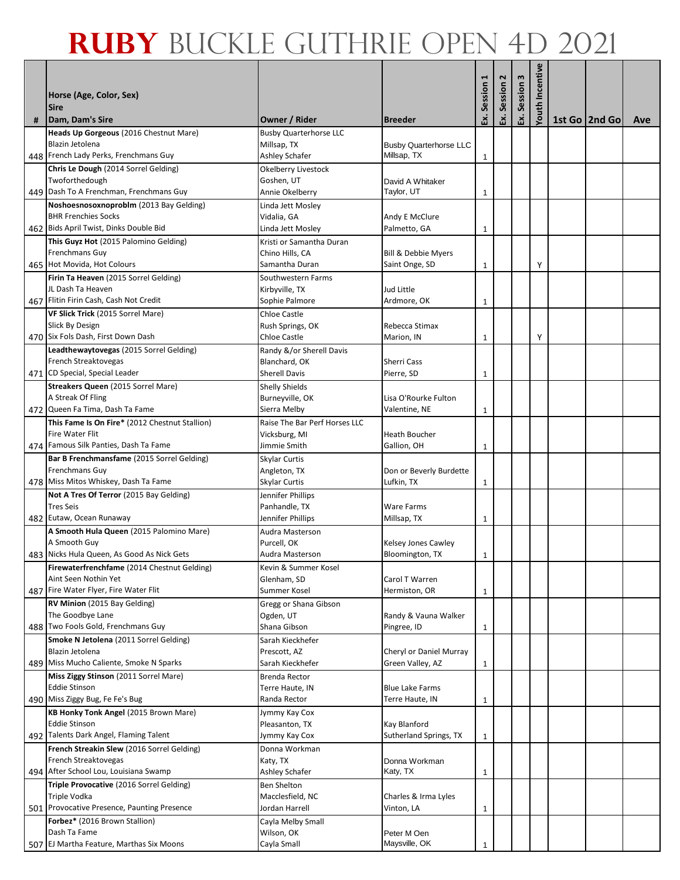# RUBY BUCKLE GUTHRIE OPEN 4D 2021

| # | Horse (Age, Color, Sex)<br>Sire<br>Dam, Dam's Sire | Owner / Rider | Breeder | Ex. Session 1 | Ex. Session 2 | Ex. Session 3 | Youth Incentive | 1st Go | 2nd Go | Ave |
|---|---|---|---|---|---|---|---|---|---|---|
| 448 | **Heads Up Gorgeous** (2016 Chestnut Mare)<br>Blazin Jetolena<br>French Lady Perks, Frenchmans Guy | Busby Quarterhorse LLC<br>Millsap, TX<br>Ashley Schafer | Busby Quarterhorse LLC<br>Millsap, TX | 1 | | | | | | |
| 449 | **Chris Le Dough** (2014 Sorrel Gelding)<br>Twoforthedough<br>Dash To A Frenchman, Frenchmans Guy | Okelberry Livestock<br>Goshen, UT<br>Annie Okelberry | David A Whitaker<br>Taylor, UT | 1 | | | | | | |
| 462 | **Noshoesnosoxnoproblm** (2013 Bay Gelding)<br>BHR Frenchies Socks<br>Bids April Twist, Dinks Double Bid | Linda Jett Mosley<br>Vidalia, GA<br>Linda Jett Mosley | Andy E McClure<br>Palmetto, GA | 1 | | | | | | |
| 465 | **This Guyz Hot** (2015 Palomino Gelding)<br>Frenchmans Guy<br>Hot Movida, Hot Colours | Kristi or Samantha Duran<br>Chino Hills, CA<br>Samantha Duran | Bill & Debbie Myers<br>Saint Onge, SD | 1 | | | Y | | | |
| 467 | **Firin Ta Heaven** (2015 Sorrel Gelding)<br>JL Dash Ta Heaven<br>Flitin Firin Cash, Cash Not Credit | Southwestern Farms<br>Kirbyville, TX<br>Sophie Palmore | Jud Little<br>Ardmore, OK | 1 | | | | | | |
| 470 | **VF Slick Trick** (2015 Sorrel Mare)<br>Slick By Design<br>Six Fols Dash, First Down Dash | Chloe Castle<br>Rush Springs, OK<br>Chloe Castle | Rebecca Stimax<br>Marion, IN | 1 | | | Y | | | |
| 471 | **Leadthewaytovegas** (2015 Sorrel Gelding)<br>French Streaktovegas<br>CD Special, Special Leader | Randy &/or Sherell Davis<br>Blanchard, OK<br>Sherell Davis | Sherri Cass<br>Pierre, SD | 1 | | | | | | |
| 472 | **Streakers Queen** (2015 Sorrel Mare)<br>A Streak Of Fling<br>Queen Fa Tima, Dash Ta Fame | Shelly Shields<br>Burneyville, OK<br>Sierra Melby | Lisa O'Rourke Fulton<br>Valentine, NE | 1 | | | | | | |
| 474 | **This Fame Is On Fire*** (2012 Chestnut Stallion)<br>Fire Water Flit<br>Famous Silk Panties, Dash Ta Fame | Raise The Bar Perf Horses LLC<br>Vicksburg, MI<br>Jimmie Smith | Heath Boucher<br>Gallion, OH | 1 | | | | | | |
| 478 | **Bar B Frenchmansfame** (2015 Sorrel Gelding)<br>Frenchmans Guy<br>Miss Mitos Whiskey, Dash Ta Fame | Skylar Curtis<br>Angleton, TX<br>Skylar Curtis | Don or Beverly Burdette<br>Lufkin, TX | 1 | | | | | | |
| 482 | **Not A Tres Of Terror** (2015 Bay Gelding)<br>Tres Seis<br>Eutaw, Ocean Runaway | Jennifer Phillips<br>Panhandle, TX<br>Jennifer Phillips | Ware Farms<br>Millsap, TX | 1 | | | | | | |
| 483 | **A Smooth Hula Queen** (2015 Palomino Mare)<br>A Smooth Guy<br>Nicks Hula Queen, As Good As Nick Gets | Audra Masterson<br>Purcell, OK<br>Audra Masterson | Kelsey Jones Cawley<br>Bloomington, TX | 1 | | | | | | |
| 487 | **Firewaterfrenchfame** (2014 Chestnut Gelding)<br>Aint Seen Nothin Yet<br>Fire Water Flyer, Fire Water Flit | Kevin & Summer Kosel<br>Glenham, SD<br>Summer Kosel | Carol T Warren<br>Hermiston, OR | 1 | | | | | | |
| 488 | **RV Minion** (2015 Bay Gelding)<br>The Goodbye Lane<br>Two Fools Gold, Frenchmans Guy | Gregg or Shana Gibson<br>Ogden, UT<br>Shana Gibson | Randy & Vauna Walker<br>Pingree, ID | 1 | | | | | | |
| 489 | **Smoke N Jetolena** (2011 Sorrel Gelding)<br>Blazin Jetolena<br>Miss Mucho Caliente, Smoke N Sparks | Sarah Kieckhefer<br>Prescott, AZ<br>Sarah Kieckhefer | Cheryl or Daniel Murray<br>Green Valley, AZ | 1 | | | | | | |
| 490 | **Miss Ziggy Stinson** (2011 Sorrel Mare)<br>Eddie Stinson<br>Miss Ziggy Bug, Fe Fe's Bug | Brenda Rector<br>Terre Haute, IN<br>Randa Rector | Blue Lake Farms<br>Terre Haute, IN | 1 | | | | | | |
| 492 | **KB Honky Tonk Angel** (2015 Brown Mare)<br>Eddie Stinson<br>Talents Dark Angel, Flaming Talent | Jymmy Kay Cox<br>Pleasanton, TX<br>Jymmy Kay Cox | Kay Blanford<br>Sutherland Springs, TX | 1 | | | | | | |
| 494 | **French Streakin Slew** (2016 Sorrel Gelding)<br>French Streaktovegas<br>After School Lou, Louisiana Swamp | Donna Workman<br>Katy, TX<br>Ashley Schafer | Donna Workman<br>Katy, TX | 1 | | | | | | |
| 501 | **Triple Provocative** (2016 Sorrel Gelding)<br>Triple Vodka<br>Provocative Presence, Paunting Presence | Ben Shelton<br>Macclesfield, NC<br>Jordan Harrell | Charles & Irma Lyles<br>Vinton, LA | 1 | | | | | | |
| 507 | **Forbez*** (2016 Brown Stallion)<br>Dash Ta Fame<br>EJ Martha Feature, Marthas Six Moons | Cayla Melby Small<br>Wilson, OK<br>Cayla Small | Peter M Oen<br>Maysville, OK | 1 | | | | | | |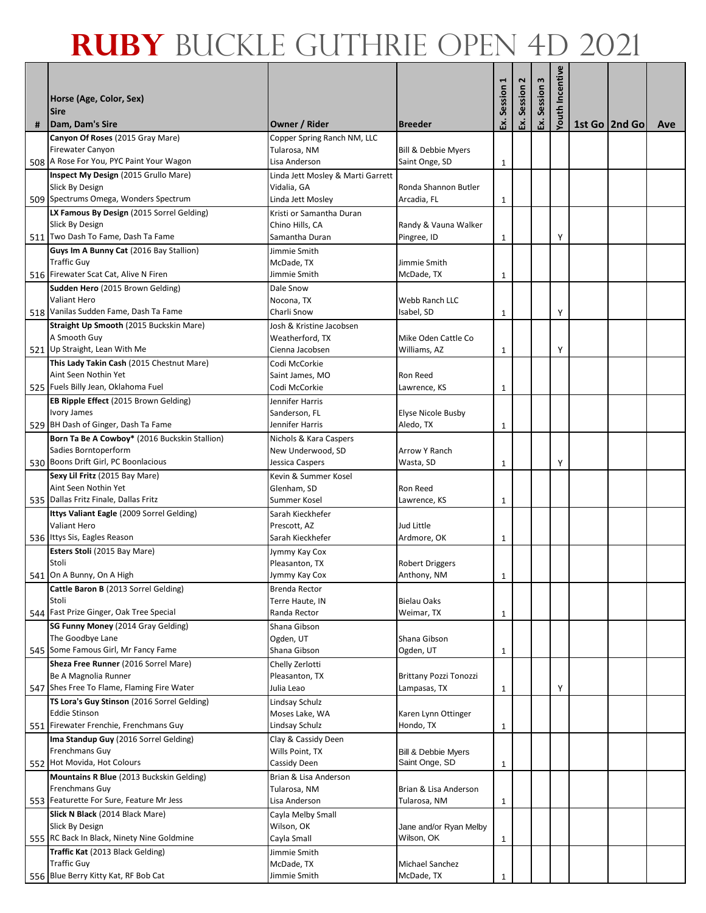# RUBY BUCKLE GUTHRIE OPEN 4D 2021

| # | Horse (Age, Color, Sex)<br>Sire<br>Dam, Dam's Sire | Owner / Rider | Breeder | Ex. Session 1 | Ex. Session 2 | Ex. Session 3 | Youth Incentive | 1st Go | 2nd Go | Ave |
|---|---|---|---|---|---|---|---|---|---|---|
| 508 | **Canyon Of Roses** (2015 Gray Mare)<br>Firewater Canyon<br>A Rose For You, PYC Paint Your Wagon | Copper Spring Ranch NM, LLC<br>Tularosa, NM<br>Lisa Anderson | Bill & Debbie Myers<br>Saint Onge, SD | 1 | | | | | | |
| 509 | **Inspect My Design** (2015 Grullo Mare)<br>Slick By Design<br>Spectrums Omega, Wonders Spectrum | Linda Jett Mosley & Marti Garrett<br>Vidalia, GA<br>Linda Jett Mosley | Ronda Shannon Butler<br>Arcadia, FL | 1 | | | | | | |
| 511 | **LX Famous By Design** (2015 Sorrel Gelding)<br>Slick By Design<br>Two Dash To Fame, Dash Ta Fame | Kristi or Samantha Duran<br>Chino Hills, CA<br>Samantha Duran | Randy & Vauna Walker<br>Pingree, ID | 1 | | | Y | | | |
| 516 | **Guys Im A Bunny Cat** (2016 Bay Stallion)<br>Traffic Guy<br>Firewater Scat Cat, Alive N Firen | Jimmie Smith<br>McDade, TX<br>Jimmie Smith | Jimmie Smith<br>McDade, TX | 1 | | | | | | |
| 518 | **Sudden Hero** (2015 Brown Gelding)<br>Valiant Hero<br>Vanilas Sudden Fame, Dash Ta Fame | Dale Snow<br>Nocona, TX<br>Charli Snow | Webb Ranch LLC<br>Isabel, SD | 1 | | | Y | | | |
| 521 | **Straight Up Smooth** (2015 Buckskin Mare)<br>A Smooth Guy<br>Up Straight, Lean With Me | Josh & Kristine Jacobsen<br>Weatherford, TX<br>Cienna Jacobsen | Mike Oden Cattle Co<br>Williams, AZ | 1 | | | Y | | | |
| 525 | **This Lady Takin Cash** (2015 Chestnut Mare)<br>Aint Seen Nothin Yet<br>Fuels Billy Jean, Oklahoma Fuel | Codi McCorkie<br>Saint James, MO<br>Codi McCorkie | Ron Reed<br>Lawrence, KS | 1 | | | | | | |
| 529 | **EB Ripple Effect** (2015 Brown Gelding)<br>Ivory James<br>BH Dash of Ginger, Dash Ta Fame | Jennifer Harris<br>Sanderson, FL<br>Jennifer Harris | Elyse Nicole Busby<br>Aledo, TX | 1 | | | | | | |
| 530 | **Born Ta Be A Cowboy*** (2016 Buckskin Stallion)<br>Sadies Borntoperform<br>Boons Drift Girl, PC Boonlacious | Nichols & Kara Caspers<br>New Underwood, SD<br>Jessica Caspers | Arrow Y Ranch<br>Wasta, SD | 1 | | | Y | | | |
| 535 | **Sexy Lil Fritz** (2015 Bay Mare)<br>Aint Seen Nothin Yet<br>Dallas Fritz Finale, Dallas Fritz | Kevin & Summer Kosel<br>Glenham, SD<br>Summer Kosel | Ron Reed<br>Lawrence, KS | 1 | | | | | | |
| 536 | **Ittys Valiant Eagle** (2009 Sorrel Gelding)<br>Valiant Hero<br>Ittys Sis, Eagles Reason | Sarah Kieckhefer<br>Prescott, AZ<br>Sarah Kieckhefer | Jud Little<br>Ardmore, OK | 1 | | | | | | |
| 541 | **Esters Stoli** (2015 Bay Mare)<br>Stoli<br>On A Bunny, On A High | Jymmy Kay Cox<br>Pleasanton, TX<br>Jymmy Kay Cox | Robert Driggers<br>Anthony, NM | 1 | | | | | | |
| 544 | **Cattle Baron B** (2013 Sorrel Gelding)<br>Stoli<br>Fast Prize Ginger, Oak Tree Special | Brenda Rector<br>Terre Haute, IN<br>Randa Rector | Bielau Oaks<br>Weimar, TX | 1 | | | | | | |
| 545 | **SG Funny Money** (2014 Gray Gelding)<br>The Goodbye Lane<br>Some Famous Girl, Mr Fancy Fame | Shana Gibson<br>Ogden, UT<br>Shana Gibson | Shana Gibson<br>Ogden, UT | 1 | | | | | | |
| 547 | **Sheza Free Runner** (2016 Sorrel Mare)<br>Be A Magnolia Runner<br>Shes Free To Flame, Flaming Fire Water | Chelly Zerlotti<br>Pleasanton, TX<br>Julia Leao | Brittany Pozzi Tonozzi<br>Lampasas, TX | 1 | | | Y | | | |
| 551 | **TS Lora's Guy Stinson** (2016 Sorrel Gelding)<br>Eddie Stinson<br>Firewater Frenchie, Frenchmans Guy | Lindsay Schulz<br>Moses Lake, WA<br>Lindsay Schulz | Karen Lynn Ottinger<br>Hondo, TX | 1 | | | | | | |
| 552 | **Ima Standup Guy** (2016 Sorrel Gelding)<br>Frenchmans Guy<br>Hot Movida, Hot Colours | Clay & Cassidy Deen<br>Wills Point, TX<br>Cassidy Deen | Bill & Debbie Myers<br>Saint Onge, SD | 1 | | | | | | |
| 553 | **Mountains R Blue** (2013 Buckskin Gelding)<br>Frenchmans Guy<br>Featurette For Sure, Feature Mr Jess | Brian & Lisa Anderson<br>Tularosa, NM<br>Lisa Anderson | Brian & Lisa Anderson<br>Tularosa, NM | 1 | | | | | | |
| 555 | **Slick N Black** (2014 Black Mare)<br>Slick By Design<br>RC Back In Black, Ninety Nine Goldmine | Cayla Melby Small<br>Wilson, OK<br>Cayla Small | Jane and/or Ryan Melby<br>Wilson, OK | 1 | | | | | | |
| 556 | **Traffic Kat** (2013 Black Gelding)<br>Traffic Guy<br>Blue Berry Kitty Kat, RF Bob Cat | Jimmie Smith<br>McDade, TX<br>Jimmie Smith | Michael Sanchez<br>McDade, TX | 1 | | | | | | |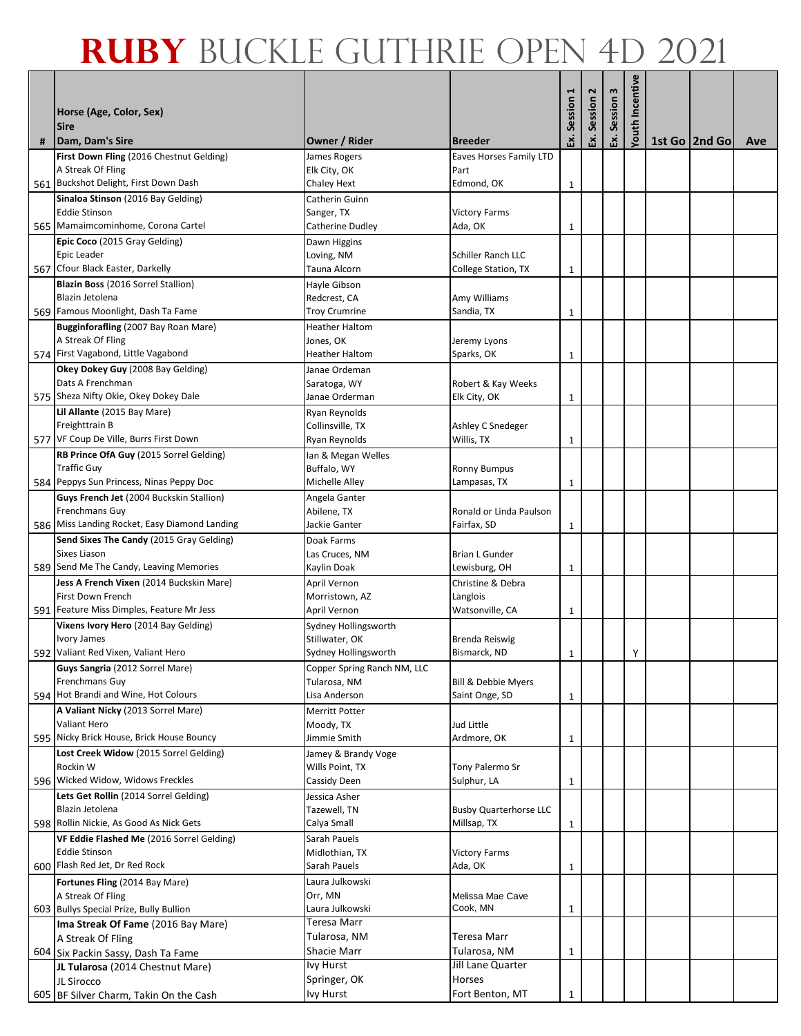# RUBY BUCKLE GUTHRIE OPEN 4D 2021

| # | Horse (Age, Color, Sex)<br>Sire<br>Dam, Dam's Sire | Owner / Rider | Breeder | Ex. Session 1 | Ex. Session 2 | Ex. Session 3 | Youth Incentive | 1st Go | 2nd Go | Ave |
|---|---|---|---|---|---|---|---|---|---|---|
| 561 | **First Down Fling** (2016 Chestnut Gelding)<br>A Streak Of Fling<br>Buckshot Delight, First Down Dash | James Rogers<br>Elk City, OK<br>Chaley Hext | Eaves Horses Family LTD<br>Part<br>Edmond, OK | 1 | | | | | | |
| 565 | **Sinaloa Stinson** (2016 Bay Gelding)<br>Eddie Stinson<br>Mamaimcominhome, Corona Cartel | Catherin Guinn<br>Sanger, TX<br>Catherine Dudley | Victory Farms<br>Ada, OK | 1 | | | | | | |
| 567 | **Epic Coco** (2015 Gray Gelding)<br>Epic Leader<br>Cfour Black Easter, Darkelly | Dawn Higgins<br>Loving, NM<br>Tauna Alcorn | Schiller Ranch LLC<br>College Station, TX | 1 | | | | | | |
| 569 | **Blazin Boss** (2016 Sorrel Stallion)<br>Blazin Jetolena<br>Famous Moonlight, Dash Ta Fame | Hayle Gibson<br>Redcrest, CA<br>Troy Crumrine | Amy Williams<br>Sandia, TX | 1 | | | | | | |
| 574 | **Bugginforafling** (2007 Bay Roan Mare)<br>A Streak Of Fling<br>First Vagabond, Little Vagabond | Heather Haltom<br>Jones, OK<br>Heather Haltom | Jeremy Lyons<br>Sparks, OK | 1 | | | | | | |
| 575 | **Okey Dokey Guy** (2008 Bay Gelding)<br>Dats A Frenchman<br>Sheza Nifty Okie, Okey Dokey Dale | Janae Ordeman<br>Saratoga, WY<br>Janae Orderman | Robert & Kay Weeks<br>Elk City, OK | 1 | | | | | | |
| 577 | **Lil Allante** (2015 Bay Mare)<br>Freighttrain B<br>VF Coup De Ville, Burrs First Down | Ryan Reynolds<br>Collinsville, TX<br>Ryan Reynolds | Ashley C Snedeger<br>Willis, TX | 1 | | | | | | |
| 584 | **RB Prince OfA Guy** (2015 Sorrel Gelding)<br>Traffic Guy<br>Peppys Sun Princess, Ninas Peppy Doc | Ian & Megan Welles<br>Buffalo, WY<br>Michelle Alley | Ronny Bumpus<br>Lampasas, TX | 1 | | | | | | |
| 586 | **Guys French Jet** (2004 Buckskin Stallion)<br>Frenchmans Guy<br>Miss Landing Rocket, Easy Diamond Landing | Angela Ganter<br>Abilene, TX<br>Jackie Ganter | Ronald or Linda Paulson<br>Fairfax, SD | 1 | | | | | | |
| 589 | **Send Sixes The Candy** (2015 Gray Gelding)<br>Sixes Liason<br>Send Me The Candy, Leaving Memories | Doak Farms<br>Las Cruces, NM<br>Kaylin Doak | Brian L Gunder<br>Lewisburg, OH | 1 | | | | | | |
| 591 | **Jess A French Vixen** (2014 Buckskin Mare)<br>First Down French<br>Feature Miss Dimples, Feature Mr Jess | April Vernon<br>Morristown, AZ<br>April Vernon | Christine & Debra<br>Langlois<br>Watsonville, CA | 1 | | | | | | |
| 592 | **Vixens Ivory Hero** (2014 Bay Gelding)<br>Ivory James<br>Valiant Red Vixen, Valiant Hero | Sydney Hollingsworth<br>Stillwater, OK<br>Sydney Hollingsworth | Brenda Reiswig<br>Bismarck, ND | 1 | | | Y | | | |
| 594 | **Guys Sangria** (2012 Sorrel Mare)<br>Frenchmans Guy<br>Hot Brandi and Wine, Hot Colours | Copper Spring Ranch NM, LLC<br>Tularosa, NM<br>Lisa Anderson | Bill & Debbie Myers<br>Saint Onge, SD | 1 | | | | | | |
| 595 | **A Valiant Nicky** (2013 Sorrel Mare)<br>Valiant Hero<br>Nicky Brick House, Brick House Bouncy | Merritt Potter<br>Moody, TX<br>Jimmie Smith | Jud Little<br>Ardmore, OK | 1 | | | | | | |
| 596 | **Lost Creek Widow** (2015 Sorrel Gelding)<br>Rockin W<br>Wicked Widow, Widows Freckles | Jamey & Brandy Voge<br>Wills Point, TX<br>Cassidy Deen | Tony Palermo Sr<br>Sulphur, LA | 1 | | | | | | |
| 598 | **Lets Get Rollin** (2014 Sorrel Gelding)<br>Blazin Jetolena<br>Rollin Nickie, As Good As Nick Gets | Jessica Asher<br>Tazewell, TN<br>Calya Small | Busby Quarterhorse LLC<br>Millsap, TX | 1 | | | | | | |
| 600 | **VF Eddie Flashed Me** (2016 Sorrel Gelding)<br>Eddie Stinson<br>Flash Red Jet, Dr Red Rock | Sarah Pauels<br>Midlothian, TX<br>Sarah Pauels | Victory Farms<br>Ada, OK | 1 | | | | | | |
| 603 | **Fortunes Fling** (2014 Bay Mare)<br>A Streak Of Fling<br>Bullys Special Prize, Bully Bullion | Laura Julkowski<br>Orr, MN<br>Laura Julkowski | Melissa Mae Cave<br>Cook, MN | 1 | | | | | | |
| 604 | **Ima Streak Of Fame** (2016 Bay Mare)<br>A Streak Of Fling<br>Six Packin Sassy, Dash Ta Fame | Teresa Marr<br>Tularosa, NM<br>Shacie Marr | Teresa Marr<br>Tularosa, NM | 1 | | | | | | |
| 605 | **JL Tularosa** (2014 Chestnut Mare)<br>JL Sirocco<br>BF Silver Charm, Takin On the Cash | Ivy Hurst<br>Springer, OK<br>Ivy Hurst | Jill Lane Quarter<br>Horses<br>Fort Benton, MT | 1 | | | | | | |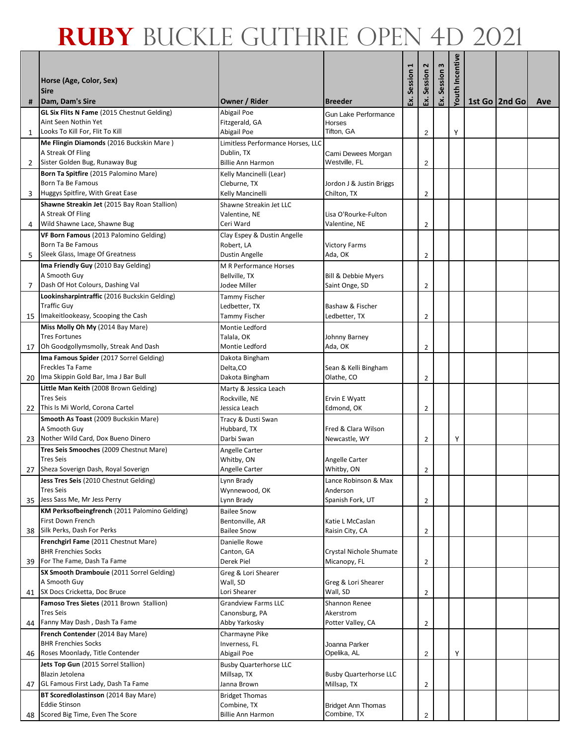# RUBY BUCKLE GUTHRIE OPEN 4D 2021

| # | Horse (Age, Color, Sex)<br>Sire<br>Dam, Dam's Sire | Owner / Rider | Breeder | Ex. Session 1 | Ex. Session 2 | Ex. Session 3 | Youth Incentive | 1st Go | 2nd Go | Ave |
|---|---|---|---|---|---|---|---|---|---|---|
| 1 | **GL Six Flits N Fame** (2015 Chestnut Gelding)<br>Aint Seen Nothin Yet<br>Looks To Kill For, Flit To Kill | Abigail Poe<br>Fitzgerald, GA<br>Abigail Poe | Gun Lake Performance Horses<br>Tifton, GA | | 2 | | Y | | | |
| 2 | **Me Flingin Diamonds** (2016 Buckskin Mare )<br>A Streak Of Fling<br>Sister Golden Bug, Runaway Bug | Limitless Performance Horses, LLC<br>Dublin, TX<br>Billie Ann Harmon | Cami Dewees Morgan<br>Westville, FL | | 2 | | | | | |
| 3 | **Born Ta Spitfire** (2015 Palomino Mare)<br>Born Ta Be Famous<br>Huggys Spitfire, With Great Ease | Kelly Mancinelli (Lear)<br>Cleburne, TX<br>Kelly Mancinelli | Jordon J & Justin Briggs<br>Chilton, TX | | 2 | | | | | |
| 4 | **Shawne Streakin Jet** (2015 Bay Roan Stallion)<br>A Streak Of Fling<br>Wild Shawne Lace, Shawne Bug | Shawne Streakin Jet LLC<br>Valentine, NE<br>Ceri Ward | Lisa O'Rourke-Fulton<br>Valentine, NE | | 2 | | | | | |
| 5 | **VF Born Famous** (2013 Palomino Gelding)<br>Born Ta Be Famous<br>Sleek Glass, Image Of Greatness | Clay Espey & Dustin Angelle<br>Robert, LA<br>Dustin Angelle | Victory Farms<br>Ada, OK | | 2 | | | | | |
| 7 | **Ima Friendly Guy** (2010 Bay Gelding)<br>A Smooth Guy<br>Dash Of Hot Colours, Dashing Val | M R Performance Horses<br>Bellville, TX<br>Jodee Miller | Bill & Debbie Myers<br>Saint Onge, SD | | 2 | | | | | |
| 15 | **Lookinsharpintraffic** (2016 Buckskin Gelding)<br>Traffic Guy<br>Imakeitlookeasy, Scooping the Cash | Tammy Fischer<br>Ledbetter, TX<br>Tammy Fischer | Bashaw & Fischer<br>Ledbetter, TX | | 2 | | | | | |
| 17 | **Miss Molly Oh My** (2014 Bay Mare)<br>Tres Fortunes<br>Oh Goodgollymsmolly, Streak And Dash | Montie Ledford<br>Talala, OK<br>Montie Ledford | Johnny Barney<br>Ada, OK | | 2 | | | | | |
| 20 | **Ima Famous Spider** (2017 Sorrel Gelding)<br>Freckles Ta Fame<br>Ima Skippin Gold Bar, Ima J Bar Bull | Dakota Bingham<br>Delta,CO<br>Dakota Bingham | Sean & Kelli Bingham<br>Olathe, CO | | 2 | | | | | |
| 22 | **Little Man Keith** (2008 Brown Gelding)<br>Tres Seis<br>This Is Mi World, Corona Cartel | Marty & Jessica Leach<br>Rockville, NE<br>Jessica Leach | Ervin E Wyatt<br>Edmond, OK | | 2 | | | | | |
| 23 | **Smooth As Toast** (2009 Buckskin Mare)<br>A Smooth Guy<br>Nother Wild Card, Dox Bueno Dinero | Tracy & Dusti Swan<br>Hubbard, TX<br>Darbi Swan | Fred & Clara Wilson<br>Newcastle, WY | | 2 | | Y | | | |
| 27 | **Tres Seis Smooches** (2009 Chestnut Mare)<br>Tres Seis<br>Sheza Soverign Dash, Royal Soverign | Angelle Carter<br>Whitby, ON<br>Angelle Carter | Angelle Carter<br>Whitby, ON | | 2 | | | | | |
| 35 | **Jess Tres Seis** (2010 Chestnut Gelding)<br>Tres Seis<br>Jess Sass Me, Mr Jess Perry | Lynn Brady<br>Wynnewood, OK<br>Lynn Brady | Lance Robinson & Max Anderson<br>Spanish Fork, UT | | 2 | | | | | |
| 38 | **KM Perksofbeingfrench** (2011 Palomino Gelding)<br>First Down French<br>Silk Perks, Dash For Perks | Bailee Snow<br>Bentonville, AR<br>Bailee Snow | Katie L McCaslan<br>Raisin City, CA | | 2 | | | | | |
| 39 | **Frenchgirl Fame** (2011 Chestnut Mare)<br>BHR Frenchies Socks<br>For The Fame, Dash Ta Fame | Danielle Rowe<br>Canton, GA<br>Derek Piel | Crystal Nichole Shumate<br>Micanopy, FL | | 2 | | | | | |
| 41 | **SX Smooth Drambouie** (2011 Sorrel Gelding)<br>A Smooth Guy<br>SX Docs Cricketta, Doc Bruce | Greg & Lori Shearer<br>Wall, SD<br>Lori Shearer | Greg & Lori Shearer<br>Wall, SD | | 2 | | | | | |
| 44 | **Famoso Tres Sietes** (2011 Brown Stallion)<br>Tres Seis<br>Fanny May Dash , Dash Ta Fame | Grandview Farms LLC<br>Canonsburg, PA<br>Abby Yarkosky | Shannon Renee Akerstrom<br>Potter Valley, CA | | 2 | | | | | |
| 46 | **French Contender** (2014 Bay Mare)<br>BHR Frenchies Socks<br>Roses Moonlady, Title Contender | Charmayne Pike<br>Inverness, FL<br>Abigail Poe | Joanna Parker<br>Opelika, AL | | 2 | | Y | | | |
| 47 | **Jets Top Gun** (2015 Sorrel Stallion)<br>Blazin Jetolena<br>GL Famous First Lady, Dash Ta Fame | Busby Quarterhorse LLC<br>Millsap, TX<br>Janna Brown | Busby Quarterhorse LLC<br>Millsap, TX | | 2 | | | | | |
| 48 | **BT Scoredlolastinson** (2014 Bay Mare)<br>Eddie Stinson<br>Scored Big Time, Even The Score | Bridget Thomas<br>Combine, TX<br>Billie Ann Harmon | Bridget Ann Thomas<br>Combine, TX | | 2 | | | | | |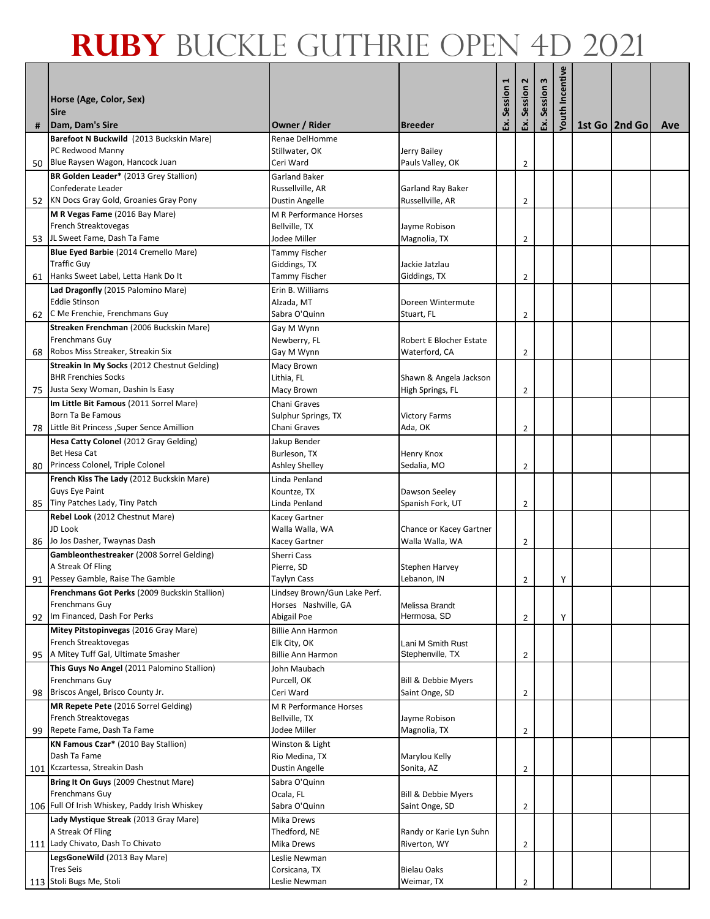# RUBY BUCKLE GUTHRIE OPEN 4D 2021

| # | Horse (Age, Color, Sex)<br>Sire<br>Dam, Dam's Sire | Owner / Rider | Breeder | Ex. Session 1 | Ex. Session 2 | Ex. Session 3 | Youth Incentive | 1st Go | 2nd Go | Ave |
|---|---|---|---|---|---|---|---|---|---|---|
| 50 | **Barefoot N Buckwild** (2013 Buckskin Mare)<br>PC Redwood Manny<br>Blue Raysen Wagon, Hancock Juan | Renae DelHomme<br>Stillwater, OK<br>Ceri Ward | Jerry Bailey<br>Pauls Valley, OK | | 2 | | | | | |
| 52 | **BR Golden Leader*** (2013 Grey Stallion)<br>Confederate Leader<br>KN Docs Gray Gold, Groanies Gray Pony | Garland Baker<br>Russellville, AR<br>Dustin Angelle | Garland Ray Baker<br>Russellville, AR | | 2 | | | | | |
| 53 | **M R Vegas Fame** (2016 Bay Mare)<br>French Streaktovegas<br>JL Sweet Fame, Dash Ta Fame | M R Performance Horses<br>Bellville, TX<br>Jodee Miller | Jayme Robison<br>Magnolia, TX | | 2 | | | | | |
| 61 | **Blue Eyed Barbie** (2014 Cremello Mare)<br>Traffic Guy<br>Hanks Sweet Label, Letta Hank Do It | Tammy Fischer<br>Giddings, TX<br>Tammy Fischer | Jackie Jatzlau<br>Giddings, TX | | 2 | | | | | |
| 62 | **Lad Dragonfly** (2015 Palomino Mare)<br>Eddie Stinson<br>C Me Frenchie, Frenchmans Guy | Erin B. Williams<br>Alzada, MT<br>Sabra O'Quinn | Doreen Wintermute<br>Stuart, FL | | 2 | | | | | |
| 68 | **Streaken Frenchman** (2006 Buckskin Mare)<br>Frenchmans Guy<br>Robos Miss Streaker, Streakin Six | Gay M Wynn<br>Newberry, FL<br>Gay M Wynn | Robert E Blocher Estate<br>Waterford, CA | | 2 | | | | | |
| 75 | **Streakin In My Socks** (2012 Chestnut Gelding)<br>BHR Frenchies Socks<br>Justa Sexy Woman, Dashin Is Easy | Macy Brown<br>Lithia, FL<br>Macy Brown | Shawn & Angela Jackson<br>High Springs, FL | | 2 | | | | | |
| 78 | **Im Little Bit Famous** (2011 Sorrel Mare)<br>Born Ta Be Famous<br>Little Bit Princess ,Super Sence Amillion | Chani Graves<br>Sulphur Springs, TX<br>Chani Graves | Victory Farms<br>Ada, OK | | 2 | | | | | |
| 80 | **Hesa Catty Colonel** (2012 Gray Gelding)<br>Bet Hesa Cat<br>Princess Colonel, Triple Colonel | Jakup Bender<br>Burleson, TX<br>Ashley Shelley | Henry Knox<br>Sedalia, MO | | 2 | | | | | |
| 85 | **French Kiss The Lady** (2012 Buckskin Mare)<br>Guys Eye Paint<br>Tiny Patches Lady, Tiny Patch | Linda Penland<br>Kountze, TX<br>Linda Penland | Dawson Seeley<br>Spanish Fork, UT | | 2 | | | | | |
| 86 | **Rebel Look** (2012 Chestnut Mare)<br>JD Look<br>Jo Jos Dasher, Twaynas Dash | Kacey Gartner<br>Walla Walla, WA<br>Kacey Gartner | Chance or Kacey Gartner<br>Walla Walla, WA | | 2 | | | | | |
| 91 | **Gambleonthestreaker** (2008 Sorrel Gelding)<br>A Streak Of Fling<br>Pessey Gamble, Raise The Gamble | Sherri Cass<br>Pierre, SD<br>Taylyn Cass | Stephen Harvey<br>Lebanon, IN | | 2 | | Y | | | |
| 92 | **Frenchmans Got Perks** (2009 Buckskin Stallion)<br>Frenchmans Guy<br>Im Financed, Dash For Perks | Lindsey Brown/Gun Lake Perf. Horses Nashville, GA<br>Abigail Poe | Melissa Brandt<br>Hermosa, SD | | 2 | | Y | | | |
| 95 | **Mitey Pitstopinvegas** (2016 Gray Mare)<br>French Streaktovegas<br>A Mitey Tuff Gal, Ultimate Smasher | Billie Ann Harmon<br>Elk City, OK<br>Billie Ann Harmon | Lani M Smith Rust<br>Stephenville, TX | | 2 | | | | | |
| 98 | **This Guys No Angel** (2011 Palomino Stallion)<br>Frenchmans Guy<br>Briscos Angel, Brisco County Jr. | John Maubach<br>Purcell, OK<br>Ceri Ward | Bill & Debbie Myers<br>Saint Onge, SD | | 2 | | | | | |
| 99 | **MR Repete Pete** (2016 Sorrel Gelding)<br>French Streaktovegas<br>Repete Fame, Dash Ta Fame | M R Performance Horses<br>Bellville, TX<br>Jodee Miller | Jayme Robison<br>Magnolia, TX | | 2 | | | | | |
| 101 | **KN Famous Czar*** (2010 Bay Stallion)<br>Dash Ta Fame<br>Kczartessa, Streakin Dash | Winston & Light<br>Rio Medina, TX<br>Dustin Angelle | Marylou Kelly<br>Sonita, AZ | | 2 | | | | | |
| 106 | **Bring It On Guys** (2009 Chestnut Mare)<br>Frenchmans Guy<br>Full Of Irish Whiskey, Paddy Irish Whiskey | Sabra O'Quinn<br>Ocala, FL<br>Sabra O'Quinn | Bill & Debbie Myers<br>Saint Onge, SD | | 2 | | | | | |
| 111 | **Lady Mystique Streak** (2013 Gray Mare)<br>A Streak Of Fling<br>Lady Chivato, Dash To Chivato | Mika Drews<br>Thedford, NE<br>Mika Drews | Randy or Karie Lyn Suhn<br>Riverton, WY | | 2 | | | | | |
| 113 | **LegsGoneWild** (2013 Bay Mare)<br>Tres Seis<br>Stoli Bugs Me, Stoli | Leslie Newman<br>Corsicana, TX<br>Leslie Newman | Bielau Oaks<br>Weimar, TX | | 2 | | | | | |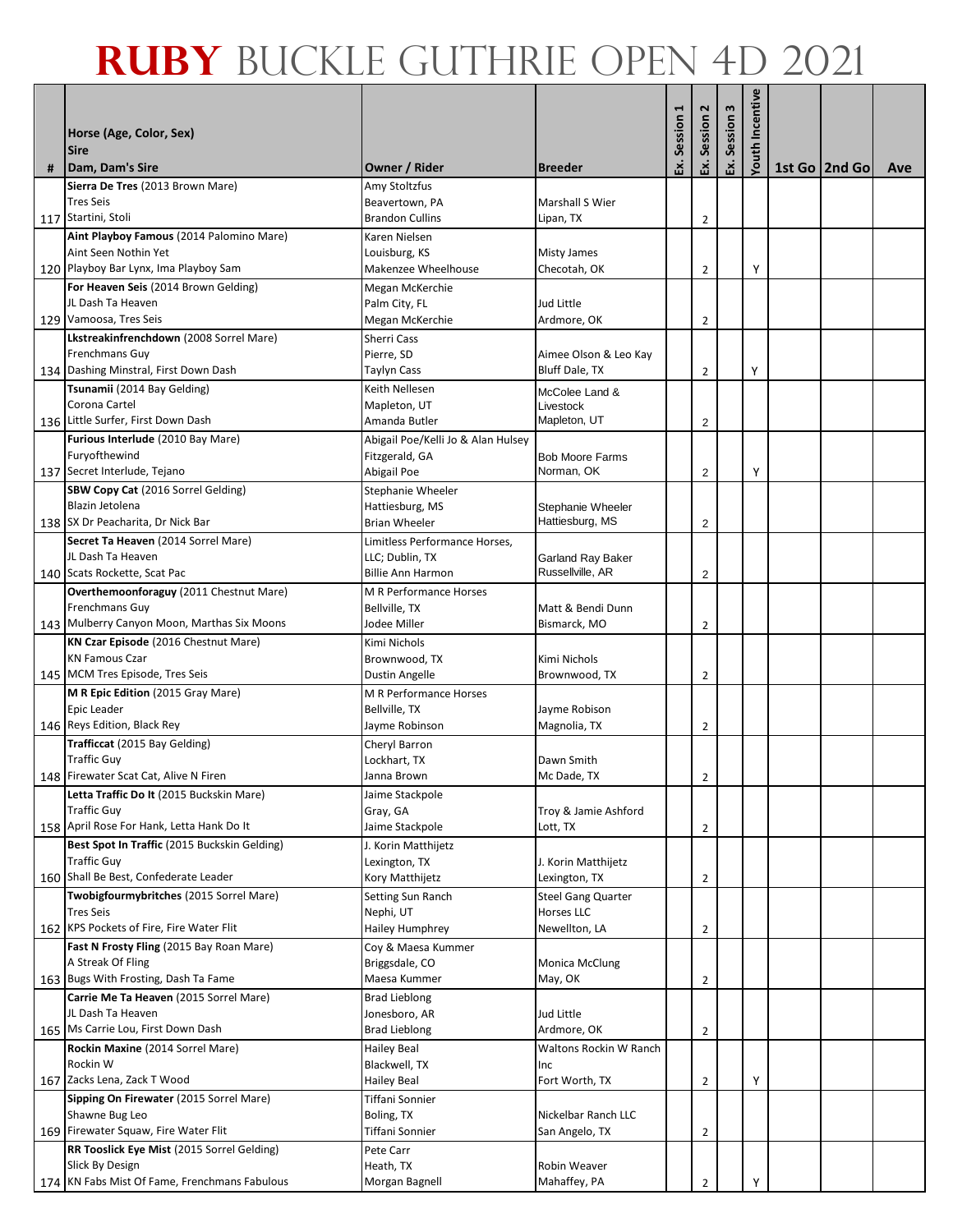# RUBY BUCKLE GUTHRIE OPEN 4D 2021

| # | Horse (Age, Color, Sex)<br>Sire<br>Dam, Dam's Sire | Owner / Rider | Breeder | Ex. Session 1 | Ex. Session 2 | Ex. Session 3 | Youth Incentive | 1st Go | 2nd Go | Ave |
|---|---|---|---|---|---|---|---|---|---|---|
| 117 | **Sierra De Tres** (2013 Brown Mare)<br>Tres Seis<br>Startini, Stoli | Amy Stoltzfus<br>Beavertown, PA<br>Brandon Cullins | Marshall S Wier<br>Lipan, TX | | 2 | | | | | |
| 120 | **Aint Playboy Famous** (2014 Palomino Mare)<br>Aint Seen Nothin Yet<br>Playboy Bar Lynx, Ima Playboy Sam | Karen Nielsen<br>Louisburg, KS<br>Makenzee Wheelhouse | Misty James<br>Checotah, OK | | 2 | | Y | | | |
| 129 | **For Heaven Seis** (2014 Brown Gelding)<br>JL Dash Ta Heaven<br>Vamoosa, Tres Seis | Megan McKerchie<br>Palm City, FL<br>Megan McKerchie | Jud Little<br>Ardmore, OK | | 2 | | | | | |
| 134 | **Lkstreakinfrenchdown** (2008 Sorrel Mare)<br>Frenchmans Guy<br>Dashing Minstral, First Down Dash | Sherri Cass<br>Pierre, SD<br>Taylyn Cass | Aimee Olson & Leo Kay<br>Bluff Dale, TX | | 2 | | Y | | | |
| 136 | **Tsunamii** (2014 Bay Gelding)<br>Corona Cartel<br>Little Surfer, First Down Dash | Keith Nellesen<br>Mapleton, UT<br>Amanda Butler | McColee Land &<br>Livestock<br>Mapleton, UT | | 2 | | | | | |
| 137 | **Furious Interlude** (2010 Bay Mare)<br>Furyofthewind<br>Secret Interlude, Tejano | Abigail Poe/Kelli Jo & Alan Hulsey<br>Fitzgerald, GA<br>Abigail Poe | Bob Moore Farms<br>Norman, OK | | 2 | | Y | | | |
| 138 | **SBW Copy Cat** (2016 Sorrel Gelding)<br>Blazin Jetolena<br>SX Dr Peacharita, Dr Nick Bar | Stephanie Wheeler<br>Hattiesburg, MS<br>Brian Wheeler | Stephanie Wheeler<br>Hattiesburg, MS | | 2 | | | | | |
| 140 | **Secret Ta Heaven** (2014 Sorrel Mare)<br>JL Dash Ta Heaven<br>Scats Rockette, Scat Pac | Limitless Performance Horses,<br>LLC; Dublin, TX<br>Billie Ann Harmon | Garland Ray Baker<br>Russellville, AR | | 2 | | | | | |
| 143 | **Overthemoonforaguy** (2011 Chestnut Mare)<br>Frenchmans Guy<br>Mulberry Canyon Moon, Marthas Six Moons | M R Performance Horses<br>Bellville, TX<br>Jodee Miller | Matt & Bendi Dunn<br>Bismarck, MO | | 2 | | | | | |
| 145 | **KN Czar Episode** (2016 Chestnut Mare)<br>KN Famous Czar<br>MCM Tres Episode, Tres Seis | Kimi Nichols<br>Brownwood, TX<br>Dustin Angelle | Kimi Nichols<br>Brownwood, TX | | 2 | | | | | |
| 146 | **M R Epic Edition** (2015 Gray Mare)<br>Epic Leader<br>Reys Edition, Black Rey | M R Performance Horses<br>Bellville, TX<br>Jayme Robinson | Jayme Robison<br>Magnolia, TX | | 2 | | | | | |
| 148 | **Trafficcat** (2015 Bay Gelding)<br>Traffic Guy<br>Firewater Scat Cat, Alive N Firen | Cheryl Barron<br>Lockhart, TX<br>Janna Brown | Dawn Smith<br>Mc Dade, TX | | 2 | | | | | |
| 158 | **Letta Traffic Do It** (2015 Buckskin Mare)<br>Traffic Guy<br>April Rose For Hank, Letta Hank Do It | Jaime Stackpole<br>Gray, GA<br>Jaime Stackpole | Troy & Jamie Ashford<br>Lott, TX | | 2 | | | | | |
| 160 | **Best Spot In Traffic** (2015 Buckskin Gelding)<br>Traffic Guy<br>Shall Be Best, Confederate Leader | J. Korin Matthijetz<br>Lexington, TX<br>Kory Matthijetz | J. Korin Matthijetz<br>Lexington, TX | | 2 | | | | | |
| 162 | **Twobigfourmybritches** (2015 Sorrel Mare)<br>Tres Seis<br>KPS Pockets of Fire, Fire Water Flit | Setting Sun Ranch<br>Nephi, UT<br>Hailey Humphrey | Steel Gang Quarter<br>Horses LLC<br>Newellton, LA | | 2 | | | | | |
| 163 | **Fast N Frosty Fling** (2015 Bay Roan Mare)<br>A Streak Of Fling<br>Bugs With Frosting, Dash Ta Fame | Coy & Maesa Kummer<br>Briggsdale, CO<br>Maesa Kummer | Monica McClung<br>May, OK | | 2 | | | | | |
| 165 | **Carrie Me Ta Heaven** (2015 Sorrel Mare)<br>JL Dash Ta Heaven<br>Ms Carrie Lou, First Down Dash | Brad Lieblong<br>Jonesboro, AR<br>Brad Lieblong | Jud Little<br>Ardmore, OK | | 2 | | | | | |
| 167 | **Rockin Maxine** (2014 Sorrel Mare)<br>Rockin W<br>Zacks Lena, Zack T Wood | Hailey Beal<br>Blackwell, TX<br>Hailey Beal | Waltons Rockin W Ranch<br>Inc<br>Fort Worth, TX | | 2 | | Y | | | |
| 169 | **Sipping On Firewater** (2015 Sorrel Mare)<br>Shawne Bug Leo<br>Firewater Squaw, Fire Water Flit | Tiffani Sonnier<br>Boling, TX<br>Tiffani Sonnier | Nickelbar Ranch LLC<br>San Angelo, TX | | 2 | | | | | |
| 174 | **RR Tooslick Eye Mist** (2015 Sorrel Gelding)<br>Slick By Design<br>KN Fabs Mist Of Fame, Frenchmans Fabulous | Pete Carr<br>Heath, TX<br>Morgan Bagnell | Robin Weaver<br>Mahaffey, PA | | 2 | | Y | | | |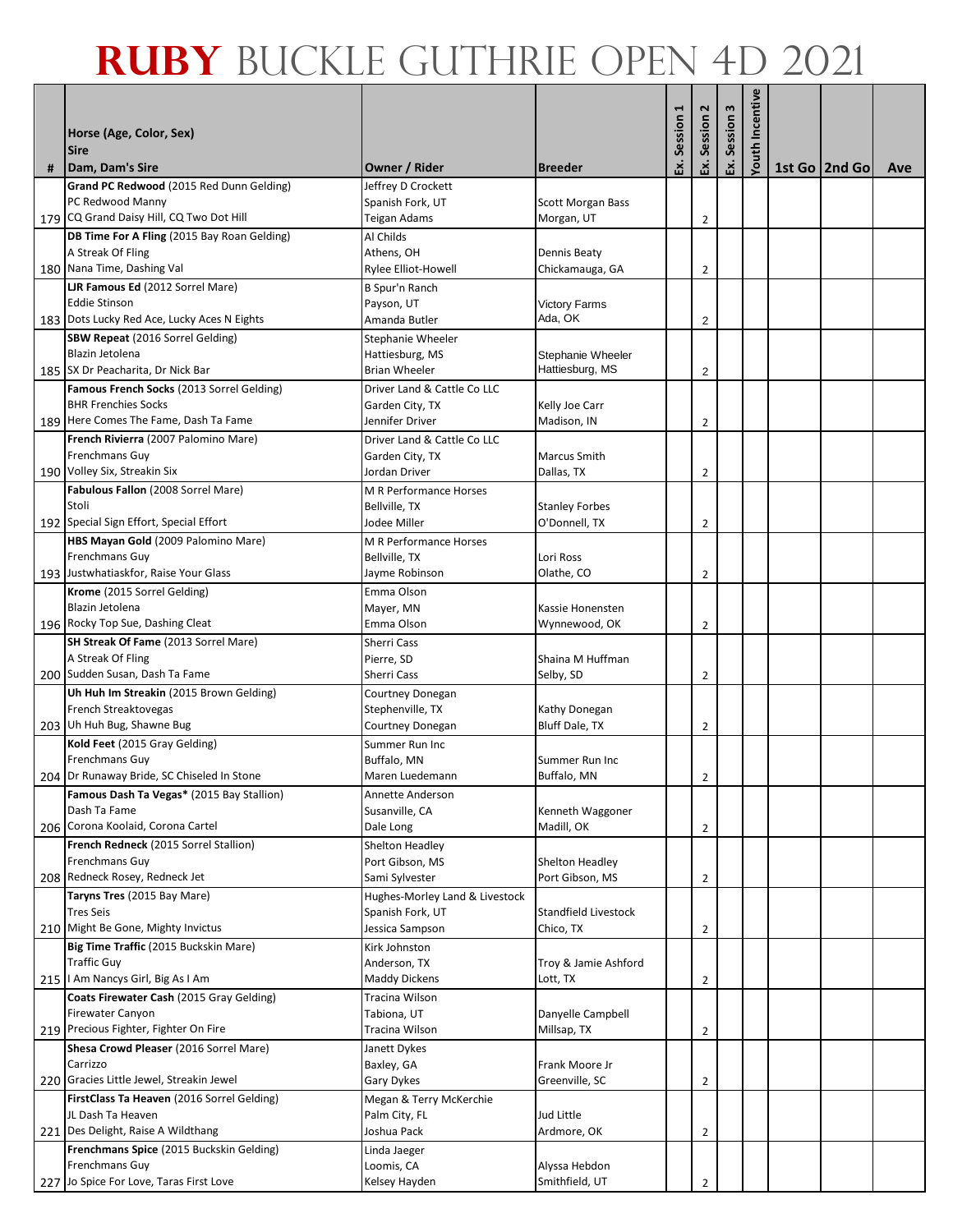# RUBY BUCKLE GUTHRIE OPEN 4D 2021

| # | Horse (Age, Color, Sex)<br>Sire<br>Dam, Dam's Sire | Owner / Rider | Breeder | Ex. Session 1 | Ex. Session 2 | Ex. Session 3 | Youth Incentive | 1st Go | 2nd Go | Ave |
|---|---|---|---|---|---|---|---|---|---|---|
| 179 | **Grand PC Redwood** (2015 Red Dunn Gelding)<br>PC Redwood Manny<br>CQ Grand Daisy Hill, CQ Two Dot Hill | Jeffrey D Crockett<br>Spanish Fork, UT<br>Teigan Adams | Scott Morgan Bass<br>Morgan, UT | | 2 | | | | | |
| 180 | **DB Time For A Fling** (2015 Bay Roan Gelding)<br>A Streak Of Fling<br>Nana Time, Dashing Val | Al Childs<br>Athens, OH<br>Rylee Elliot-Howell | Dennis Beaty<br>Chickamauga, GA | | 2 | | | | | |
| 183 | **LJR Famous Ed** (2012 Sorrel Mare)<br>Eddie Stinson<br>Dots Lucky Red Ace, Lucky Aces N Eights | B Spur'n Ranch<br>Payson, UT<br>Amanda Butler | Victory Farms<br>Ada, OK | | 2 | | | | | |
| 185 | **SBW Repeat** (2016 Sorrel Gelding)<br>Blazin Jetolena<br>SX Dr Peacharita, Dr Nick Bar | Stephanie Wheeler<br>Hattiesburg, MS<br>Brian Wheeler | Stephanie Wheeler<br>Hattiesburg, MS | | 2 | | | | | |
| 189 | **Famous French Socks** (2013 Sorrel Gelding)<br>BHR Frenchies Socks<br>Here Comes The Fame, Dash Ta Fame | Driver Land & Cattle Co LLC<br>Garden City, TX<br>Jennifer Driver | Kelly Joe Carr<br>Madison, IN | | 2 | | | | | |
| 190 | **French Rivierra** (2007 Palomino Mare)<br>Frenchmans Guy<br>Volley Six, Streakin Six | Driver Land & Cattle Co LLC<br>Garden City, TX<br>Jordan Driver | Marcus Smith<br>Dallas, TX | | 2 | | | | | |
| 192 | **Fabulous Fallon** (2008 Sorrel Mare)<br>Stoli<br>Special Sign Effort, Special Effort | M R Performance Horses<br>Bellville, TX<br>Jodee Miller | Stanley Forbes<br>O'Donnell, TX | | 2 | | | | | |
| 193 | **HBS Mayan Gold** (2009 Palomino Mare)<br>Frenchmans Guy<br>Justwhatiaskfor, Raise Your Glass | M R Performance Horses<br>Bellville, TX<br>Jayme Robinson | Lori Ross<br>Olathe, CO | | 2 | | | | | |
| 196 | **Krome** (2015 Sorrel Gelding)<br>Blazin Jetolena<br>Rocky Top Sue, Dashing Cleat | Emma Olson<br>Mayer, MN<br>Emma Olson | Kassie Honensten<br>Wynnewood, OK | | 2 | | | | | |
| 200 | **SH Streak Of Fame** (2013 Sorrel Mare)<br>A Streak Of Fling<br>Sudden Susan, Dash Ta Fame | Sherri Cass<br>Pierre, SD<br>Sherri Cass | Shaina M Huffman<br>Selby, SD | | 2 | | | | | |
| 203 | **Uh Huh Im Streakin** (2015 Brown Gelding)<br>French Streaktovegas<br>Uh Huh Bug, Shawne Bug | Courtney Donegan<br>Stephenville, TX<br>Courtney Donegan | Kathy Donegan<br>Bluff Dale, TX | | 2 | | | | | |
| 204 | **Kold Feet** (2015 Gray Gelding)<br>Frenchmans Guy<br>Dr Runaway Bride, SC Chiseled In Stone | Summer Run Inc<br>Buffalo, MN<br>Maren Luedemann | Summer Run Inc<br>Buffalo, MN | | 2 | | | | | |
| 206 | **Famous Dash Ta Vegas*** (2015 Bay Stallion)<br>Dash Ta Fame<br>Corona Koolaid, Corona Cartel | Annette Anderson<br>Susanville, CA<br>Dale Long | Kenneth Waggoner<br>Madill, OK | | 2 | | | | | |
| 208 | **French Redneck** (2015 Sorrel Stallion)<br>Frenchmans Guy<br>Redneck Rosey, Redneck Jet | Shelton Headley<br>Port Gibson, MS<br>Sami Sylvester | Shelton Headley<br>Port Gibson, MS | | 2 | | | | | |
| 210 | **Taryns Tres** (2015 Bay Mare)<br>Tres Seis<br>Might Be Gone, Mighty Invictus | Hughes-Morley Land & Livestock<br>Spanish Fork, UT<br>Jessica Sampson | Standfield Livestock<br>Chico, TX | | 2 | | | | | |
| 215 | **Big Time Traffic** (2015 Buckskin Mare)<br>Traffic Guy<br>I Am Nancys Girl, Big As I Am | Kirk Johnston<br>Anderson, TX<br>Maddy Dickens | Troy & Jamie Ashford<br>Lott, TX | | 2 | | | | | |
| 219 | **Coats Firewater Cash** (2015 Gray Gelding)<br>Firewater Canyon<br>Precious Fighter, Fighter On Fire | Tracina Wilson<br>Tabiona, UT<br>Tracina Wilson | Danyelle Campbell<br>Millsap, TX | | 2 | | | | | |
| 220 | **Shesa Crowd Pleaser** (2016 Sorrel Mare)<br>Carrizzo<br>Gracies Little Jewel, Streakin Jewel | Janett Dykes<br>Baxley, GA<br>Gary Dykes | Frank Moore Jr<br>Greenville, SC | | 2 | | | | | |
| 221 | **FirstClass Ta Heaven** (2016 Sorrel Gelding)<br>JL Dash Ta Heaven<br>Des Delight, Raise A Wildthang | Megan & Terry McKerchie<br>Palm City, FL<br>Joshua Pack | Jud Little<br>Ardmore, OK | | 2 | | | | | |
| 227 | **Frenchmans Spice** (2015 Buckskin Gelding)<br>Frenchmans Guy<br>Jo Spice For Love, Taras First Love | Linda Jaeger<br>Loomis, CA<br>Kelsey Hayden | Alyssa Hebdon<br>Smithfield, UT | | 2 | | | | | |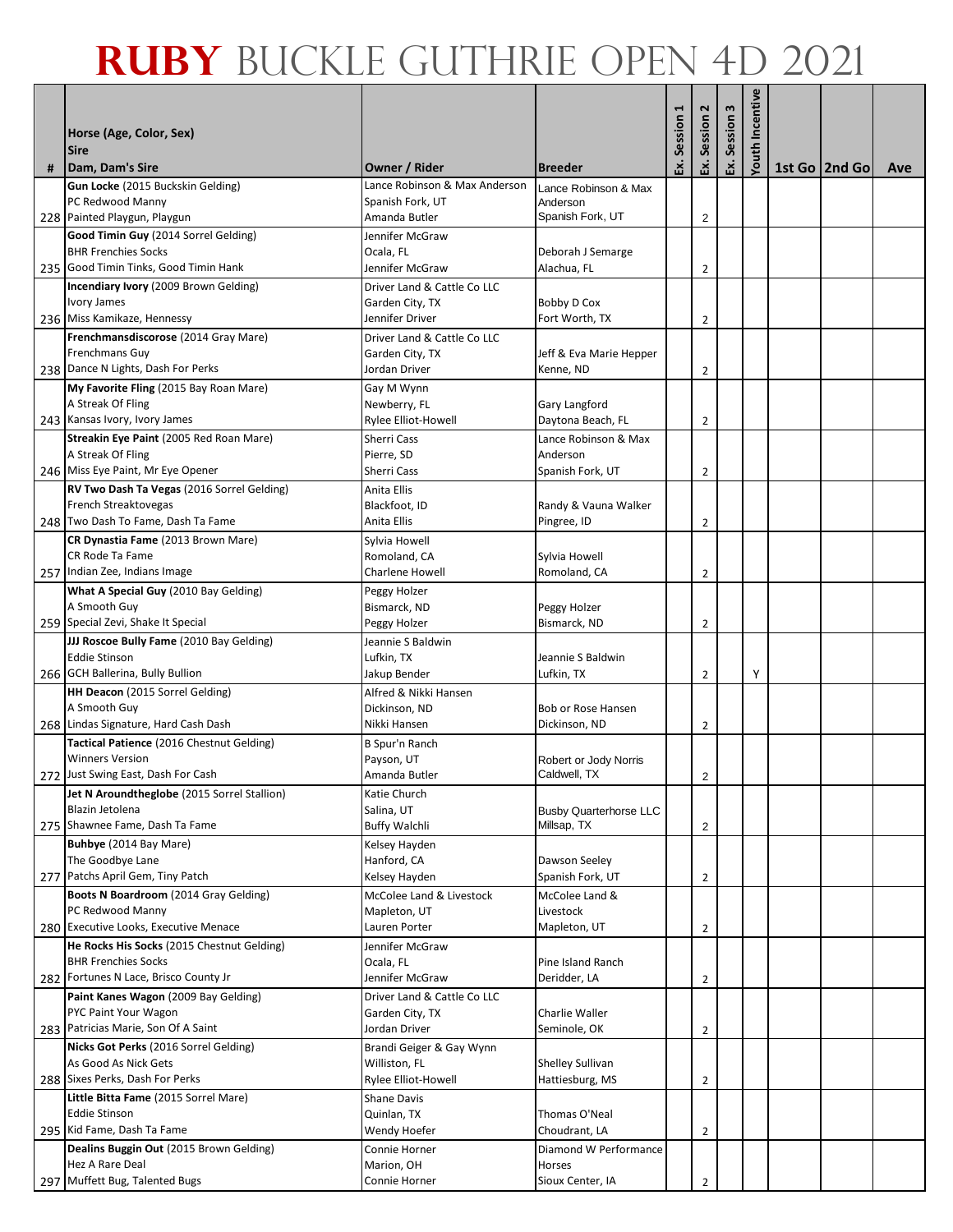# RUBY BUCKLE GUTHRIE OPEN 4D 2021

| # | Horse (Age, Color, Sex)<br>Sire<br>Dam, Dam's Sire | Owner / Rider | Breeder | Ex. Session 1 | Ex. Session 2 | Ex. Session 3 | Youth Incentive | 1st Go | 2nd Go | Ave |
|---|---|---|---|---|---|---|---|---|---|---|
| 228 | **Gun Locke** (2015 Buckskin Gelding)<br>PC Redwood Manny<br>Painted Playgun, Playgun | Lance Robinson & Max Anderson<br>Spanish Fork, UT<br>Amanda Butler | Lance Robinson & Max Anderson<br>Spanish Fork, UT | | 2 | | | | | |
| 235 | **Good Timin Guy** (2014 Sorrel Gelding)<br>BHR Frenchies Socks<br>Good Timin Tinks, Good Timin Hank | Jennifer McGraw<br>Ocala, FL<br>Jennifer McGraw | Deborah J Semarge<br>Alachua, FL | | 2 | | | | | |
| 236 | **Incendiary Ivory** (2009 Brown Gelding)<br>Ivory James<br>Miss Kamikaze, Hennessy | Driver Land & Cattle Co LLC<br>Garden City, TX<br>Jennifer Driver | Bobby D Cox<br>Fort Worth, TX | | 2 | | | | | |
| 238 | **Frenchmansdiscorose** (2014 Gray Mare)<br>Frenchmans Guy<br>Dance N Lights, Dash For Perks | Driver Land & Cattle Co LLC<br>Garden City, TX<br>Jordan Driver | Jeff & Eva Marie Hepper<br>Kenne, ND | | 2 | | | | | |
| 243 | **My Favorite Fling** (2015 Bay Roan Mare)<br>A Streak Of Fling<br>Kansas Ivory, Ivory James | Gay M Wynn<br>Newberry, FL<br>Rylee Elliot-Howell | Gary Langford<br>Daytona Beach, FL | | 2 | | | | | |
| 246 | **Streakin Eye Paint** (2005 Red Roan Mare)<br>A Streak Of Fling<br>Miss Eye Paint, Mr Eye Opener | Sherri Cass<br>Pierre, SD<br>Sherri Cass | Lance Robinson & Max Anderson<br>Spanish Fork, UT | | 2 | | | | | |
| 248 | **RV Two Dash Ta Vegas** (2016 Sorrel Gelding)<br>French Streaktovegas<br>Two Dash To Fame, Dash Ta Fame | Anita Ellis<br>Blackfoot, ID<br>Anita Ellis | Randy & Vauna Walker<br>Pingree, ID | | 2 | | | | | |
| 257 | **CR Dynastia Fame** (2013 Brown Mare)<br>CR Rode Ta Fame<br>Indian Zee, Indians Image | Sylvia Howell<br>Romoland, CA<br>Charlene Howell | Sylvia Howell<br>Romoland, CA | | 2 | | | | | |
| 259 | **What A Special Guy** (2010 Bay Gelding)<br>A Smooth Guy<br>Special Zevi, Shake It Special | Peggy Holzer<br>Bismarck, ND<br>Peggy Holzer | Peggy Holzer<br>Bismarck, ND | | 2 | | | | | |
| 266 | **JJJ Roscoe Bully Fame** (2010 Bay Gelding)<br>Eddie Stinson<br>GCH Ballerina, Bully Bullion | Jeannie S Baldwin<br>Lufkin, TX<br>Jakup Bender | Jeannie S Baldwin<br>Lufkin, TX | | 2 | | Y | | | |
| 268 | **HH Deacon** (2015 Sorrel Gelding)<br>A Smooth Guy<br>Lindas Signature, Hard Cash Dash | Alfred & Nikki Hansen<br>Dickinson, ND<br>Nikki Hansen | Bob or Rose Hansen<br>Dickinson, ND | | 2 | | | | | |
| 272 | **Tactical Patience** (2016 Chestnut Gelding)<br>Winners Version<br>Just Swing East, Dash For Cash | B Spur'n Ranch<br>Payson, UT<br>Amanda Butler | Robert or Jody Norris<br>Caldwell, TX | | 2 | | | | | |
| 275 | **Jet N Aroundtheglobe** (2015 Sorrel Stallion)<br>Blazin Jetolena<br>Shawnee Fame, Dash Ta Fame | Katie Church<br>Salina, UT<br>Buffy Walchli | Busby Quarterhorse LLC<br>Millsap, TX | | 2 | | | | | |
| 277 | **Buhbye** (2014 Bay Mare)<br>The Goodbye Lane<br>Patchs April Gem, Tiny Patch | Kelsey Hayden<br>Hanford, CA<br>Kelsey Hayden | Dawson Seeley<br>Spanish Fork, UT | | 2 | | | | | |
| 280 | **Boots N Boardroom** (2014 Gray Gelding)<br>PC Redwood Manny<br>Executive Looks, Executive Menace | McColee Land & Livestock<br>Mapleton, UT<br>Lauren Porter | McColee Land & Livestock<br>Mapleton, UT | | 2 | | | | | |
| 282 | **He Rocks His Socks** (2015 Chestnut Gelding)<br>BHR Frenchies Socks<br>Fortunes N Lace, Brisco County Jr | Jennifer McGraw<br>Ocala, FL<br>Jennifer McGraw | Pine Island Ranch<br>Deridder, LA | | 2 | | | | | |
| 283 | **Paint Kanes Wagon** (2009 Bay Gelding)<br>PYC Paint Your Wagon<br>Patricias Marie, Son Of A Saint | Driver Land & Cattle Co LLC<br>Garden City, TX<br>Jordan Driver | Charlie Waller<br>Seminole, OK | | 2 | | | | | |
| 288 | **Nicks Got Perks** (2016 Sorrel Gelding)<br>As Good As Nick Gets<br>Sixes Perks, Dash For Perks | Brandi Geiger & Gay Wynn<br>Williston, FL<br>Rylee Elliot-Howell | Shelley Sullivan<br>Hattiesburg, MS | | 2 | | | | | |
| 295 | **Little Bitta Fame** (2015 Sorrel Mare)<br>Eddie Stinson<br>Kid Fame, Dash Ta Fame | Shane Davis<br>Quinlan, TX<br>Wendy Hoefer | Thomas O'Neal<br>Choudrant, LA | | 2 | | | | | |
| 297 | **Dealins Buggin Out** (2015 Brown Gelding)<br>Hez A Rare Deal<br>Muffett Bug, Talented Bugs | Connie Horner<br>Marion, OH<br>Connie Horner | Diamond W Performance Horses<br>Sioux Center, IA | | 2 | | | | | |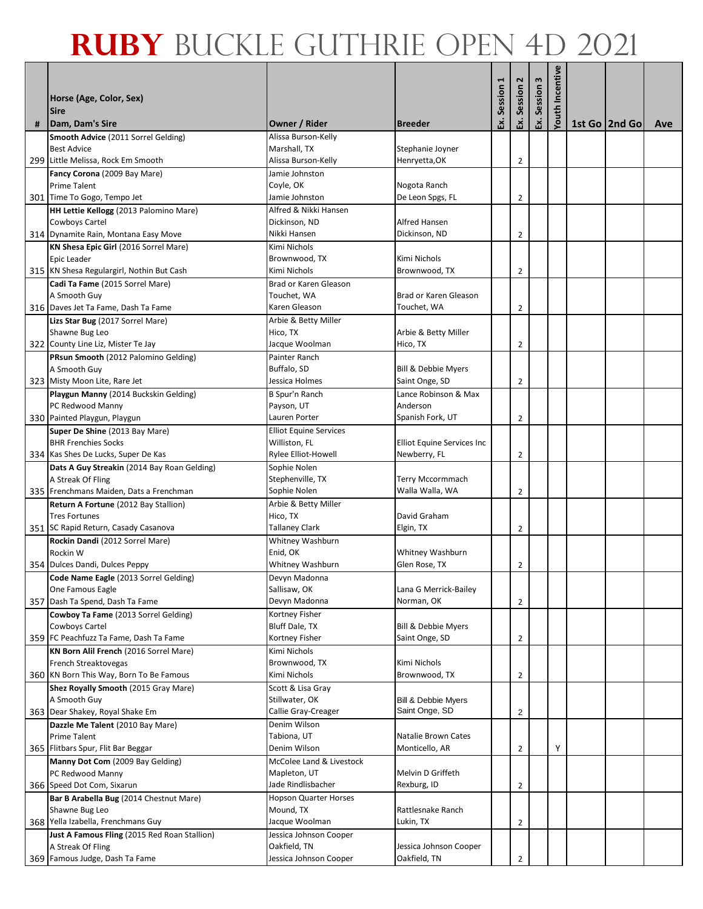# RUBY BUCKLE GUTHRIE OPEN 4D 2021

| # | Horse (Age, Color, Sex)<br>Sire<br>Dam, Dam's Sire | Owner / Rider | Breeder | Ex. Session 1 | Ex. Session 2 | Ex. Session 3 | Youth Incentive | 1st Go | 2nd Go | Ave |
|---|---|---|---|---|---|---|---|---|---|---|
| 299 | **Smooth Advice** (2011 Sorrel Gelding)<br>Best Advice<br>Little Melissa, Rock Em Smooth | Alissa Burson-Kelly<br>Marshall, TX<br>Alissa Burson-Kelly | Stephanie Joyner<br>Henryetta,OK | | 2 | | | | | |
| 301 | **Fancy Corona** (2009 Bay Mare)<br>Prime Talent<br>Time To Gogo, Tempo Jet | Jamie Johnston<br>Coyle, OK<br>Jamie Johnston | Nogota Ranch<br>De Leon Spgs, FL | | 2 | | | | | |
| 314 | **HH Lettie Kellogg** (2013 Palomino Mare)<br>Cowboys Cartel<br>Dynamite Rain, Montana Easy Move | Alfred & Nikki Hansen<br>Dickinson, ND<br>Nikki Hansen | Alfred Hansen<br>Dickinson, ND | | 2 | | | | | |
| 315 | **KN Shesa Epic Girl** (2016 Sorrel Mare)<br>Epic Leader<br>KN Shesa Regulargirl, Nothin But Cash | Kimi Nichols<br>Brownwood, TX<br>Kimi Nichols | Kimi Nichols<br>Brownwood, TX | | 2 | | | | | |
| 316 | **Cadi Ta Fame** (2015 Sorrel Mare)<br>A Smooth Guy<br>Daves Jet Ta Fame, Dash Ta Fame | Brad or Karen Gleason<br>Touchet, WA<br>Karen Gleason | Brad or Karen Gleason<br>Touchet, WA | | 2 | | | | | |
| 322 | **Lizs Star Bug** (2017 Sorrel Mare)<br>Shawne Bug Leo<br>County Line Liz, Mister Te Jay | Arbie & Betty Miller<br>Hico, TX<br>Jacque Woolman | Arbie & Betty Miller<br>Hico, TX | | 2 | | | | | |
| 323 | **PRsun Smooth** (2012 Palomino Gelding)<br>A Smooth Guy<br>Misty Moon Lite, Rare Jet | Painter Ranch<br>Buffalo, SD<br>Jessica Holmes | Bill & Debbie Myers<br>Saint Onge, SD | | 2 | | | | | |
| 330 | **Playgun Manny** (2014 Buckskin Gelding)<br>PC Redwood Manny<br>Painted Playgun, Playgun | B Spur'n Ranch<br>Payson, UT<br>Lauren Porter | Lance Robinson & Max Anderson<br>Spanish Fork, UT | | 2 | | | | | |
| 334 | **Super De Shine** (2013 Bay Mare)<br>BHR Frenchies Socks<br>Kas Shes De Lucks, Super De Kas | Elliot Equine Services<br>Williston, FL<br>Rylee Elliot-Howell | Elliot Equine Services Inc<br>Newberry, FL | | 2 | | | | | |
| 335 | **Dats A Guy Streakin** (2014 Bay Roan Gelding)<br>A Streak Of Fling<br>Frenchmans Maiden, Dats a Frenchman | Sophie Nolen<br>Stephenville, TX<br>Sophie Nolen | Terry Mccormmach<br>Walla Walla, WA | | 2 | | | | | |
| 351 | **Return A Fortune** (2012 Bay Stallion)<br>Tres Fortunes<br>SC Rapid Return, Casady Casanova | Arbie & Betty Miller<br>Hico, TX<br>Tallaney Clark | David Graham<br>Elgin, TX | | 2 | | | | | |
| 354 | **Rockin Dandi** (2012 Sorrel Mare)<br>Rockin W<br>Dulces Dandi, Dulces Peppy | Whitney Washburn<br>Enid, OK<br>Whitney Washburn | Whitney Washburn<br>Glen Rose, TX | | 2 | | | | | |
| 357 | **Code Name Eagle** (2013 Sorrel Gelding)<br>One Famous Eagle<br>Dash Ta Spend, Dash Ta Fame | Devyn Madonna<br>Sallisaw, OK<br>Devyn Madonna | Lana G Merrick-Bailey<br>Norman, OK | | 2 | | | | | |
| 359 | **Cowboy Ta Fame** (2013 Sorrel Gelding)<br>Cowboys Cartel<br>FC Peachfuzz Ta Fame, Dash Ta Fame | Kortney Fisher<br>Bluff Dale, TX<br>Kortney Fisher | Bill & Debbie Myers<br>Saint Onge, SD | | 2 | | | | | |
| 360 | **KN Born Alil French** (2016 Sorrel Mare)<br>French Streaktovegas<br>KN Born This Way, Born To Be Famous | Kimi Nichols<br>Brownwood, TX<br>Kimi Nichols | Kimi Nichols<br>Brownwood, TX | | 2 | | | | | |
| 363 | **Shez Royally Smooth** (2015 Gray Mare)<br>A Smooth Guy<br>Dear Shakey, Royal Shake Em | Scott & Lisa Gray<br>Stillwater, OK<br>Callie Gray-Creager | Bill & Debbie Myers<br>Saint Onge, SD | | 2 | | | | | |
| 365 | **Dazzle Me Talent** (2010 Bay Mare)<br>Prime Talent<br>Flitbars Spur, Flit Bar Beggar | Denim Wilson<br>Tabiona, UT<br>Denim Wilson | Natalie Brown Cates<br>Monticello, AR | | 2 | | Y | | | |
| 366 | **Manny Dot Com** (2009 Bay Gelding)<br>PC Redwood Manny<br>Speed Dot Com, Sixarun | McColee Land & Livestock<br>Mapleton, UT<br>Jade Rindlisbacher | Melvin D Griffeth<br>Rexburg, ID | | 2 | | | | | |
| 368 | **Bar B Arabella Bug** (2014 Chestnut Mare)<br>Shawne Bug Leo<br>Yella Izabella, Frenchmans Guy | Hopson Quarter Horses<br>Mound, TX<br>Jacque Woolman | Rattlesnake Ranch<br>Lukin, TX | | 2 | | | | | |
| 369 | **Just A Famous Fling** (2015 Red Roan Stallion)<br>A Streak Of Fling<br>Famous Judge, Dash Ta Fame | Jessica Johnson Cooper<br>Oakfield, TN<br>Jessica Johnson Cooper | Jessica Johnson Cooper<br>Oakfield, TN | | 2 | | | | | |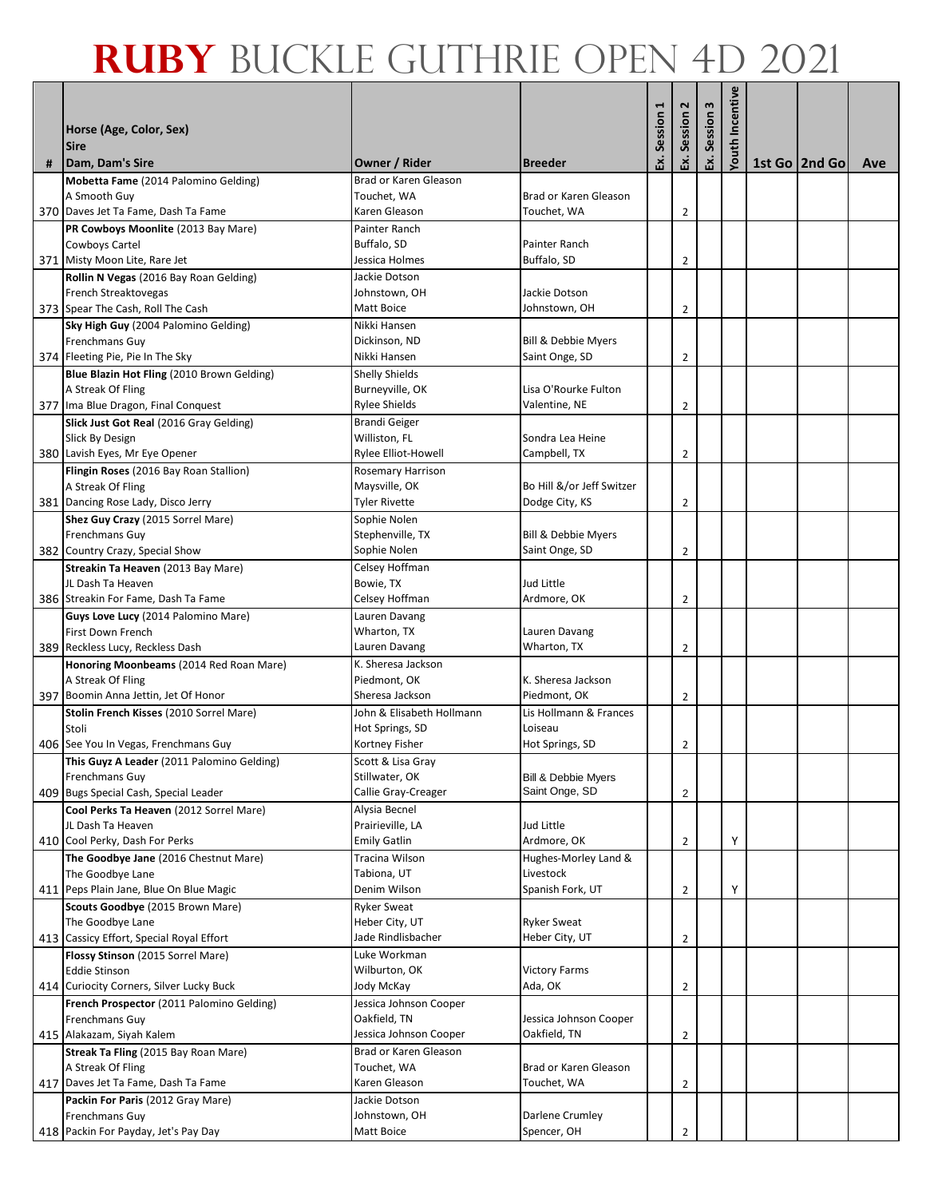# RUBY BUCKLE GUTHRIE OPEN 4D 2021

| # | Horse (Age, Color, Sex)<br>Sire<br>Dam, Dam's Sire | Owner / Rider | Breeder | Ex. Session 1 | Ex. Session 2 | Ex. Session 3 | Youth Incentive | 1st Go | 2nd Go | Ave |
|---|---|---|---|---|---|---|---|---|---|---|
| 370 | **Mobetta Fame** (2014 Palomino Gelding)<br>A Smooth Guy<br>Daves Jet Ta Fame, Dash Ta Fame | Brad or Karen Gleason<br>Touchet, WA<br>Karen Gleason | Brad or Karen Gleason<br>Touchet, WA | | 2 | | | | | |
| 371 | **PR Cowboys Moonlite** (2013 Bay Mare)<br>Cowboys Cartel<br>Misty Moon Lite, Rare Jet | Painter Ranch<br>Buffalo, SD<br>Jessica Holmes | Painter Ranch<br>Buffalo, SD | | 2 | | | | | |
| 373 | **Rollin N Vegas** (2016 Bay Roan Gelding)<br>French Streaktovegas<br>Spear The Cash, Roll The Cash | Jackie Dotson<br>Johnstown, OH<br>Matt Boice | Jackie Dotson<br>Johnstown, OH | | 2 | | | | | |
| 374 | **Sky High Guy** (2004 Palomino Gelding)<br>Frenchmans Guy<br>Fleeting Pie, Pie In The Sky | Nikki Hansen<br>Dickinson, ND<br>Nikki Hansen | Bill & Debbie Myers<br>Saint Onge, SD | | 2 | | | | | |
| 377 | **Blue Blazin Hot Fling** (2010 Brown Gelding)<br>A Streak Of Fling<br>Ima Blue Dragon, Final Conquest | Shelly Shields<br>Burneyville, OK<br>Rylee Shields | Lisa O'Rourke Fulton<br>Valentine, NE | | 2 | | | | | |
| 380 | **Slick Just Got Real** (2016 Gray Gelding)<br>Slick By Design<br>Lavish Eyes, Mr Eye Opener | Brandi Geiger<br>Williston, FL<br>Rylee Elliot-Howell | Sondra Lea Heine<br>Campbell, TX | | 2 | | | | | |
| 381 | **Flingin Roses** (2016 Bay Roan Stallion)<br>A Streak Of Fling<br>Dancing Rose Lady, Disco Jerry | Rosemary Harrison<br>Maysville, OK<br>Tyler Rivette | Bo Hill &/or Jeff Switzer<br>Dodge City, KS | | 2 | | | | | |
| 382 | **Shez Guy Crazy** (2015 Sorrel Mare)<br>Frenchmans Guy<br>Country Crazy, Special Show | Sophie Nolen<br>Stephenville, TX<br>Sophie Nolen | Bill & Debbie Myers<br>Saint Onge, SD | | 2 | | | | | |
| 386 | **Streakin Ta Heaven** (2013 Bay Mare)<br>JL Dash Ta Heaven<br>Streakin For Fame, Dash Ta Fame | Celsey Hoffman<br>Bowie, TX<br>Celsey Hoffman | Jud Little<br>Ardmore, OK | | 2 | | | | | |
| 389 | **Guys Love Lucy** (2014 Palomino Mare)<br>First Down French<br>Reckless Lucy, Reckless Dash | Lauren Davang<br>Wharton, TX<br>Lauren Davang | Lauren Davang<br>Wharton, TX | | 2 | | | | | |
| 397 | **Honoring Moonbeams** (2014 Red Roan Mare)<br>A Streak Of Fling<br>Boomin Anna Jettin, Jet Of Honor | K. Sheresa Jackson<br>Piedmont, OK<br>Sheresa Jackson | K. Sheresa Jackson<br>Piedmont, OK | | 2 | | | | | |
| 406 | **Stolin French Kisses** (2010 Sorrel Mare)<br>Stoli<br>See You In Vegas, Frenchmans Guy | John & Elisabeth Hollmann<br>Hot Springs, SD<br>Kortney Fisher | Lis Hollmann & Frances Loiseau<br>Hot Springs, SD | | 2 | | | | | |
| 409 | **This Guyz A Leader** (2011 Palomino Gelding)<br>Frenchmans Guy<br>Bugs Special Cash, Special Leader | Scott & Lisa Gray<br>Stillwater, OK<br>Callie Gray-Creager | Bill & Debbie Myers<br>Saint Onge, SD | | 2 | | | | | |
| 410 | **Cool Perks Ta Heaven** (2012 Sorrel Mare)<br>JL Dash Ta Heaven<br>Cool Perky, Dash For Perks | Alysia Becnel<br>Prairieville, LA<br>Emily Gatlin | Jud Little<br>Ardmore, OK | | 2 | | Y | | | |
| 411 | **The Goodbye Jane** (2016 Chestnut Mare)<br>The Goodbye Lane<br>Peps Plain Jane, Blue On Blue Magic | Tracina Wilson<br>Tabiona, UT<br>Denim Wilson | Hughes-Morley Land & Livestock<br>Spanish Fork, UT | | 2 | | Y | | | |
| 413 | **Scouts Goodbye** (2015 Brown Mare)<br>The Goodbye Lane<br>Cassicy Effort, Special Royal Effort | Ryker Sweat<br>Heber City, UT<br>Jade Rindlisbacher | Ryker Sweat<br>Heber City, UT | | 2 | | | | | |
| 414 | **Flossy Stinson** (2015 Sorrel Mare)<br>Eddie Stinson<br>Curiocity Corners, Silver Lucky Buck | Luke Workman<br>Wilburton, OK<br>Jody McKay | Victory Farms<br>Ada, OK | | 2 | | | | | |
| 415 | **French Prospector** (2011 Palomino Gelding)<br>Frenchmans Guy<br>Alakazam, Siyah Kalem | Jessica Johnson Cooper<br>Oakfield, TN<br>Jessica Johnson Cooper | Jessica Johnson Cooper<br>Oakfield, TN | | 2 | | | | | |
| 417 | **Streak Ta Fling** (2015 Bay Roan Mare)<br>A Streak Of Fling<br>Daves Jet Ta Fame, Dash Ta Fame | Brad or Karen Gleason<br>Touchet, WA<br>Karen Gleason | Brad or Karen Gleason<br>Touchet, WA | | 2 | | | | | |
| 418 | **Packin For Paris** (2012 Gray Mare)<br>Frenchmans Guy<br>Packin For Payday, Jet's Pay Day | Jackie Dotson<br>Johnstown, OH<br>Matt Boice | Darlene Crumley<br>Spencer, OH | | 2 | | | | | |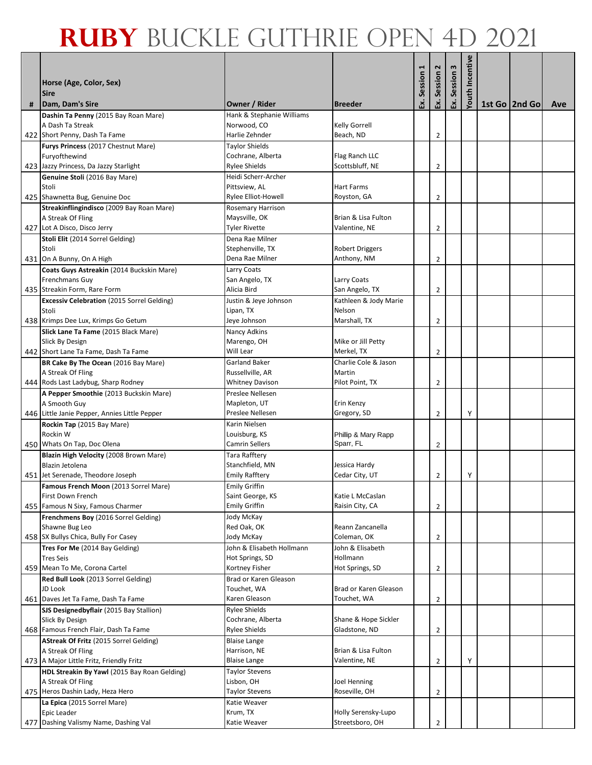# RUBY BUCKLE GUTHRIE OPEN 4D 2021

| # | Horse (Age, Color, Sex)<br>Sire<br>Dam, Dam's Sire | Owner / Rider | Breeder | Ex. Session 1 | Ex. Session 2 | Ex. Session 3 | Youth Incentive | 1st Go | 2nd Go | Ave |
|---|---|---|---|---|---|---|---|---|---|---|
| 422 | **Dashin Ta Penny** (2015 Bay Roan Mare)<br>A Dash Ta Streak<br>Short Penny, Dash Ta Fame | Hank & Stephanie Williams<br>Norwood, CO<br>Harlie Zehnder | Kelly Gorrell<br>Beach, ND | | 2 | | | | | |
| 423 | **Furys Princess** (2017 Chestnut Mare)<br>Furyofthewind<br>Jazzy Princess, Da Jazzy Starlight | Taylor Shields<br>Cochrane, Alberta<br>Rylee Shields | Flag Ranch LLC<br>Scottsbluff, NE | | 2 | | | | | |
| 425 | **Genuine Stoli** (2016 Bay Mare)<br>Stoli<br>Shawnetta Bug, Genuine Doc | Heidi Scherr-Archer<br>Pittsview, AL<br>Rylee Elliot-Howell | Hart Farms<br>Royston, GA | | 2 | | | | | |
| 427 | **Streakinflingindisco** (2009 Bay Roan Mare)<br>A Streak Of Fling<br>Lot A Disco, Disco Jerry | Rosemary Harrison<br>Maysville, OK<br>Tyler Rivette | Brian & Lisa Fulton<br>Valentine, NE | | 2 | | | | | |
| 431 | **Stoli Elit** (2014 Sorrel Gelding)<br>Stoli<br>On A Bunny, On A High | Dena Rae Milner<br>Stephenville, TX<br>Dena Rae Milner | Robert Driggers<br>Anthony, NM | | 2 | | | | | |
| 435 | **Coats Guys Astreakin** (2014 Buckskin Mare)<br>Frenchmans Guy<br>Streakin Form, Rare Form | Larry Coats<br>San Angelo, TX<br>Alicia Bird | Larry Coats<br>San Angelo, TX | | 2 | | | | | |
| 438 | **Excessiv Celebration** (2015 Sorrel Gelding)<br>Stoli<br>Krimps Dee Lux, Krimps Go Getum | Justin & Jeye Johnson<br>Lipan, TX<br>Jeye Johnson | Kathleen & Jody Marie Nelson<br>Marshall, TX | | 2 | | | | | |
| 442 | **Slick Lane Ta Fame** (2015 Black Mare)<br>Slick By Design<br>Short Lane Ta Fame, Dash Ta Fame | Nancy Adkins<br>Marengo, OH<br>Will Lear | Mike or Jill Petty<br>Merkel, TX | | 2 | | | | | |
| 444 | **BR Cake By The Ocean** (2016 Bay Mare)<br>A Streak Of Fling<br>Rods Last Ladybug, Sharp Rodney | Garland Baker<br>Russellville, AR<br>Whitney Davison | Charlie Cole & Jason Martin<br>Pilot Point, TX | | 2 | | | | | |
| 446 | **A Pepper Smoothie** (2013 Buckskin Mare)<br>A Smooth Guy<br>Little Janie Pepper, Annies Little Pepper | Preslee Nellesen<br>Mapleton, UT<br>Preslee Nellesen | Erin Kenzy<br>Gregory, SD | | 2 | | Y | | | |
| 450 | **Rockin Tap** (2015 Bay Mare)<br>Rockin W<br>Whats On Tap, Doc Olena | Karin Nielsen<br>Louisburg, KS<br>Camrin Sellers | Phillip & Mary Rapp<br>Sparr, FL | | 2 | | | | | |
| 451 | **Blazin High Velocity** (2008 Brown Mare)<br>Blazin Jetolena<br>Jet Serenade, Theodore Joseph | Tara Rafftery<br>Stanchfield, MN<br>Emily Rafftery | Jessica Hardy<br>Cedar City, UT | | 2 | | Y | | | |
| 455 | **Famous French Moon** (2013 Sorrel Mare)<br>First Down French<br>Famous N Sixy, Famous Charmer | Emily Griffin<br>Saint George, KS<br>Emily Griffin | Katie L McCaslan<br>Raisin City, CA | | 2 | | | | | |
| 458 | **Frenchmens Boy** (2016 Sorrel Gelding)<br>Shawne Bug Leo<br>SX Bullys Chica, Bully For Casey | Jody McKay<br>Red Oak, OK<br>Jody McKay | Reann Zancanella<br>Coleman, OK | | 2 | | | | | |
| 459 | **Tres For Me** (2014 Bay Gelding)<br>Tres Seis<br>Mean To Me, Corona Cartel | John & Elisabeth Hollmann<br>Hot Springs, SD<br>Kortney Fisher | John & Elisabeth Hollmann<br>Hot Springs, SD | | 2 | | | | | |
| 461 | **Red Bull Look** (2013 Sorrel Gelding)<br>JD Look<br>Daves Jet Ta Fame, Dash Ta Fame | Brad or Karen Gleason<br>Touchet, WA<br>Karen Gleason | Brad or Karen Gleason<br>Touchet, WA | | 2 | | | | | |
| 468 | **SJS Designedbyflair** (2015 Bay Stallion)<br>Slick By Design<br>Famous French Flair, Dash Ta Fame | Rylee Shields<br>Cochrane, Alberta<br>Rylee Shields | Shane & Hope Sickler<br>Gladstone, ND | | 2 | | | | | |
| 473 | **AStreak Of Fritz** (2015 Sorrel Gelding)<br>A Streak Of Fling<br>A Major Little Fritz, Friendly Fritz | Blaise Lange<br>Harrison, NE<br>Blaise Lange | Brian & Lisa Fulton<br>Valentine, NE | | 2 | | Y | | | |
| 475 | **HDL Streakin By Yawl** (2015 Bay Roan Gelding)<br>A Streak Of Fling<br>Heros Dashin Lady, Heza Hero | Taylor Stevens<br>Lisbon, OH<br>Taylor Stevens | Joel Henning<br>Roseville, OH | | 2 | | | | | |
| 477 | **La Epica** (2015 Sorrel Mare)<br>Epic Leader<br>Dashing Valismy Name, Dashing Val | Katie Weaver<br>Krum, TX<br>Katie Weaver | Holly Serensky-Lupo<br>Streetsboro, OH | | 2 | | | | | |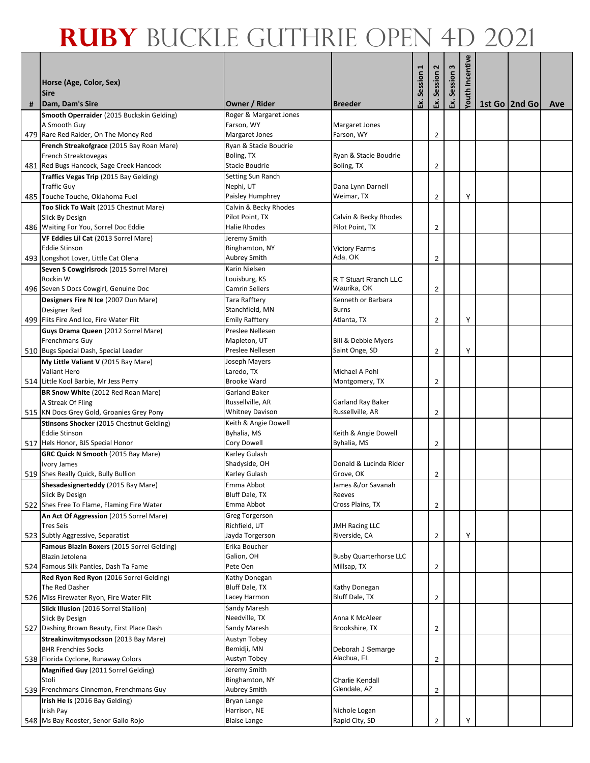# RUBY BUCKLE GUTHRIE OPEN 4D 2021

| # | Horse (Age, Color, Sex)<br>Sire<br>Dam, Dam's Sire | Owner / Rider | Breeder | Ex. Session 1 | Ex. Session 2 | Ex. Session 3 | Youth Incentive | 1st Go | 2nd Go | Ave |
|---|---|---|---|---|---|---|---|---|---|---|
| 479 | **Smooth Operraider** (2015 Buckskin Gelding)<br>A Smooth Guy<br>Rare Red Raider, On The Money Red | Roger & Margaret Jones<br>Farson, WY<br>Margaret Jones | Margaret Jones<br>Farson, WY | | 2 | | | | | |
| 481 | **French Streakofgrace** (2015 Bay Roan Mare)<br>French Streaktovegas<br>Red Bugs Hancock, Sage Creek Hancock | Ryan & Stacie Boudrie<br>Boling, TX<br>Stacie Boudrie | Ryan & Stacie Boudrie<br>Boling, TX | | 2 | | | | | |
| 485 | **Traffics Vegas Trip** (2015 Bay Gelding)<br>Traffic Guy<br>Touche Touche, Oklahoma Fuel | Setting Sun Ranch<br>Nephi, UT<br>Paisley Humphrey | Dana Lynn Darnell<br>Weimar, TX | | 2 | | Y | | | |
| 486 | **Too Slick To Wait** (2015 Chestnut Mare)<br>Slick By Design<br>Waiting For You, Sorrel Doc Eddie | Calvin & Becky Rhodes<br>Pilot Point, TX<br>Halie Rhodes | Calvin & Becky Rhodes<br>Pilot Point, TX | | 2 | | | | | |
| 493 | **VF Eddies Lil Cat** (2013 Sorrel Mare)<br>Eddie Stinson<br>Longshot Lover, Little Cat Olena | Jeremy Smith<br>Binghamton, NY<br>Aubrey Smith | Victory Farms<br>Ada, OK | | 2 | | | | | |
| 496 | **Seven S Cowgirlsrock** (2015 Sorrel Mare)<br>Rockin W<br>Seven S Docs Cowgirl, Genuine Doc | Karin Nielsen<br>Louisburg, KS<br>Camrin Sellers | R T Stuart Rranch LLC<br>Waurika, OK | | 2 | | | | | |
| 499 | **Designers Fire N Ice** (2007 Dun Mare)<br>Designer Red<br>Flits Fire And Ice, Fire Water Flit | Tara Rafftery<br>Stanchfield, MN<br>Emily Rafftery | Kenneth or Barbara Burns<br>Atlanta, TX | | 2 | | Y | | | |
| 510 | **Guys Drama Queen** (2012 Sorrel Mare)<br>Frenchmans Guy<br>Bugs Special Dash, Special Leader | Preslee Nellesen<br>Mapleton, UT<br>Preslee Nellesen | Bill & Debbie Myers<br>Saint Onge, SD | | 2 | | Y | | | |
| 514 | **My Little Valiant V** (2015 Bay Mare)<br>Valiant Hero<br>Little Kool Barbie, Mr Jess Perry | Joseph Mayers<br>Laredo, TX<br>Brooke Ward | Michael A Pohl<br>Montgomery, TX | | 2 | | | | | |
| 515 | **BR Snow White** (2012 Red Roan Mare)<br>A Streak Of Fling<br>KN Docs Grey Gold, Groanies Grey Pony | Garland Baker<br>Russellville, AR<br>Whitney Davison | Garland Ray Baker<br>Russellville, AR | | 2 | | | | | |
| 517 | **Stinsons Shocker** (2015 Chestnut Gelding)<br>Eddie Stinson<br>Hels Honor, BJS Special Honor | Keith & Angie Dowell<br>Byhalia, MS<br>Cory Dowell | Keith & Angie Dowell<br>Byhalia, MS | | 2 | | | | | |
| 519 | **GRC Quick N Smooth** (2015 Bay Mare)<br>Ivory James<br>Shes Really Quick, Bully Bullion | Karley Gulash<br>Shadyside, OH<br>Karley Gulash | Donald & Lucinda Rider<br>Grove, OK | | 2 | | | | | |
| 522 | **Shesadesignerteddy** (2015 Bay Mare)<br>Slick By Design<br>Shes Free To Flame, Flaming Fire Water | Emma Abbot<br>Bluff Dale, TX<br>Emma Abbot | James &/or Savanah Reeves<br>Cross Plains, TX | | 2 | | | | | |
| 523 | **An Act Of Aggression** (2015 Sorrel Mare)<br>Tres Seis<br>Subtly Aggressive, Separatist | Greg Torgerson<br>Richfield, UT<br>Jayda Torgerson | JMH Racing LLC<br>Riverside, CA | | 2 | | Y | | | |
| 524 | **Famous Blazin Boxers** (2015 Sorrel Gelding)<br>Blazin Jetolena<br>Famous Silk Panties, Dash Ta Fame | Erika Boucher<br>Galion, OH<br>Pete Oen | Busby Quarterhorse LLC<br>Millsap, TX | | 2 | | | | | |
| 526 | **Red Ryon Red Ryon** (2016 Sorrel Gelding)<br>The Red Dasher<br>Miss Firewater Ryon, Fire Water Flit | Kathy Donegan<br>Bluff Dale, TX<br>Lacey Harmon | Kathy Donegan<br>Bluff Dale, TX | | 2 | | | | | |
| 527 | **Slick Illusion** (2016 Sorrel Stallion)<br>Slick By Design<br>Dashing Brown Beauty, First Place Dash | Sandy Maresh<br>Needville, TX<br>Sandy Maresh | Anna K McAleer<br>Brookshire, TX | | 2 | | | | | |
| 538 | **Streakinwitmysockson** (2013 Bay Mare)<br>BHR Frenchies Socks<br>Florida Cyclone, Runaway Colors | Austyn Tobey<br>Bemidji, MN<br>Austyn Tobey | Deborah J Semarge<br>Alachua, FL | | 2 | | | | | |
| 539 | **Magnified Guy** (2011 Sorrel Gelding)<br>Stoli<br>Frenchmans Cinnemon, Frenchmans Guy | Jeremy Smith<br>Binghamton, NY<br>Aubrey Smith | Charlie Kendall<br>Glendale, AZ | | 2 | | | | | |
| 548 | **Irish He Is** (2016 Bay Gelding)<br>Irish Pay<br>Ms Bay Rooster, Senor Gallo Rojo | Bryan Lange<br>Harrison, NE<br>Blaise Lange | Nichole Logan<br>Rapid City, SD | | 2 | | Y | | | |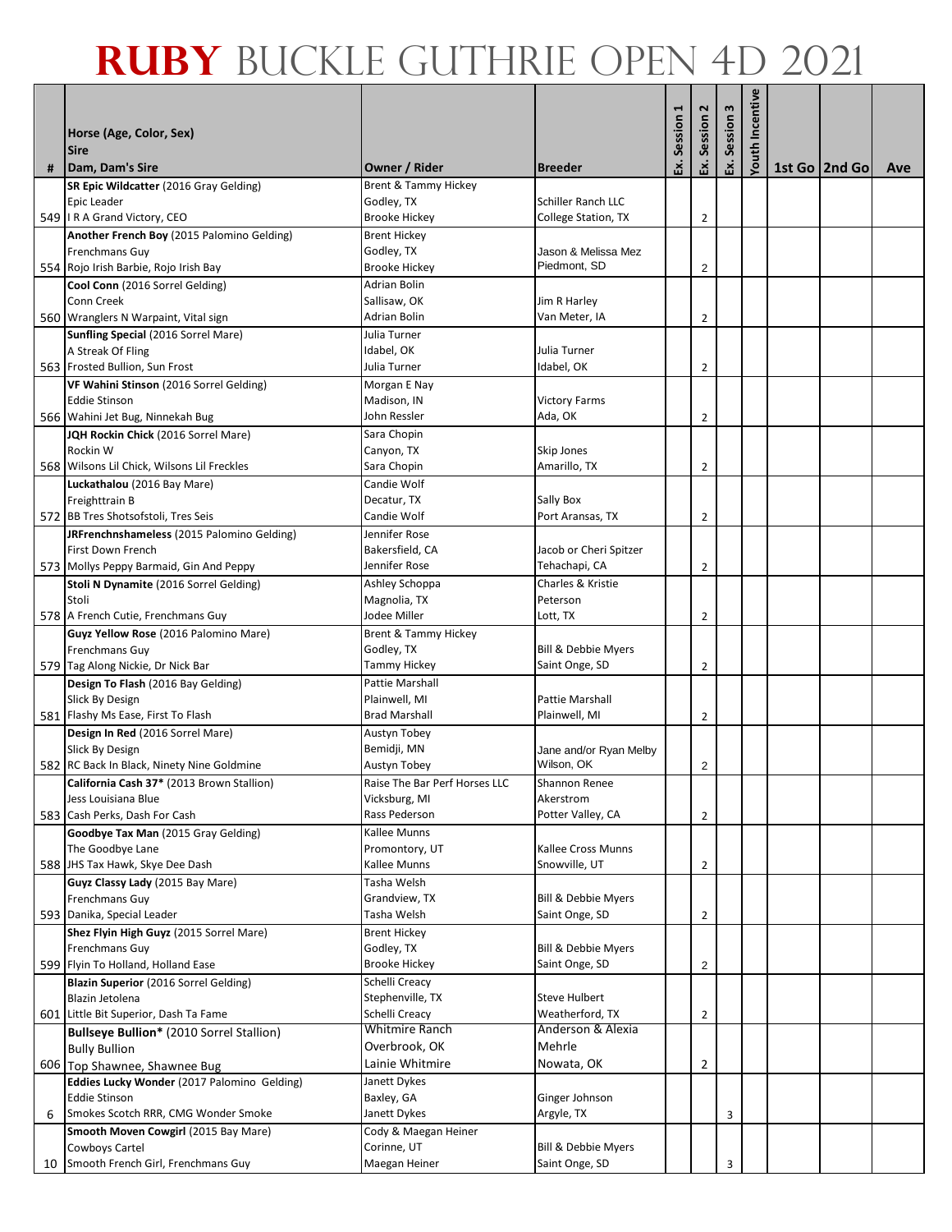# RUBY BUCKLE GUTHRIE OPEN 4D 2021

| # | Horse (Age, Color, Sex)<br>Sire<br>Dam, Dam's Sire | Owner / Rider | Breeder | Ex. Session 1 | Ex. Session 2 | Ex. Session 3 | Youth Incentive | 1st Go | 2nd Go | Ave |
|---|---|---|---|---|---|---|---|---|---|---|
| 549 | **SR Epic Wildcatter** (2016 Gray Gelding)<br>Epic Leader<br>I R A Grand Victory, CEO | Brent & Tammy Hickey<br>Godley, TX<br>Brooke Hickey | Schiller Ranch LLC<br>College Station, TX | | 2 | | | | | |
| 554 | **Another French Boy** (2015 Palomino Gelding)<br>Frenchmans Guy<br>Rojo Irish Barbie, Rojo Irish Bay | Brent Hickey<br>Godley, TX<br>Brooke Hickey | Jason & Melissa Mez<br>Piedmont, SD | | 2 | | | | | |
| 560 | **Cool Conn** (2016 Sorrel Gelding)<br>Conn Creek<br>Wranglers N Warpaint, Vital sign | Adrian Bolin<br>Sallisaw, OK<br>Adrian Bolin | Jim R Harley<br>Van Meter, IA | | 2 | | | | | |
| 563 | **Sunfling Special** (2016 Sorrel Mare)<br>A Streak Of Fling<br>Frosted Bullion, Sun Frost | Julia Turner<br>Idabel, OK<br>Julia Turner | Julia Turner<br>Idabel, OK | | 2 | | | | | |
| 566 | **VF Wahini Stinson** (2016 Sorrel Gelding)<br>Eddie Stinson<br>Wahini Jet Bug, Ninnekah Bug | Morgan E Nay<br>Madison, IN<br>John Ressler | Victory Farms<br>Ada, OK | | 2 | | | | | |
| 568 | **JQH Rockin Chick** (2016 Sorrel Mare)<br>Rockin W<br>Wilsons Lil Chick, Wilsons Lil Freckles | Sara Chopin<br>Canyon, TX<br>Sara Chopin | Skip Jones<br>Amarillo, TX | | 2 | | | | | |
| 572 | **Luckathalou** (2016 Bay Mare)<br>Freighttrain B<br>BB Tres Shotsofstoli, Tres Seis | Candie Wolf<br>Decatur, TX<br>Candie Wolf | Sally Box<br>Port Aransas, TX | | 2 | | | | | |
| 573 | **JRFrenchnshameless** (2015 Palomino Gelding)<br>First Down French<br>Mollys Peppy Barmaid, Gin And Peppy | Jennifer Rose<br>Bakersfield, CA<br>Jennifer Rose | Jacob or Cheri Spitzer<br>Tehachapi, CA | | 2 | | | | | |
| 578 | **Stoli N Dynamite** (2016 Sorrel Gelding)<br>Stoli<br>A French Cutie, Frenchmans Guy | Ashley Schoppa<br>Magnolia, TX<br>Jodee Miller | Charles & Kristie<br>Peterson<br>Lott, TX | | 2 | | | | | |
| 579 | **Guyz Yellow Rose** (2016 Palomino Mare)<br>Frenchmans Guy<br>Tag Along Nickie, Dr Nick Bar | Brent & Tammy Hickey<br>Godley, TX<br>Tammy Hickey | Bill & Debbie Myers<br>Saint Onge, SD | | 2 | | | | | |
| 581 | **Design To Flash** (2016 Bay Gelding)<br>Slick By Design<br>Flashy Ms Ease, First To Flash | Pattie Marshall<br>Plainwell, MI<br>Brad Marshall | Pattie Marshall<br>Plainwell, MI | | 2 | | | | | |
| 582 | **Design In Red** (2016 Sorrel Mare)<br>Slick By Design<br>RC Back In Black, Ninety Nine Goldmine | Austyn Tobey<br>Bemidji, MN<br>Austyn Tobey | Jane and/or Ryan Melby<br>Wilson, OK | | 2 | | | | | |
| 583 | **California Cash 37*** (2013 Brown Stallion)<br>Jess Louisiana Blue<br>Cash Perks, Dash For Cash | Raise The Bar Perf Horses LLC<br>Vicksburg, MI<br>Rass Pederson | Shannon Renee<br>Akerstrom<br>Potter Valley, CA | | 2 | | | | | |
| 588 | **Goodbye Tax Man** (2015 Gray Gelding)<br>The Goodbye Lane<br>JHS Tax Hawk, Skye Dee Dash | Kallee Munns<br>Promontory, UT<br>Kallee Munns | Kallee Cross Munns<br>Snowville, UT | | 2 | | | | | |
| 593 | **Guyz Classy Lady** (2015 Bay Mare)<br>Frenchmans Guy<br>Danika, Special Leader | Tasha Welsh<br>Grandview, TX<br>Tasha Welsh | Bill & Debbie Myers<br>Saint Onge, SD | | 2 | | | | | |
| 599 | **Shez Flyin High Guyz** (2015 Sorrel Mare)<br>Frenchmans Guy<br>Flyin To Holland, Holland Ease | Brent Hickey<br>Godley, TX<br>Brooke Hickey | Bill & Debbie Myers<br>Saint Onge, SD | | 2 | | | | | |
| 601 | **Blazin Superior** (2016 Sorrel Gelding)<br>Blazin Jetolena<br>Little Bit Superior, Dash Ta Fame | Schelli Creacy<br>Stephenville, TX<br>Schelli Creacy | Steve Hulbert<br>Weatherford, TX | | 2 | | | | | |
| 606 | **Bullseye Bullion*** (2010 Sorrel Stallion)<br>Bully Bullion<br>Top Shawnee, Shawnee Bug | Whitmire Ranch<br>Overbrook, OK<br>Lainie Whitmire | Anderson & Alexia<br>Mehrle<br>Nowata, OK | | 2 | | | | | |
| 6 | **Eddies Lucky Wonder** (2017 Palomino Gelding)<br>Eddie Stinson<br>Smokes Scotch RRR, CMG Wonder Smoke | Janett Dykes<br>Baxley, GA<br>Janett Dykes | Ginger Johnson<br>Argyle, TX | | | 3 | | | | |
| 10 | **Smooth Moven Cowgirl** (2015 Bay Mare)<br>Cowboys Cartel<br>Smooth French Girl, Frenchmans Guy | Cody & Maegan Heiner<br>Corinne, UT<br>Maegan Heiner | Bill & Debbie Myers<br>Saint Onge, SD | | | 3 | | | | |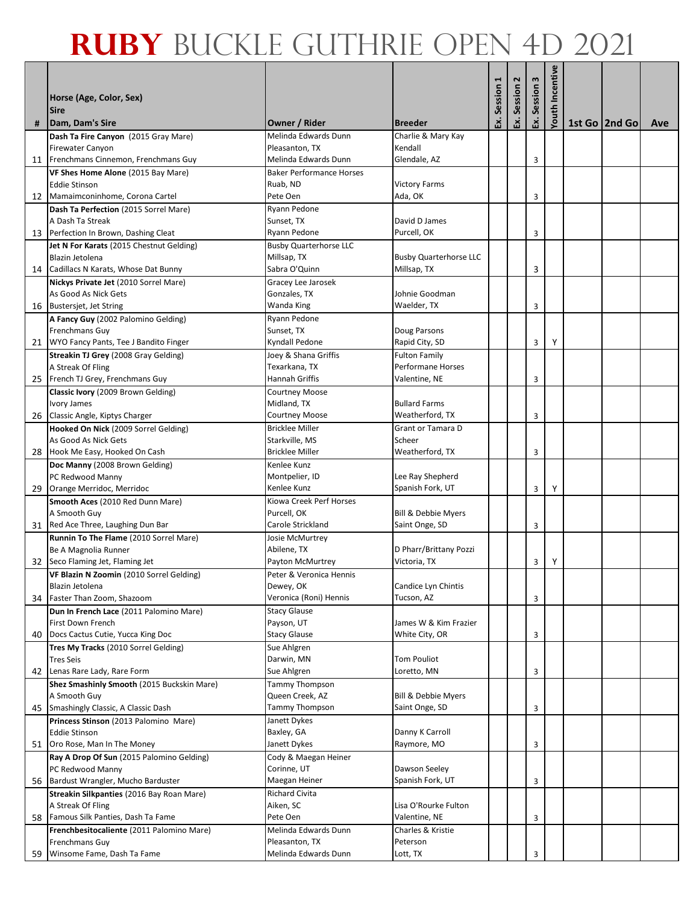# RUBY BUCKLE GUTHRIE OPEN 4D 2021

| # | Horse (Age, Color, Sex)<br>Sire<br>Dam, Dam's Sire | Owner / Rider | Breeder | Ex. Session 1 | Ex. Session 2 | Ex. Session 3 | Youth Incentive | 1st Go | 2nd Go | Ave |
|---|---|---|---|---|---|---|---|---|---|---|
| 11 | **Dash Ta Fire Canyon** (2015 Gray Mare)<br>Firewater Canyon<br>Frenchmans Cinnemon, Frenchmans Guy | Melinda Edwards Dunn<br>Pleasanton, TX<br>Melinda Edwards Dunn | Charlie & Mary Kay Kendall<br>Glendale, AZ | | | 3 | | | | |
| 12 | **VF Shes Home Alone** (2015 Bay Mare)<br>Eddie Stinson<br>Mamaimconinhome, Corona Cartel | Baker Performance Horses<br>Ruab, ND<br>Pete Oen | Victory Farms<br>Ada, OK | | | 3 | | | | |
| 13 | **Dash Ta Perfection** (2015 Sorrel Mare)<br>A Dash Ta Streak<br>Perfection In Brown, Dashing Cleat | Ryann Pedone<br>Sunset, TX<br>Ryann Pedone | David D James<br>Purcell, OK | | | 3 | | | | |
| 14 | **Jet N For Karats** (2015 Chestnut Gelding)<br>Blazin Jetolena<br>Cadillacs N Karats, Whose Dat Bunny | Busby Quarterhorse LLC<br>Millsap, TX<br>Sabra O'Quinn | Busby Quarterhorse LLC<br>Millsap, TX | | | 3 | | | | |
| 16 | **Nickys Private Jet** (2010 Sorrel Mare)<br>As Good As Nick Gets<br>Bustersjet, Jet String | Gracey Lee Jarosek<br>Gonzales, TX<br>Wanda King | Johnie Goodman<br>Waelder, TX | | | 3 | | | | |
| 21 | **A Fancy Guy** (2002 Palomino Gelding)<br>Frenchmans Guy<br>WYO Fancy Pants, Tee J Bandito Finger | Ryann Pedone<br>Sunset, TX<br>Kyndall Pedone | Doug Parsons<br>Rapid City, SD | | | 3 | Y | | | |
| 25 | **Streakin TJ Grey** (2008 Gray Gelding)<br>A Streak Of Fling<br>French TJ Grey, Frenchmans Guy | Joey & Shana Griffis<br>Texarkana, TX<br>Hannah Griffis | Fulton Family Performane Horses<br>Valentine, NE | | | 3 | | | | |
| 26 | **Classic Ivory** (2009 Brown Gelding)<br>Ivory James<br>Classic Angle, Kiptys Charger | Courtney Moose<br>Midland, TX<br>Courtney Moose | Bullard Farms<br>Weatherford, TX | | | 3 | | | | |
| 28 | **Hooked On Nick** (2009 Sorrel Gelding)<br>As Good As Nick Gets<br>Hook Me Easy, Hooked On Cash | Bricklee Miller<br>Starkville, MS<br>Bricklee Miller | Grant or Tamara D Scheer<br>Weatherford, TX | | | 3 | | | | |
| 29 | **Doc Manny** (2008 Brown Gelding)<br>PC Redwood Manny<br>Orange Merridoc, Merridoc | Kenlee Kunz<br>Montpelier, ID<br>Kenlee Kunz | Lee Ray Shepherd<br>Spanish Fork, UT | | | 3 | Y | | | |
| 31 | **Smooth Aces** (2010 Red Dunn Mare)<br>A Smooth Guy<br>Red Ace Three, Laughing Dun Bar | Kiowa Creek Perf Horses<br>Purcell, OK<br>Carole Strickland | Bill & Debbie Myers<br>Saint Onge, SD | | | 3 | | | | |
| 32 | **Runnin To The Flame** (2010 Sorrel Mare)<br>Be A Magnolia Runner<br>Seco Flaming Jet, Flaming Jet | Josie McMurtrey<br>Abilene, TX<br>Payton McMurtrey | D Pharr/Brittany Pozzi<br>Victoria, TX | | | 3 | Y | | | |
| 34 | **VF Blazin N Zoomin** (2010 Sorrel Gelding)<br>Blazin Jetolena<br>Faster Than Zoom, Shazoom | Peter & Veronica Hennis<br>Dewey, OK<br>Veronica (Roni) Hennis | Candice Lyn Chintis<br>Tucson, AZ | | | 3 | | | | |
| 40 | **Dun In French Lace** (2011 Palomino Mare)<br>First Down French<br>Docs Cactus Cutie, Yucca King Doc | Stacy Glause<br>Payson, UT<br>Stacy Glause | James W & Kim Frazier<br>White City, OR | | | 3 | | | | |
| 42 | **Tres My Tracks** (2010 Sorrel Gelding)<br>Tres Seis<br>Lenas Rare Lady, Rare Form | Sue Ahlgren<br>Darwin, MN<br>Sue Ahlgren | Tom Pouliot<br>Loretto, MN | | | 3 | | | | |
| 45 | **Shez Smashinly Smooth** (2015 Buckskin Mare)<br>A Smooth Guy<br>Smashingly Classic, A Classic Dash | Tammy Thompson<br>Queen Creek, AZ<br>Tammy Thompson | Bill & Debbie Myers<br>Saint Onge, SD | | | 3 | | | | |
| 51 | **Princess Stinson** (2013 Palomino Mare)<br>Eddie Stinson<br>Oro Rose, Man In The Money | Janett Dykes<br>Baxley, GA<br>Janett Dykes | Danny K Carroll<br>Raymore, MO | | | 3 | | | | |
| 56 | **Ray A Drop Of Sun** (2015 Palomino Gelding)<br>PC Redwood Manny<br>Bardust Wrangler, Mucho Barduster | Cody & Maegan Heiner<br>Corinne, UT<br>Maegan Heiner | Dawson Seeley<br>Spanish Fork, UT | | | 3 | | | | |
| 58 | **Streakin Silkpanties** (2016 Bay Roan Mare)<br>A Streak Of Fling<br>Famous Silk Panties, Dash Ta Fame | Richard Civita<br>Aiken, SC<br>Pete Oen | Lisa O'Rourke Fulton<br>Valentine, NE | | | 3 | | | | |
| 59 | **Frenchbesitocaliente** (2011 Palomino Mare)<br>Frenchmans Guy<br>Winsome Fame, Dash Ta Fame | Melinda Edwards Dunn<br>Pleasanton, TX<br>Melinda Edwards Dunn | Charles & Kristie Peterson<br>Lott, TX | | | 3 | | | | |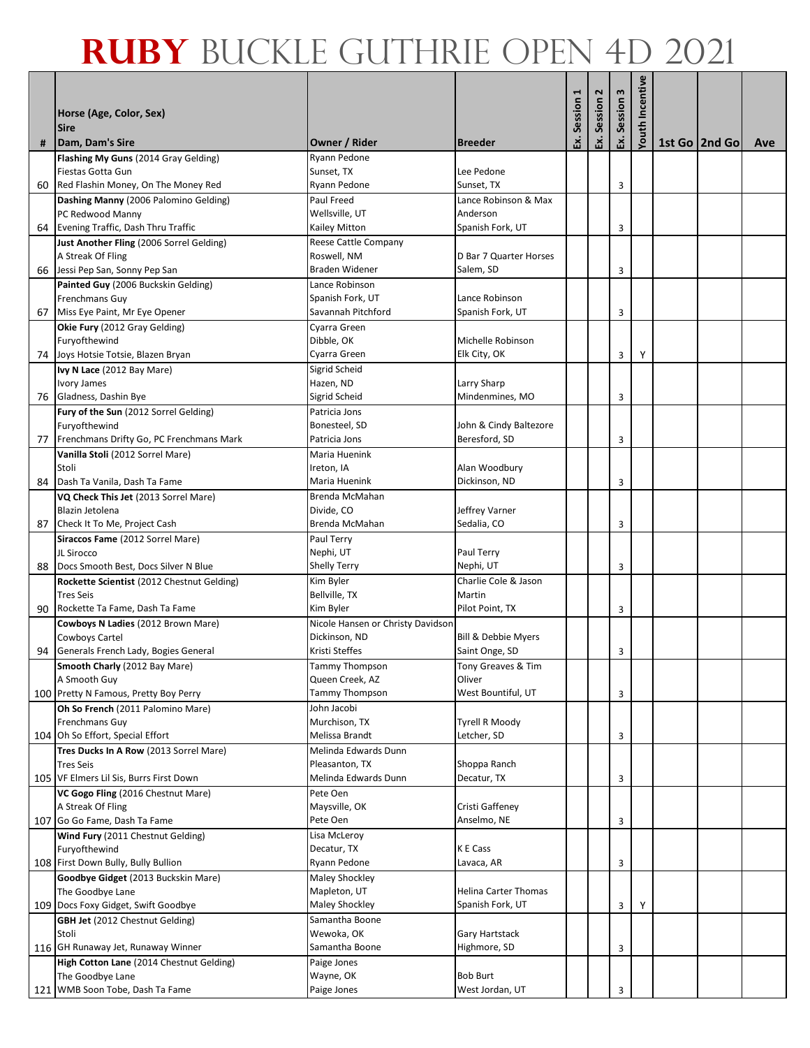# RUBY BUCKLE GUTHRIE OPEN 4D 2021

| # | Horse (Age, Color, Sex)<br>Sire<br>Dam, Dam's Sire | Owner / Rider | Breeder | Ex. Session 1 | Ex. Session 2 | Ex. Session 3 | Youth Incentive | 1st Go | 2nd Go | Ave |
|---|---|---|---|---|---|---|---|---|---|---|
| 60 | **Flashing My Guns** (2014 Gray Gelding)<br>Fiestas Gotta Gun<br>Red Flashin Money, On The Money Red | Ryann Pedone<br>Sunset, TX<br>Ryann Pedone | Lee Pedone<br>Sunset, TX | | | 3 | | | | |
| 64 | **Dashing Manny** (2006 Palomino Gelding)<br>PC Redwood Manny<br>Evening Traffic, Dash Thru Traffic | Paul Freed<br>Wellsville, UT<br>Kailey Mitton | Lance Robinson & Max Anderson<br>Spanish Fork, UT | | | 3 | | | | |
| 66 | **Just Another Fling** (2006 Sorrel Gelding)<br>A Streak Of Fling<br>Jessi Pep San, Sonny Pep San | Reese Cattle Company<br>Roswell, NM<br>Braden Widener | D Bar 7 Quarter Horses<br>Salem, SD | | | 3 | | | | |
| 67 | **Painted Guy** (2006 Buckskin Gelding)<br>Frenchmans Guy<br>Miss Eye Paint, Mr Eye Opener | Lance Robinson<br>Spanish Fork, UT<br>Savannah Pitchford | Lance Robinson<br>Spanish Fork, UT | | | 3 | | | | |
| 74 | **Okie Fury** (2012 Gray Gelding)<br>Furyofthewind<br>Joys Hotsie Totsie, Blazen Bryan | Cyarra Green<br>Dibble, OK<br>Cyarra Green | Michelle Robinson<br>Elk City, OK | | | 3 | Y | | | |
| 76 | **Ivy N Lace** (2012 Bay Mare)<br>Ivory James<br>Gladness, Dashin Bye | Sigrid Scheid<br>Hazen, ND<br>Sigrid Scheid | Larry Sharp<br>Mindenmines, MO | | | 3 | | | | |
| 77 | **Fury of the Sun** (2012 Sorrel Gelding)<br>Furyofthewind<br>Frenchmans Drifty Go, PC Frenchmans Mark | Patricia Jons<br>Bonesteel, SD<br>Patricia Jons | John & Cindy Baltezore<br>Beresford, SD | | | 3 | | | | |
| 84 | **Vanilla Stoli** (2012 Sorrel Mare)<br>Stoli<br>Dash Ta Vanila, Dash Ta Fame | Maria Huenink<br>Ireton, IA<br>Maria Huenink | Alan Woodbury<br>Dickinson, ND | | | 3 | | | | |
| 87 | **VQ Check This Jet** (2013 Sorrel Mare)<br>Blazin Jetolena<br>Check It To Me, Project Cash | Brenda McMahan<br>Divide, CO<br>Brenda McMahan | Jeffrey Varner<br>Sedalia, CO | | | 3 | | | | |
| 88 | **Siraccos Fame** (2012 Sorrel Mare)<br>JL Sirocco<br>Docs Smooth Best, Docs Silver N Blue | Paul Terry<br>Nephi, UT<br>Shelly Terry | Paul Terry<br>Nephi, UT | | | 3 | | | | |
| 90 | **Rockette Scientist** (2012 Chestnut Gelding)<br>Tres Seis<br>Rockette Ta Fame, Dash Ta Fame | Kim Byler<br>Bellville, TX<br>Kim Byler | Charlie Cole & Jason Martin<br>Pilot Point, TX | | | 3 | | | | |
| 94 | **Cowboys N Ladies** (2012 Brown Mare)<br>Cowboys Cartel<br>Generals French Lady, Bogies General | Nicole Hansen or Christy Davidson<br>Dickinson, ND<br>Kristi Steffes | Bill & Debbie Myers<br>Saint Onge, SD | | | 3 | | | | |
| 100 | **Smooth Charly** (2012 Bay Mare)<br>A Smooth Guy<br>Pretty N Famous, Pretty Boy Perry | Tammy Thompson<br>Queen Creek, AZ<br>Tammy Thompson | Tony Greaves & Tim Oliver<br>West Bountiful, UT | | | 3 | | | | |
| 104 | **Oh So French** (2011 Palomino Mare)<br>Frenchmans Guy<br>Oh So Effort, Special Effort | John Jacobi<br>Murchison, TX<br>Melissa Brandt | Tyrell R Moody<br>Letcher, SD | | | 3 | | | | |
| 105 | **Tres Ducks In A Row** (2013 Sorrel Mare)<br>Tres Seis<br>VF Elmers Lil Sis, Burrs First Down | Melinda Edwards Dunn<br>Pleasanton, TX<br>Melinda Edwards Dunn | Shoppa Ranch<br>Decatur, TX | | | 3 | | | | |
| 107 | **VC Gogo Fling** (2016 Chestnut Mare)<br>A Streak Of Fling<br>Go Go Fame, Dash Ta Fame | Pete Oen<br>Maysville, OK<br>Pete Oen | Cristi Gaffeney<br>Anselmo, NE | | | 3 | | | | |
| 108 | **Wind Fury** (2011 Chestnut Gelding)<br>Furyofthewind<br>First Down Bully, Bully Bullion | Lisa McLeroy<br>Decatur, TX<br>Ryann Pedone | K E Cass<br>Lavaca, AR | | | 3 | | | | |
| 109 | **Goodbye Gidget** (2013 Buckskin Mare)<br>The Goodbye Lane<br>Docs Foxy Gidget, Swift Goodbye | Maley Shockley<br>Mapleton, UT<br>Maley Shockley | Helina Carter Thomas<br>Spanish Fork, UT | | | 3 | Y | | | |
| 116 | **GBH Jet** (2012 Chestnut Gelding)<br>Stoli<br>GH Runaway Jet, Runaway Winner | Samantha Boone<br>Wewoka, OK<br>Samantha Boone | Gary Hartstack<br>Highmore, SD | | | 3 | | | | |
| 121 | **High Cotton Lane** (2014 Chestnut Gelding)<br>The Goodbye Lane<br>WMB Soon Tobe, Dash Ta Fame | Paige Jones<br>Wayne, OK<br>Paige Jones | Bob Burt<br>West Jordan, UT | | | 3 | | | | |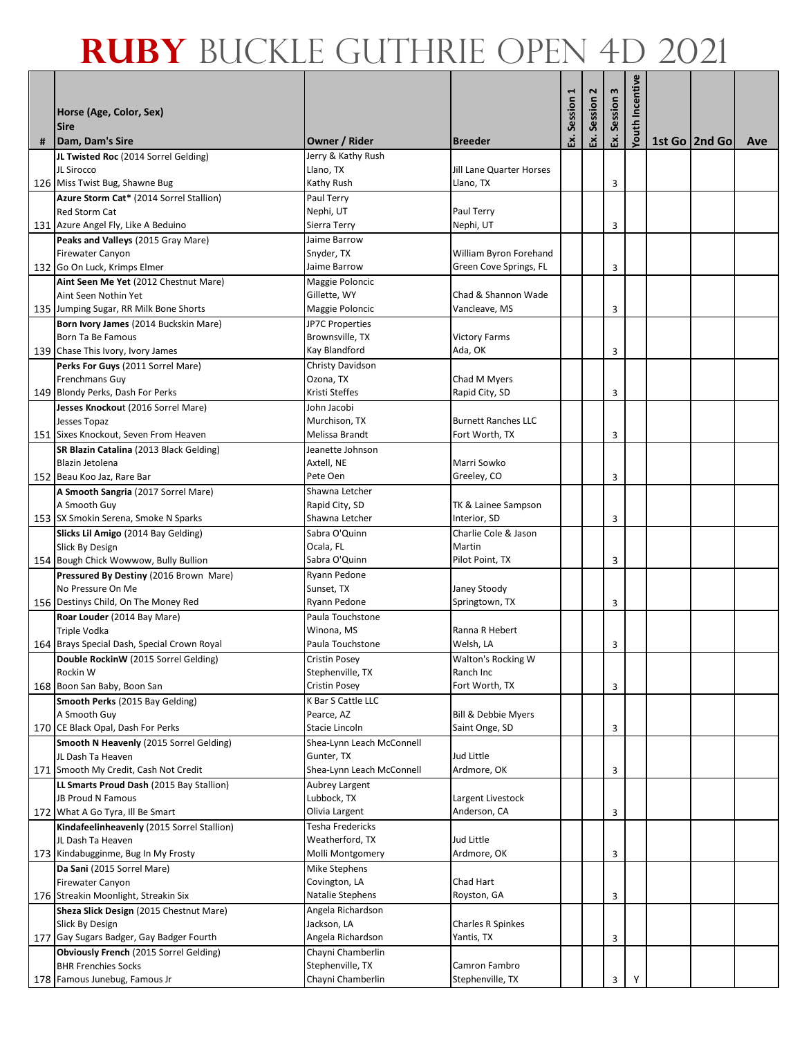# Ruby Buckle Guthrie Open 4D 2021

| # | Horse (Age, Color, Sex)<br>Sire<br>Dam, Dam's Sire | Owner / Rider | Breeder | Ex. Session 1 | Ex. Session 2 | Ex. Session 3 | Youth Incentive | 1st Go | 2nd Go | Ave |
|---|---|---|---|---|---|---|---|---|---|---|
| 126 | **JL Twisted Roc** (2014 Sorrel Gelding)<br>JL Sirocco<br>Miss Twist Bug, Shawne Bug | Jerry & Kathy Rush<br>Llano, TX<br>Kathy Rush | Jill Lane Quarter Horses<br>Llano, TX | | | 3 | | | | |
| 131 | **Azure Storm Cat*** (2014 Sorrel Stallion)<br>Red Storm Cat<br>Azure Angel Fly, Like A Beduino | Paul Terry<br>Nephi, UT<br>Sierra Terry | Paul Terry<br>Nephi, UT | | | 3 | | | | |
| 132 | **Peaks and Valleys** (2015 Gray Mare)<br>Firewater Canyon<br>Go On Luck, Krimps Elmer | Jaime Barrow<br>Snyder, TX<br>Jaime Barrow | William Byron Forehand<br>Green Cove Springs, FL | | | 3 | | | | |
| 135 | **Aint Seen Me Yet** (2012 Chestnut Mare)<br>Aint Seen Nothin Yet<br>Jumping Sugar, RR Milk Bone Shorts | Maggie Poloncic<br>Gillette, WY<br>Maggie Poloncic | Chad & Shannon Wade<br>Vancleave, MS | | | 3 | | | | |
| 139 | **Born Ivory James** (2014 Buckskin Mare)<br>Born Ta Be Famous<br>Chase This Ivory, Ivory James | JP7C Properties<br>Brownsville, TX<br>Kay Blandford | Victory Farms<br>Ada, OK | | | 3 | | | | |
| 149 | **Perks For Guys** (2011 Sorrel Mare)<br>Frenchmans Guy<br>Blondy Perks, Dash For Perks | Christy Davidson<br>Ozona, TX<br>Kristi Steffes | Chad M Myers<br>Rapid City, SD | | | 3 | | | | |
| 151 | **Jesses Knockout** (2016 Sorrel Mare)<br>Jesses Topaz<br>Sixes Knockout, Seven From Heaven | John Jacobi<br>Murchison, TX<br>Melissa Brandt | Burnett Ranches LLC<br>Fort Worth, TX | | | 3 | | | | |
| 152 | **SR Blazin Catalina** (2013 Black Gelding)<br>Blazin Jetolena<br>Beau Koo Jaz, Rare Bar | Jeanette Johnson<br>Axtell, NE<br>Pete Oen | Marri Sowko<br>Greeley, CO | | | 3 | | | | |
| 153 | **A Smooth Sangria** (2017 Sorrel Mare)<br>A Smooth Guy<br>SX Smokin Serena, Smoke N Sparks | Shawna Letcher<br>Rapid City, SD<br>Shawna Letcher | TK & Lainee Sampson<br>Interior, SD | | | 3 | | | | |
| 154 | **Slicks Lil Amigo** (2014 Bay Gelding)<br>Slick By Design<br>Bough Chick Wowwow, Bully Bullion | Sabra O'Quinn<br>Ocala, FL<br>Sabra O'Quinn | Charlie Cole & Jason Martin<br>Pilot Point, TX | | | 3 | | | | |
| 156 | **Pressured By Destiny** (2016 Brown Mare)<br>No Pressure On Me<br>Destinys Child, On The Money Red | Ryann Pedone<br>Sunset, TX<br>Ryann Pedone | Janey Stoody<br>Springtown, TX | | | 3 | | | | |
| 164 | **Roar Louder** (2014 Bay Mare)<br>Triple Vodka<br>Brays Special Dash, Special Crown Royal | Paula Touchstone<br>Winona, MS<br>Paula Touchstone | Ranna R Hebert<br>Welsh, LA | | | 3 | | | | |
| 168 | **Double RockinW** (2015 Sorrel Gelding)<br>Rockin W<br>Boon San Baby, Boon San | Cristin Posey<br>Stephenville, TX<br>Cristin Posey | Walton's Rocking W Ranch Inc<br>Fort Worth, TX | | | 3 | | | | |
| 170 | **Smooth Perks** (2015 Bay Gelding)<br>A Smooth Guy<br>CE Black Opal, Dash For Perks | K Bar S Cattle LLC<br>Pearce, AZ<br>Stacie Lincoln | Bill & Debbie Myers<br>Saint Onge, SD | | | 3 | | | | |
| 171 | **Smooth N Heavenly** (2015 Sorrel Gelding)<br>JL Dash Ta Heaven<br>Smooth My Credit, Cash Not Credit | Shea-Lynn Leach McConnell<br>Gunter, TX<br>Shea-Lynn Leach McConnell | Jud Little<br>Ardmore, OK | | | 3 | | | | |
| 172 | **LL Smarts Proud Dash** (2015 Bay Stallion)<br>JB Proud N Famous<br>What A Go Tyra, Ill Be Smart | Aubrey Largent<br>Lubbock, TX<br>Olivia Largent | Largent Livestock<br>Anderson, CA | | | 3 | | | | |
| 173 | **Kindafeelinheavenly** (2015 Sorrel Stallion)<br>JL Dash Ta Heaven<br>Kindabugginme, Bug In My Frosty | Tesha Fredericks<br>Weatherford, TX<br>Molli Montgomery | Jud Little<br>Ardmore, OK | | | 3 | | | | |
| 176 | **Da Sani** (2015 Sorrel Mare)<br>Firewater Canyon<br>Streakin Moonlight, Streakin Six | Mike Stephens<br>Covington, LA<br>Natalie Stephens | Chad Hart<br>Royston, GA | | | 3 | | | | |
| 177 | **Sheza Slick Design** (2015 Chestnut Mare)<br>Slick By Design<br>Gay Sugars Badger, Gay Badger Fourth | Angela Richardson<br>Jackson, LA<br>Angela Richardson | Charles R Spinkes<br>Yantis, TX | | | 3 | | | | |
| 178 | **Obviously French** (2015 Sorrel Gelding)<br>BHR Frenchies Socks<br>Famous Junebug, Famous Jr | Chayni Chamberlin<br>Stephenville, TX<br>Chayni Chamberlin | Camron Fambro<br>Stephenville, TX | | | 3 | Y | | | |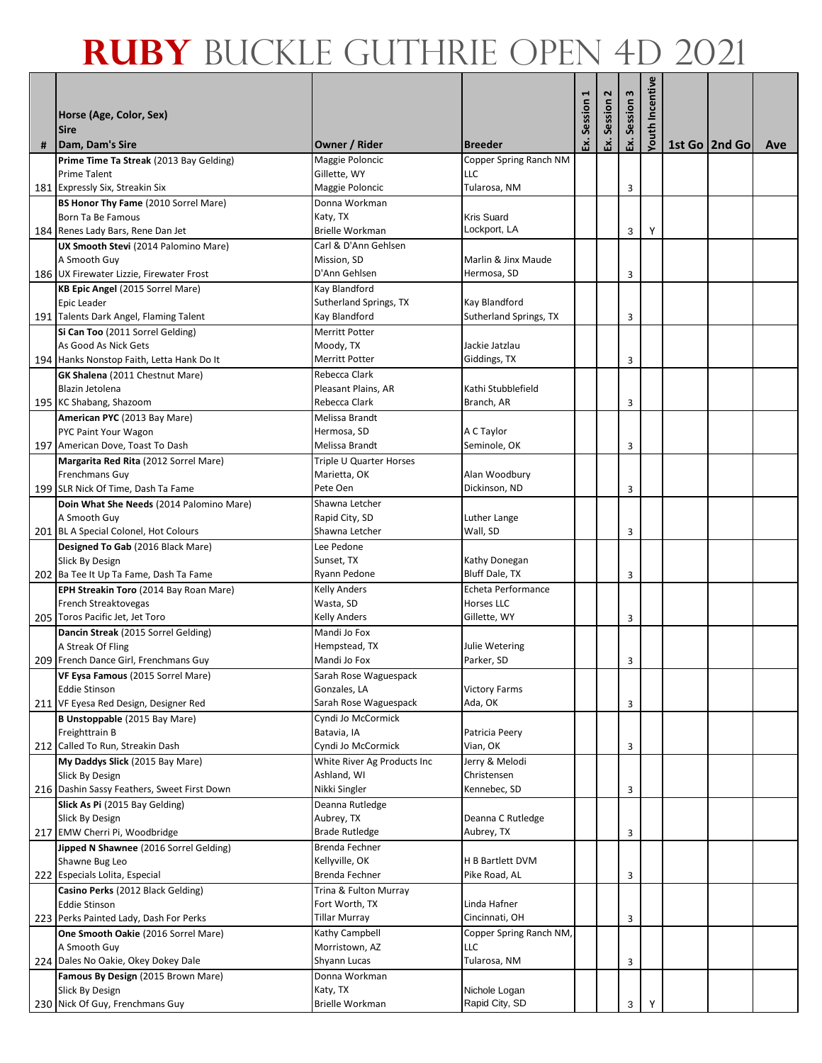# RUBY BUCKLE GUTHRIE OPEN 4D 2021

| # | Horse (Age, Color, Sex)<br>Sire<br>Dam, Dam's Sire | Owner / Rider | Breeder | Ex. Session 1 | Ex. Session 2 | Ex. Session 3 | Youth Incentive | 1st Go | 2nd Go | Ave |
|---|---|---|---|---|---|---|---|---|---|---|
| 181 | **Prime Time Ta Streak** (2013 Bay Gelding)<br>Prime Talent<br>Expressly Six, Streakin Six | Maggie Poloncic<br>Gillette, WY<br>Maggie Poloncic | Copper Spring Ranch NM LLC<br>Tularosa, NM | | | 3 | | | | |
| 184 | **BS Honor Thy Fame** (2010 Sorrel Mare)<br>Born Ta Be Famous<br>Renes Lady Bars, Rene Dan Jet | Donna Workman<br>Katy, TX<br>Brielle Workman | Kris Suard<br>Lockport, LA | | | 3 | Y | | | |
| 186 | **UX Smooth Stevi** (2014 Palomino Mare)<br>A Smooth Guy<br>UX Firewater Lizzie, Firewater Frost | Carl & D'Ann Gehlsen<br>Mission, SD<br>D'Ann Gehlsen | Marlin & Jinx Maude<br>Hermosa, SD | | | 3 | | | | |
| 191 | **KB Epic Angel** (2015 Sorrel Mare)<br>Epic Leader<br>Talents Dark Angel, Flaming Talent | Kay Blandford<br>Sutherland Springs, TX<br>Kay Blandford | Kay Blandford<br>Sutherland Springs, TX | | | 3 | | | | |
| 194 | **Si Can Too** (2011 Sorrel Gelding)<br>As Good As Nick Gets<br>Hanks Nonstop Faith, Letta Hank Do It | Merritt Potter<br>Moody, TX<br>Merritt Potter | Jackie Jatzlau<br>Giddings, TX | | | 3 | | | | |
| 195 | **GK Shalena** (2011 Chestnut Mare)<br>Blazin Jetolena<br>KC Shabang, Shazoom | Rebecca Clark<br>Pleasant Plains, AR<br>Rebecca Clark | Kathi Stubblefield<br>Branch, AR | | | 3 | | | | |
| 197 | **American PYC** (2013 Bay Mare)<br>PYC Paint Your Wagon<br>American Dove, Toast To Dash | Melissa Brandt<br>Hermosa, SD<br>Melissa Brandt | A C Taylor<br>Seminole, OK | | | 3 | | | | |
| 199 | **Margarita Red Rita** (2012 Sorrel Mare)<br>Frenchmans Guy<br>SLR Nick Of Time, Dash Ta Fame | Triple U Quarter Horses<br>Marietta, OK<br>Pete Oen | Alan Woodbury<br>Dickinson, ND | | | 3 | | | | |
| 201 | **Doin What She Needs** (2014 Palomino Mare)<br>A Smooth Guy<br>BL A Special Colonel, Hot Colours | Shawna Letcher<br>Rapid City, SD<br>Shawna Letcher | Luther Lange<br>Wall, SD | | | 3 | | | | |
| 202 | **Designed To Gab** (2016 Black Mare)<br>Slick By Design<br>Ba Tee It Up Ta Fame, Dash Ta Fame | Lee Pedone<br>Sunset, TX<br>Ryann Pedone | Kathy Donegan<br>Bluff Dale, TX | | | 3 | | | | |
| 205 | **EPH Streakin Toro** (2014 Bay Roan Mare)<br>French Streaktovegas<br>Toros Pacific Jet, Jet Toro | Kelly Anders<br>Wasta, SD<br>Kelly Anders | Echeta Performance Horses LLC<br>Gillette, WY | | | 3 | | | | |
| 209 | **Dancin Streak** (2015 Sorrel Gelding)<br>A Streak Of Fling<br>French Dance Girl, Frenchmans Guy | Mandi Jo Fox<br>Hempstead, TX<br>Mandi Jo Fox | Julie Wetering<br>Parker, SD | | | 3 | | | | |
| 211 | **VF Eysa Famous** (2015 Sorrel Mare)<br>Eddie Stinson<br>VF Eyesa Red Design, Designer Red | Sarah Rose Waguespack<br>Gonzales, LA<br>Sarah Rose Waguespack | Victory Farms<br>Ada, OK | | | 3 | | | | |
| 212 | **B Unstoppable** (2015 Bay Mare)<br>Freighttrain B<br>Called To Run, Streakin Dash | Cyndi Jo McCormick<br>Batavia, IA<br>Cyndi Jo McCormick | Patricia Peery<br>Vian, OK | | | 3 | | | | |
| 216 | **My Daddys Slick** (2015 Bay Mare)<br>Slick By Design<br>Dashin Sassy Feathers, Sweet First Down | White River Ag Products Inc<br>Ashland, WI<br>Nikki Singler | Jerry & Melodi Christensen<br>Kennebec, SD | | | 3 | | | | |
| 217 | **Slick As Pi** (2015 Bay Gelding)<br>Slick By Design<br>EMW Cherri Pi, Woodbridge | Deanna Rutledge<br>Aubrey, TX<br>Brade Rutledge | Deanna C Rutledge<br>Aubrey, TX | | | 3 | | | | |
| 222 | **Jipped N Shawnee** (2016 Sorrel Gelding)<br>Shawne Bug Leo<br>Especials Lolita, Especial | Brenda Fechner<br>Kellyville, OK<br>Brenda Fechner | H B Bartlett DVM<br>Pike Road, AL | | | 3 | | | | |
| 223 | **Casino Perks** (2012 Black Gelding)<br>Eddie Stinson<br>Perks Painted Lady, Dash For Perks | Trina & Fulton Murray<br>Fort Worth, TX<br>Tillar Murray | Linda Hafner<br>Cincinnati, OH | | | 3 | | | | |
| 224 | **One Smooth Oakie** (2016 Sorrel Mare)<br>A Smooth Guy<br>Dales No Oakie, Okey Dokey Dale | Kathy Campbell<br>Morristown, AZ<br>Shyann Lucas | Copper Spring Ranch NM, LLC<br>Tularosa, NM | | | 3 | | | | |
| 230 | **Famous By Design** (2015 Brown Mare)<br>Slick By Design<br>Nick Of Guy, Frenchmans Guy | Donna Workman<br>Katy, TX<br>Brielle Workman | Nichole Logan<br>Rapid City, SD | | | 3 | Y | | | |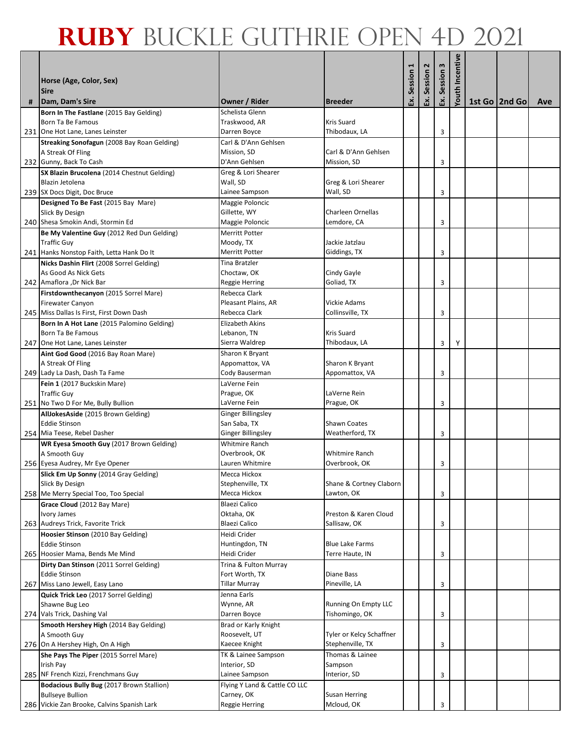# RUBY BUCKLE GUTHRIE OPEN 4D 2021

| # | Horse (Age, Color, Sex)<br>Sire<br>Dam, Dam's Sire | Owner / Rider | Breeder | Ex. Session 1 | Ex. Session 2 | Ex. Session 3 | Youth Incentive | 1st Go | 2nd Go | Ave |
|---|---|---|---|---|---|---|---|---|---|---|
| 231 | **Born In The Fastlane** (2015 Bay Gelding)<br>Born Ta Be Famous<br>One Hot Lane, Lanes Leinster | Schelista Glenn<br>Traskwood, AR<br>Darren Boyce | Kris Suard<br>Thibodaux, LA | | | 3 | | | | |
| 232 | **Streaking Sonofagun** (2008 Bay Roan Gelding)<br>A Streak Of Fling<br>Gunny, Back To Cash | Carl & D'Ann Gehlsen<br>Mission, SD<br>D'Ann Gehlsen | Carl & D'Ann Gehlsen<br>Mission, SD | | | 3 | | | | |
| 239 | **SX Blazin Brucolena** (2014 Chestnut Gelding)<br>Blazin Jetolena<br>SX Docs Digit, Doc Bruce | Greg & Lori Shearer<br>Wall, SD<br>Lainee Sampson | Greg & Lori Shearer<br>Wall, SD | | | 3 | | | | |
| 240 | **Designed To Be Fast** (2015 Bay Mare)<br>Slick By Design<br>Shesa Smokin Andi, Stormin Ed | Maggie Poloncic<br>Gillette, WY<br>Maggie Poloncic | Charleen Ornellas<br>Lemdore, CA | | | 3 | | | | |
| 241 | **Be My Valentine Guy** (2012 Red Dun Gelding)<br>Traffic Guy<br>Hanks Nonstop Faith, Letta Hank Do It | Merritt Potter<br>Moody, TX<br>Merritt Potter | Jackie Jatzlau<br>Giddings, TX | | | 3 | | | | |
| 242 | **Nicks Dashin Flirt** (2008 Sorrel Gelding)<br>As Good As Nick Gets<br>Amaflora ,Dr Nick Bar | Tina Bratzler<br>Choctaw, OK<br>Reggie Herring | Cindy Gayle<br>Goliad, TX | | | 3 | | | | |
| 245 | **Firstdownthecanyon** (2015 Sorrel Mare)<br>Firewater Canyon<br>Miss Dallas Is First, First Down Dash | Rebecca Clark<br>Pleasant Plains, AR<br>Rebecca Clark | Vickie Adams<br>Collinsville, TX | | | 3 | | | | |
| 247 | **Born In A Hot Lane** (2015 Palomino Gelding)<br>Born Ta Be Famous<br>One Hot Lane, Lanes Leinster | Elizabeth Akins<br>Lebanon, TN<br>Sierra Waldrep | Kris Suard<br>Thibodaux, LA | | | 3 | Y | | | |
| 249 | **Aint God Good** (2016 Bay Roan Mare)<br>A Streak Of Fling<br>Lady La Dash, Dash Ta Fame | Sharon K Bryant<br>Appomattox, VA<br>Cody Bauserman | Sharon K Bryant<br>Appomattox, VA | | | 3 | | | | |
| 251 | **Fein 1** (2017 Buckskin Mare)<br>Traffic Guy<br>No Two D For Me, Bully Bullion | LaVerne Fein<br>Prague, OK<br>LaVerne Fein | LaVerne Rein<br>Prague, OK | | | 3 | | | | |
| 254 | **AllJokesAside** (2015 Brown Gelding)<br>Eddie Stinson<br>Mia Teese, Rebel Dasher | Ginger Billingsley<br>San Saba, TX<br>Ginger Billingsley | Shawn Coates<br>Weatherford, TX | | | 3 | | | | |
| 256 | **WR Eyesa Smooth Guy** (2017 Brown Gelding)<br>A Smooth Guy<br>Eyesa Audrey, Mr Eye Opener | Whitmire Ranch<br>Overbrook, OK<br>Lauren Whitmire | Whitmire Ranch<br>Overbrook, OK | | | 3 | | | | |
| 258 | **Slick Em Up Sonny** (2014 Gray Gelding)<br>Slick By Design<br>Me Merry Special Too, Too Special | Mecca Hickox<br>Stephenville, TX<br>Mecca Hickox | Shane & Cortney Claborn<br>Lawton, OK | | | 3 | | | | |
| 263 | **Grace Cloud** (2012 Bay Mare)<br>Ivory James<br>Audreys Trick, Favorite Trick | Blaezi Calico<br>Oktaha, OK<br>Blaezi Calico | Preston & Karen Cloud<br>Sallisaw, OK | | | 3 | | | | |
| 265 | **Hoosier Stinson** (2010 Bay Gelding)<br>Eddie Stinson<br>Hoosier Mama, Bends Me Mind | Heidi Crider<br>Huntingdon, TN<br>Heidi Crider | Blue Lake Farms<br>Terre Haute, IN | | | 3 | | | | |
| 267 | **Dirty Dan Stinson** (2011 Sorrel Gelding)<br>Eddie Stinson<br>Miss Lano Jewell, Easy Lano | Trina & Fulton Murray<br>Fort Worth, TX<br>Tillar Murray | Diane Bass<br>Pineville, LA | | | 3 | | | | |
| 274 | **Quick Trick Leo** (2017 Sorrel Gelding)<br>Shawne Bug Leo<br>Vals Trick, Dashing Val | Jenna Earls<br>Wynne, AR<br>Darren Boyce | Running On Empty LLC<br>Tishomingo, OK | | | 3 | | | | |
| 276 | **Smooth Hershey High** (2014 Bay Gelding)<br>A Smooth Guy<br>On A Hershey High, On A High | Brad or Karly Knight<br>Roosevelt, UT<br>Kaecee Knight | Tyler or Kelcy Schaffner<br>Stephenville, TX | | | 3 | | | | |
| 285 | **She Pays The Piper** (2015 Sorrel Mare)<br>Irish Pay<br>NF French Kizzi, Frenchmans Guy | TK & Lainee Sampson<br>Interior, SD<br>Lainee Sampson | Thomas & Lainee Sampson<br>Interior, SD | | | 3 | | | | |
| 286 | **Bodacious Bully Bug** (2017 Brown Stallion)<br>Bullseye Bullion<br>Vickie Zan Brooke, Calvins Spanish Lark | Flying Y Land & Cattle CO LLC<br>Carney, OK<br>Reggie Herring | Susan Herring<br>Mcloud, OK | | | 3 | | | | |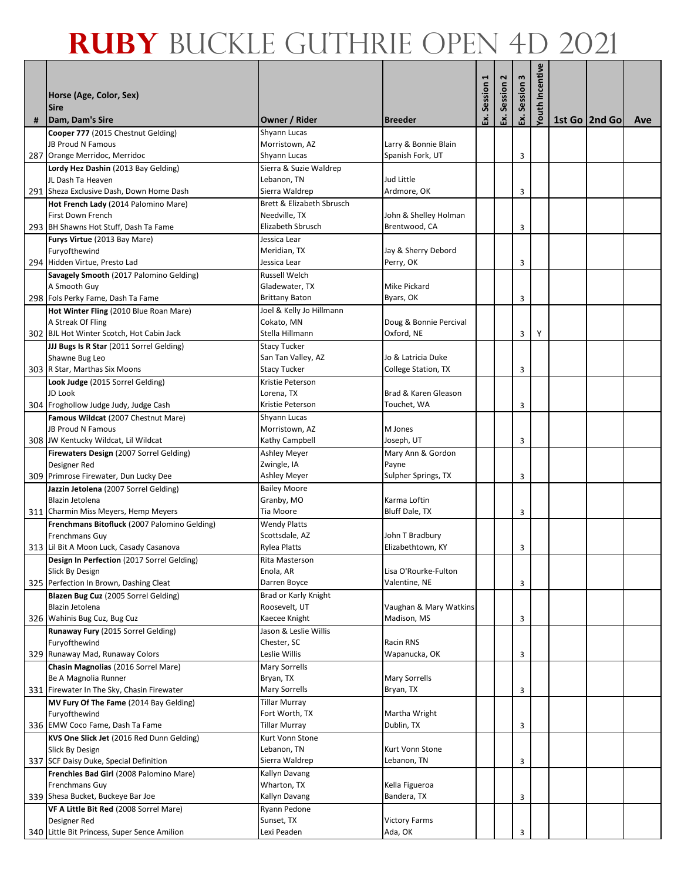# RUBY BUCKLE GUTHRIE OPEN 4D 2021

| # | Horse (Age, Color, Sex)<br>Sire<br>Dam, Dam's Sire | Owner / Rider | Breeder | Ex. Session 1 | Ex. Session 2 | Ex. Session 3 | Youth Incentive | 1st Go | 2nd Go | Ave |
|---|---|---|---|---|---|---|---|---|---|---|
| 287 | **Cooper 777** (2015 Chestnut Gelding)<br>JB Proud N Famous<br>Orange Merridoc, Merridoc | Shyann Lucas<br>Morristown, AZ<br>Shyann Lucas | Larry & Bonnie Blain<br>Spanish Fork, UT | | | 3 | | | | |
| 291 | **Lordy Hez Dashin** (2013 Bay Gelding)<br>JL Dash Ta Heaven<br>Sheza Exclusive Dash, Down Home Dash | Sierra & Suzie Waldrep<br>Lebanon, TN<br>Sierra Waldrep | Jud Little<br>Ardmore, OK | | | 3 | | | | |
| 293 | **Hot French Lady** (2014 Palomino Mare)<br>First Down French<br>BH Shawns Hot Stuff, Dash Ta Fame | Brett & Elizabeth Sbrusch<br>Needville, TX<br>Elizabeth Sbrusch | John & Shelley Holman<br>Brentwood, CA | | | 3 | | | | |
| 294 | **Furys Virtue** (2013 Bay Mare)<br>Furyofthewind<br>Hidden Virtue, Presto Lad | Jessica Lear<br>Meridian, TX<br>Jessica Lear | Jay & Sherry Debord<br>Perry, OK | | | 3 | | | | |
| 298 | **Savagely Smooth** (2017 Palomino Gelding)<br>A Smooth Guy<br>Fols Perky Fame, Dash Ta Fame | Russell Welch<br>Gladewater, TX<br>Brittany Baton | Mike Pickard<br>Byars, OK | | | 3 | | | | |
| 302 | **Hot Winter Fling** (2010 Blue Roan Mare)<br>A Streak Of Fling<br>BJL Hot Winter Scotch, Hot Cabin Jack | Joel & Kelly Jo Hillmann<br>Cokato, MN<br>Stella Hillmann | Doug & Bonnie Percival<br>Oxford, NE | | | 3 | Y | | | |
| 303 | **JJJ Bugs Is R Star** (2011 Sorrel Gelding)<br>Shawne Bug Leo<br>R Star, Marthas Six Moons | Stacy Tucker<br>San Tan Valley, AZ<br>Stacy Tucker | Jo & Latricia Duke<br>College Station, TX | | | 3 | | | | |
| 304 | **Look Judge** (2015 Sorrel Gelding)<br>JD Look<br>Froghollow Judge Judy, Judge Cash | Kristie Peterson<br>Lorena, TX<br>Kristie Peterson | Brad & Karen Gleason<br>Touchet, WA | | | 3 | | | | |
| 308 | **Famous Wildcat** (2007 Chestnut Mare)<br>JB Proud N Famous<br>JW Kentucky Wildcat, Lil Wildcat | Shyann Lucas<br>Morristown, AZ<br>Kathy Campbell | M Jones<br>Joseph, UT | | | 3 | | | | |
| 309 | **Firewaters Design** (2007 Sorrel Gelding)<br>Designer Red<br>Primrose Firewater, Dun Lucky Dee | Ashley Meyer<br>Zwingle, IA<br>Ashley Meyer | Mary Ann & Gordon Payne<br>Sulpher Springs, TX | | | 3 | | | | |
| 311 | **Jazzin Jetolena** (2007 Sorrel Gelding)<br>Blazin Jetolena<br>Charmin Miss Meyers, Hemp Meyers | Bailey Moore<br>Granby, MO<br>Tia Moore | Karma Loftin<br>Bluff Dale, TX | | | 3 | | | | |
| 313 | **Frenchmans Bitofluck** (2007 Palomino Gelding)<br>Frenchmans Guy<br>Lil Bit A Moon Luck, Casady Casanova | Wendy Platts<br>Scottsdale, AZ<br>Rylea Platts | John T Bradbury<br>Elizabethtown, KY | | | 3 | | | | |
| 325 | **Design In Perfection** (2017 Sorrel Gelding)<br>Slick By Design<br>Perfection In Brown, Dashing Cleat | Rita Masterson<br>Enola, AR<br>Darren Boyce | Lisa O'Rourke-Fulton<br>Valentine, NE | | | 3 | | | | |
| 326 | **Blazen Bug Cuz** (2005 Sorrel Gelding)<br>Blazin Jetolena<br>Wahinis Bug Cuz, Bug Cuz | Brad or Karly Knight<br>Roosevelt, UT<br>Kaecee Knight | Vaughan & Mary Watkins<br>Madison, MS | | | 3 | | | | |
| 329 | **Runaway Fury** (2015 Sorrel Gelding)<br>Furyofthewind<br>Runaway Mad, Runaway Colors | Jason & Leslie Willis<br>Chester, SC<br>Leslie Willis | Racin RNS<br>Wapanucka, OK | | | 3 | | | | |
| 331 | **Chasin Magnolias** (2016 Sorrel Mare)<br>Be A Magnolia Runner<br>Firewater In The Sky, Chasin Firewater | Mary Sorrells<br>Bryan, TX<br>Mary Sorrells | Mary Sorrells<br>Bryan, TX | | | 3 | | | | |
| 336 | **MV Fury Of The Fame** (2014 Bay Gelding)<br>Furyofthewind<br>EMW Coco Fame, Dash Ta Fame | Tillar Murray<br>Fort Worth, TX<br>Tillar Murray | Martha Wright<br>Dublin, TX | | | 3 | | | | |
| 337 | **KVS One Slick Jet** (2016 Red Dunn Gelding)<br>Slick By Design<br>SCF Daisy Duke, Special Definition | Kurt Vonn Stone<br>Lebanon, TN<br>Sierra Waldrep | Kurt Vonn Stone<br>Lebanon, TN | | | 3 | | | | |
| 339 | **Frenchies Bad Girl** (2008 Palomino Mare)<br>Frenchmans Guy<br>Shesa Bucket, Buckeye Bar Joe | Kallyn Davang<br>Wharton, TX<br>Kallyn Davang | Kella Figueroa<br>Bandera, TX | | | 3 | | | | |
| 340 | **VF A Little Bit Red** (2008 Sorrel Mare)<br>Designer Red<br>Little Bit Princess, Super Sence Amilion | Ryann Pedone<br>Sunset, TX<br>Lexi Peaden | Victory Farms<br>Ada, OK | | | 3 | | | | |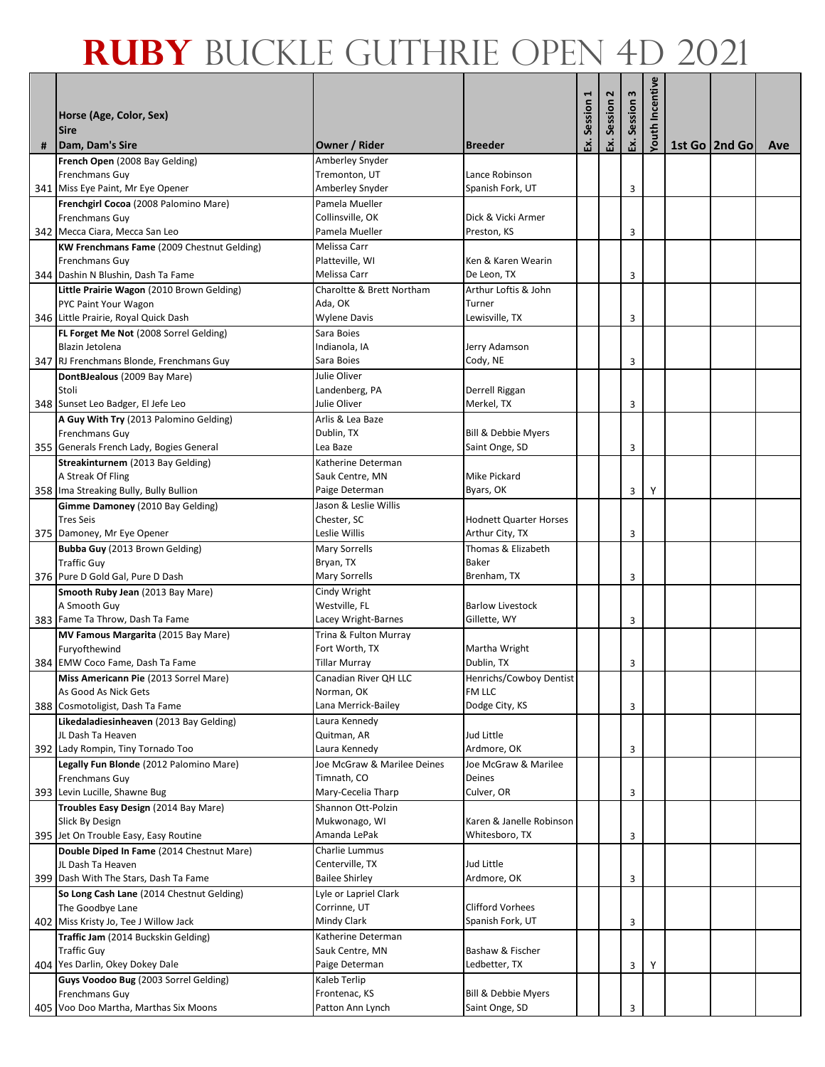# RUBY BUCKLE GUTHRIE OPEN 4D 2021

| # | Horse (Age, Color, Sex)<br>Sire<br>Dam, Dam's Sire | Owner / Rider | Breeder | Ex. Session 1 | Ex. Session 2 | Ex. Session 3 | Youth Incentive | 1st Go | 2nd Go | Ave |
|---|---|---|---|---|---|---|---|---|---|---|
| 341 | **French Open** (2008 Bay Gelding)<br>Frenchmans Guy<br>Miss Eye Paint, Mr Eye Opener | Amberley Snyder<br>Tremonton, UT<br>Amberley Snyder | Lance Robinson<br>Spanish Fork, UT | | | 3 | | | | |
| 342 | **Frenchgirl Cocoa** (2008 Palomino Mare)<br>Frenchmans Guy<br>Mecca Ciara, Mecca San Leo | Pamela Mueller<br>Collinsville, OK<br>Pamela Mueller | Dick & Vicki Armer<br>Preston, KS | | | 3 | | | | |
| 344 | **KW Frenchmans Fame** (2009 Chestnut Gelding)<br>Frenchmans Guy<br>Dashin N Blushin, Dash Ta Fame | Melissa Carr<br>Platteville, WI<br>Melissa Carr | Ken & Karen Wearin<br>De Leon, TX | | | 3 | | | | |
| 346 | **Little Prairie Wagon** (2010 Brown Gelding)<br>PYC Paint Your Wagon<br>Little Prairie, Royal Quick Dash | Charoltte & Brett Northam<br>Ada, OK<br>Wylene Davis | Arthur Loftis & John Turner<br>Lewisville, TX | | | 3 | | | | |
| 347 | **FL Forget Me Not** (2008 Sorrel Gelding)<br>Blazin Jetolena<br>RJ Frenchmans Blonde, Frenchmans Guy | Sara Boies<br>Indianola, IA<br>Sara Boies | Jerry Adamson<br>Cody, NE | | | 3 | | | | |
| 348 | **DontBJealous** (2009 Bay Mare)<br>Stoli<br>Sunset Leo Badger, El Jefe Leo | Julie Oliver<br>Landenberg, PA<br>Julie Oliver | Derrell Riggan<br>Merkel, TX | | | 3 | | | | |
| 355 | **A Guy With Try** (2013 Palomino Gelding)<br>Frenchmans Guy<br>Generals French Lady, Bogies General | Arlis & Lea Baze<br>Dublin, TX<br>Lea Baze | Bill & Debbie Myers<br>Saint Onge, SD | | | 3 | | | | |
| 358 | **Streakinturnem** (2013 Bay Gelding)<br>A Streak Of Fling<br>Ima Streaking Bully, Bully Bullion | Katherine Determan<br>Sauk Centre, MN<br>Paige Determan | Mike Pickard<br>Byars, OK | | | 3 | Y | | | |
| 375 | **Gimme Damoney** (2010 Bay Gelding)<br>Tres Seis<br>Damoney, Mr Eye Opener | Jason & Leslie Willis<br>Chester, SC<br>Leslie Willis | Hodnett Quarter Horses<br>Arthur City, TX | | | 3 | | | | |
| 376 | **Bubba Guy** (2013 Brown Gelding)<br>Traffic Guy<br>Pure D Gold Gal, Pure D Dash | Mary Sorrells<br>Bryan, TX<br>Mary Sorrells | Thomas & Elizabeth Baker<br>Brenham, TX | | | 3 | | | | |
| 383 | **Smooth Ruby Jean** (2013 Bay Mare)<br>A Smooth Guy<br>Fame Ta Throw, Dash Ta Fame | Cindy Wright<br>Westville, FL<br>Lacey Wright-Barnes | Barlow Livestock<br>Gillette, WY | | | 3 | | | | |
| 384 | **MV Famous Margarita** (2015 Bay Mare)<br>Furyofthewind<br>EMW Coco Fame, Dash Ta Fame | Trina & Fulton Murray<br>Fort Worth, TX<br>Tillar Murray | Martha Wright<br>Dublin, TX | | | 3 | | | | |
| 388 | **Miss Americann Pie** (2013 Sorrel Mare)<br>As Good As Nick Gets<br>Cosmotoligist, Dash Ta Fame | Canadian River QH LLC<br>Norman, OK<br>Lana Merrick-Bailey | Henrichs/Cowboy Dentist FM LLC<br>Dodge City, KS | | | 3 | | | | |
| 392 | **Likedaladiesinheaven** (2013 Bay Gelding)<br>JL Dash Ta Heaven<br>Lady Rompin, Tiny Tornado Too | Laura Kennedy<br>Quitman, AR<br>Laura Kennedy | Jud Little<br>Ardmore, OK | | | 3 | | | | |
| 393 | **Legally Fun Blonde** (2012 Palomino Mare)<br>Frenchmans Guy<br>Levin Lucille, Shawne Bug | Joe McGraw & Marilee Deines<br>Timnath, CO<br>Mary-Cecelia Tharp | Joe McGraw & Marilee Deines<br>Culver, OR | | | 3 | | | | |
| 395 | **Troubles Easy Design** (2014 Bay Mare)<br>Slick By Design<br>Jet On Trouble Easy, Easy Routine | Shannon Ott-Polzin<br>Mukwonago, WI<br>Amanda LePak | Karen & Janelle Robinson<br>Whitesboro, TX | | | 3 | | | | |
| 399 | **Double Diped In Fame** (2014 Chestnut Mare)<br>JL Dash Ta Heaven<br>Dash With The Stars, Dash Ta Fame | Charlie Lummus<br>Centerville, TX<br>Bailee Shirley | Jud Little<br>Ardmore, OK | | | 3 | | | | |
| 402 | **So Long Cash Lane** (2014 Chestnut Gelding)<br>The Goodbye Lane<br>Miss Kristy Jo, Tee J Willow Jack | Lyle or Lapriel Clark<br>Corrinne, UT<br>Mindy Clark | Clifford Vorhees<br>Spanish Fork, UT | | | 3 | | | | |
| 404 | **Traffic Jam** (2014 Buckskin Gelding)<br>Traffic Guy<br>Yes Darlin, Okey Dokey Dale | Katherine Determan<br>Sauk Centre, MN<br>Paige Determan | Bashaw & Fischer<br>Ledbetter, TX | | | 3 | Y | | | |
| 405 | **Guys Voodoo Bug** (2003 Sorrel Gelding)<br>Frenchmans Guy<br>Voo Doo Martha, Marthas Six Moons | Kaleb Terlip<br>Frontenac, KS<br>Patton Ann Lynch | Bill & Debbie Myers<br>Saint Onge, SD | | | 3 | | | | |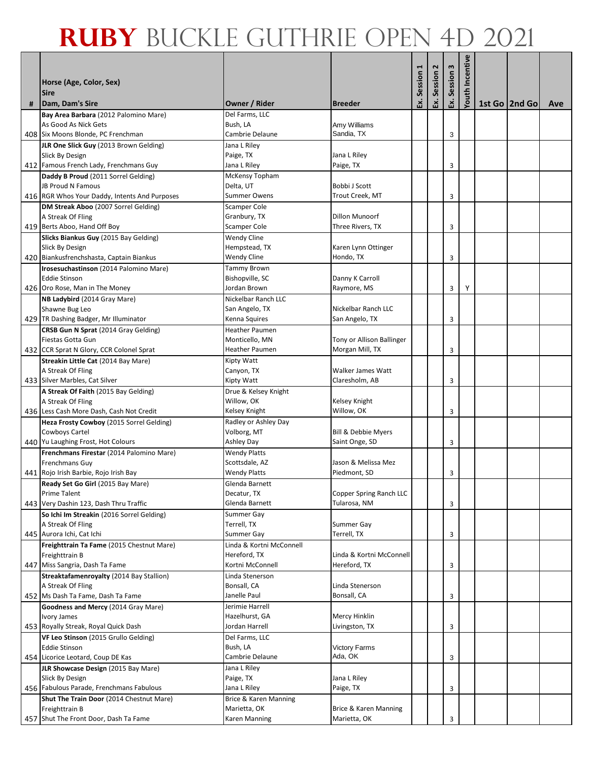# RUBY BUCKLE GUTHRIE OPEN 4D 2021

| # | Horse (Age, Color, Sex)<br>Sire<br>Dam, Dam's Sire | Owner / Rider | Breeder | Ex. Session 1 | Ex. Session 2 | Ex. Session 3 | Youth Incentive | 1st Go | 2nd Go | Ave |
|---|---|---|---|---|---|---|---|---|---|---|
| 408 | **Bay Area Barbara** (2012 Palomino Mare)<br>As Good As Nick Gets<br>Six Moons Blonde, PC Frenchman | Del Farms, LLC<br>Bush, LA<br>Cambrie Delaune | Amy Williams<br>Sandia, TX | | | 3 | | | | |
| 412 | **JLR One Slick Guy** (2013 Brown Gelding)<br>Slick By Design<br>Famous French Lady, Frenchmans Guy | Jana L Riley<br>Paige, TX<br>Jana L Riley | Jana L Riley<br>Paige, TX | | | 3 | | | | |
| 416 | **Daddy B Proud** (2011 Sorrel Gelding)<br>JB Proud N Famous<br>RGR Whos Your Daddy, Intents And Purposes | McKensy Topham<br>Delta, UT<br>Summer Owens | Bobbi J Scott<br>Trout Creek, MT | | | 3 | | | | |
| 419 | **DM Streak Aboo** (2007 Sorrel Gelding)<br>A Streak Of Fling<br>Berts Aboo, Hand Off Boy | Scamper Cole<br>Granbury, TX<br>Scamper Cole | Dillon Munoorf<br>Three Rivers, TX | | | 3 | | | | |
| 420 | **Slicks Biankus Guy** (2015 Bay Gelding)<br>Slick By Design<br>Biankusfrenchshasta, Captain Biankus | Wendy Cline<br>Hempstead, TX<br>Wendy Cline | Karen Lynn Ottinger<br>Hondo, TX | | | 3 | | | | |
| 426 | **Irosesuchastinson** (2014 Palomino Mare)<br>Eddie Stinson<br>Oro Rose, Man in The Money | Tammy Brown<br>Bishopville, SC<br>Jordan Brown | Danny K Carroll<br>Raymore, MS | | | 3 | Y | | | |
| 429 | **NB Ladybird** (2014 Gray Mare)<br>Shawne Bug Leo<br>TR Dashing Badger, Mr Illuminator | Nickelbar Ranch LLC<br>San Angelo, TX<br>Kenna Squires | Nickelbar Ranch LLC<br>San Angelo, TX | | | 3 | | | | |
| 432 | **CRSB Gun N Sprat** (2014 Gray Gelding)<br>Fiestas Gotta Gun<br>CCR Sprat N Glory, CCR Colonel Sprat | Heather Paumen<br>Monticello, MN<br>Heather Paumen | Tony or Allison Ballinger<br>Morgan Mill, TX | | | 3 | | | | |
| 433 | **Streakin Little Cat** (2014 Bay Mare)<br>A Streak Of Fling<br>Silver Marbles, Cat Silver | Kipty Watt<br>Canyon, TX<br>Kipty Watt | Walker James Watt<br>Claresholm, AB | | | 3 | | | | |
| 436 | **A Streak Of Faith** (2015 Bay Gelding)<br>A Streak Of Fling<br>Less Cash More Dash, Cash Not Credit | Drue & Kelsey Knight<br>Willow, OK<br>Kelsey Knight | Kelsey Knight<br>Willow, OK | | | 3 | | | | |
| 440 | **Heza Frosty Cowboy** (2015 Sorrel Gelding)<br>Cowboys Cartel<br>Yu Laughing Frost, Hot Colours | Radley or Ashley Day<br>Volborg, MT<br>Ashley Day | Bill & Debbie Myers<br>Saint Onge, SD | | | 3 | | | | |
| 441 | **Frenchmans Firestar** (2014 Palomino Mare)<br>Frenchmans Guy<br>Rojo Irish Barbie, Rojo Irish Bay | Wendy Platts<br>Scottsdale, AZ<br>Wendy Platts | Jason & Melissa Mez<br>Piedmont, SD | | | 3 | | | | |
| 443 | **Ready Set Go Girl** (2015 Bay Mare)<br>Prime Talent<br>Very Dashin 123, Dash Thru Traffic | Glenda Barnett<br>Decatur, TX<br>Glenda Barnett | Copper Spring Ranch LLC<br>Tularosa, NM | | | 3 | | | | |
| 445 | **So Ichi Im Streakin** (2016 Sorrel Gelding)<br>A Streak Of Fling<br>Aurora Ichi, Cat Ichi | Summer Gay<br>Terrell, TX<br>Summer Gay | Summer Gay<br>Terrell, TX | | | 3 | | | | |
| 447 | **Freighttrain Ta Fame** (2015 Chestnut Mare)<br>Freighttrain B<br>Miss Sangria, Dash Ta Fame | Linda & Kortni McConnell<br>Hereford, TX<br>Kortni McConnell | Linda & Kortni McConnell<br>Hereford, TX | | | 3 | | | | |
| 452 | **Streaktafamenroyalty** (2014 Bay Stallion)<br>A Streak Of Fling<br>Ms Dash Ta Fame, Dash Ta Fame | Linda Stenerson<br>Bonsall, CA<br>Janelle Paul | Linda Stenerson<br>Bonsall, CA | | | 3 | | | | |
| 453 | **Goodness and Mercy** (2014 Gray Mare)<br>Ivory James<br>Royally Streak, Royal Quick Dash | Jerimie Harrell<br>Hazelhurst, GA<br>Jordan Harrell | Mercy Hinklin<br>Livingston, TX | | | 3 | | | | |
| 454 | **VF Leo Stinson** (2015 Grullo Gelding)<br>Eddie Stinson<br>Licorice Leotard, Coup DE Kas | Del Farms, LLC<br>Bush, LA<br>Cambrie Delaune | Victory Farms<br>Ada, OK | | | 3 | | | | |
| 456 | **JLR Showcase Design** (2015 Bay Mare)<br>Slick By Design<br>Fabulous Parade, Frenchmans Fabulous | Jana L Riley<br>Paige, TX<br>Jana L Riley | Jana L Riley<br>Paige, TX | | | 3 | | | | |
| 457 | **Shut The Train Door** (2014 Chestnut Mare)<br>Freighttrain B<br>Shut The Front Door, Dash Ta Fame | Brice & Karen Manning<br>Marietta, OK<br>Karen Manning | Brice & Karen Manning<br>Marietta, OK | | | 3 | | | | |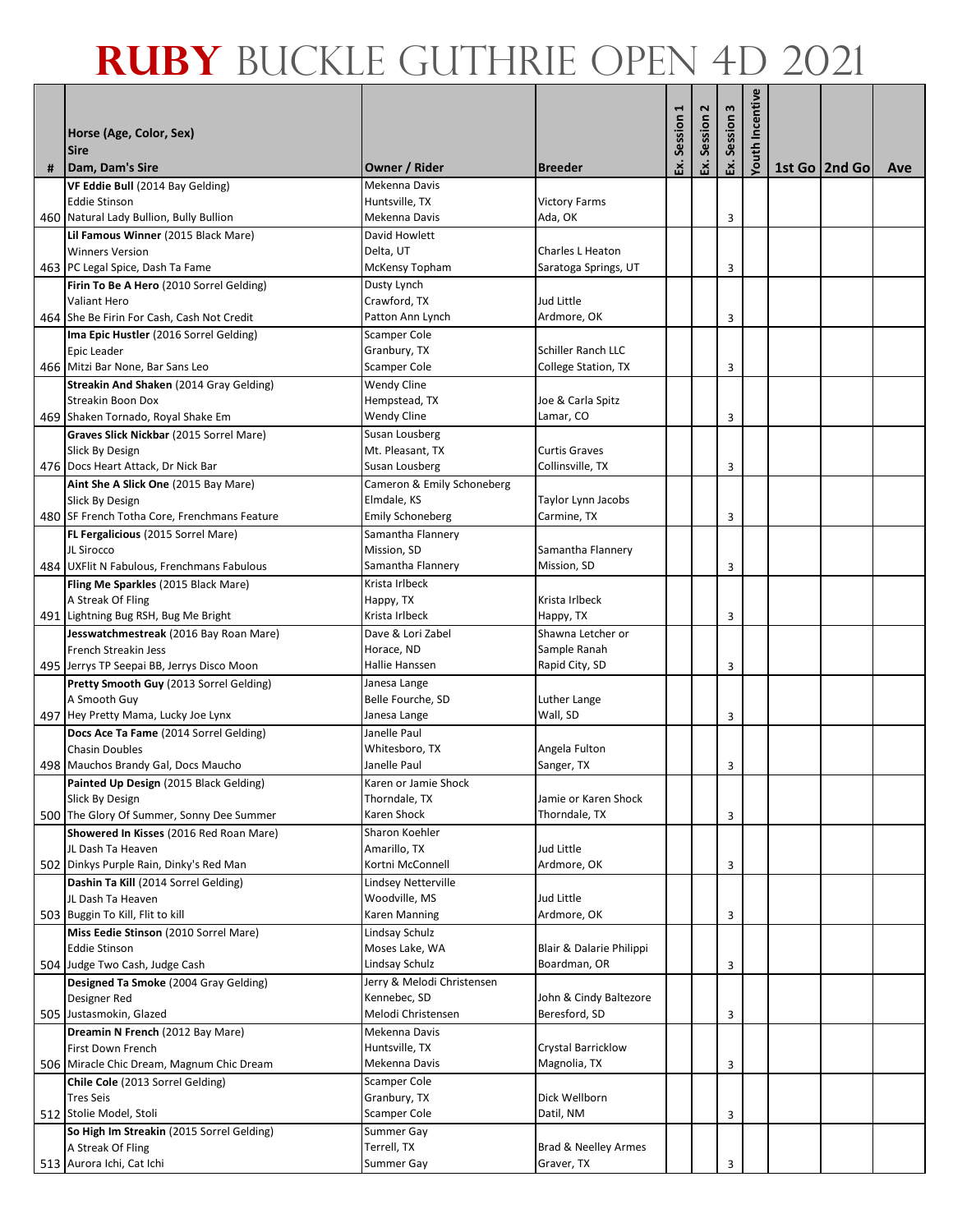# RUBY BUCKLE GUTHRIE OPEN 4D 2021

| # | Horse (Age, Color, Sex)<br>Sire<br>Dam, Dam's Sire | Owner / Rider | Breeder | Ex. Session 1 | Ex. Session 2 | Ex. Session 3 | Youth Incentive | 1st Go | 2nd Go | Ave |
|---|---|---|---|---|---|---|---|---|---|---|
| 460 | **VF Eddie Bull** (2014 Bay Gelding)<br>Eddie Stinson<br>Natural Lady Bullion, Bully Bullion | Mekenna Davis<br>Huntsville, TX<br>Mekenna Davis | Victory Farms<br>Ada, OK | | | 3 | | | | |
| 463 | **Lil Famous Winner** (2015 Black Mare)<br>Winners Version<br>PC Legal Spice, Dash Ta Fame | David Howlett<br>Delta, UT<br>McKensy Topham | Charles L Heaton<br>Saratoga Springs, UT | | | 3 | | | | |
| 464 | **Firin To Be A Hero** (2010 Sorrel Gelding)<br>Valiant Hero<br>She Be Firin For Cash, Cash Not Credit | Dusty Lynch<br>Crawford, TX<br>Patton Ann Lynch | Jud Little<br>Ardmore, OK | | | 3 | | | | |
| 466 | **Ima Epic Hustler** (2016 Sorrel Gelding)<br>Epic Leader<br>Mitzi Bar None, Bar Sans Leo | Scamper Cole<br>Granbury, TX<br>Scamper Cole | Schiller Ranch LLC<br>College Station, TX | | | 3 | | | | |
| 469 | **Streakin And Shaken** (2014 Gray Gelding)<br>Streakin Boon Dox<br>Shaken Tornado, Royal Shake Em | Wendy Cline<br>Hempstead, TX<br>Wendy Cline | Joe & Carla Spitz<br>Lamar, CO | | | 3 | | | | |
| 476 | **Graves Slick Nickbar** (2015 Sorrel Mare)<br>Slick By Design<br>Docs Heart Attack, Dr Nick Bar | Susan Lousberg<br>Mt. Pleasant, TX<br>Susan Lousberg | Curtis Graves<br>Collinsville, TX | | | 3 | | | | |
| 480 | **Aint She A Slick One** (2015 Bay Mare)<br>Slick By Design<br>SF French Totha Core, Frenchmans Feature | Cameron & Emily Schoneberg<br>Elmdale, KS<br>Emily Schoneberg | Taylor Lynn Jacobs<br>Carmine, TX | | | 3 | | | | |
| 484 | **FL Fergalicious** (2015 Sorrel Mare)<br>JL Sirocco<br>UXFlit N Fabulous, Frenchmans Fabulous | Samantha Flannery<br>Mission, SD<br>Samantha Flannery | Samantha Flannery<br>Mission, SD | | | 3 | | | | |
| 491 | **Fling Me Sparkles** (2015 Black Mare)<br>A Streak Of Fling<br>Lightning Bug RSH, Bug Me Bright | Krista Irlbeck<br>Happy, TX<br>Krista Irlbeck | Krista Irlbeck<br>Happy, TX | | | 3 | | | | |
| 495 | **Jesswatchmestreak** (2016 Bay Roan Mare)<br>French Streakin Jess<br>Jerrys TP Seepai BB, Jerrys Disco Moon | Dave & Lori Zabel<br>Horace, ND<br>Hallie Hanssen | Shawna Letcher or Sample Ranah<br>Rapid City, SD | | | 3 | | | | |
| 497 | **Pretty Smooth Guy** (2013 Sorrel Gelding)<br>A Smooth Guy<br>Hey Pretty Mama, Lucky Joe Lynx | Janesa Lange<br>Belle Fourche, SD<br>Janesa Lange | Luther Lange<br>Wall, SD | | | 3 | | | | |
| 498 | **Docs Ace Ta Fame** (2014 Sorrel Gelding)<br>Chasin Doubles<br>Mauchos Brandy Gal, Docs Maucho | Janelle Paul<br>Whitesboro, TX<br>Janelle Paul | Angela Fulton<br>Sanger, TX | | | 3 | | | | |
| 500 | **Painted Up Design** (2015 Black Gelding)<br>Slick By Design<br>The Glory Of Summer, Sonny Dee Summer | Karen or Jamie Shock<br>Thorndale, TX<br>Karen Shock | Jamie or Karen Shock<br>Thorndale, TX | | | 3 | | | | |
| 502 | **Showered In Kisses** (2016 Red Roan Mare)<br>JL Dash Ta Heaven<br>Dinkys Purple Rain, Dinky's Red Man | Sharon Koehler<br>Amarillo, TX<br>Kortni McConnell | Jud Little<br>Ardmore, OK | | | 3 | | | | |
| 503 | **Dashin Ta Kill** (2014 Sorrel Gelding)<br>JL Dash Ta Heaven<br>Buggin To Kill, Flit to kill | Lindsey Netterville<br>Woodville, MS<br>Karen Manning | Jud Little<br>Ardmore, OK | | | 3 | | | | |
| 504 | **Miss Eedie Stinson** (2010 Sorrel Mare)<br>Eddie Stinson<br>Judge Two Cash, Judge Cash | Lindsay Schulz<br>Moses Lake, WA<br>Lindsay Schulz | Blair & Dalarie Philippi<br>Boardman, OR | | | 3 | | | | |
| 505 | **Designed Ta Smoke** (2004 Gray Gelding)<br>Designer Red<br>Justasmokin, Glazed | Jerry & Melodi Christensen<br>Kennebec, SD<br>Melodi Christensen | John & Cindy Baltezore<br>Beresford, SD | | | 3 | | | | |
| 506 | **Dreamin N French** (2012 Bay Mare)<br>First Down French<br>Miracle Chic Dream, Magnum Chic Dream | Mekenna Davis<br>Huntsville, TX<br>Mekenna Davis | Crystal Barricklow<br>Magnolia, TX | | | 3 | | | | |
| 512 | **Chile Cole** (2013 Sorrel Gelding)<br>Tres Seis<br>Stolie Model, Stoli | Scamper Cole<br>Granbury, TX<br>Scamper Cole | Dick Wellborn<br>Datil, NM | | | 3 | | | | |
| 513 | **So High Im Streakin** (2015 Sorrel Gelding)<br>A Streak Of Fling<br>Aurora Ichi, Cat Ichi | Summer Gay<br>Terrell, TX<br>Summer Gay | Brad & Neelley Armes<br>Graver, TX | | | 3 | | | | |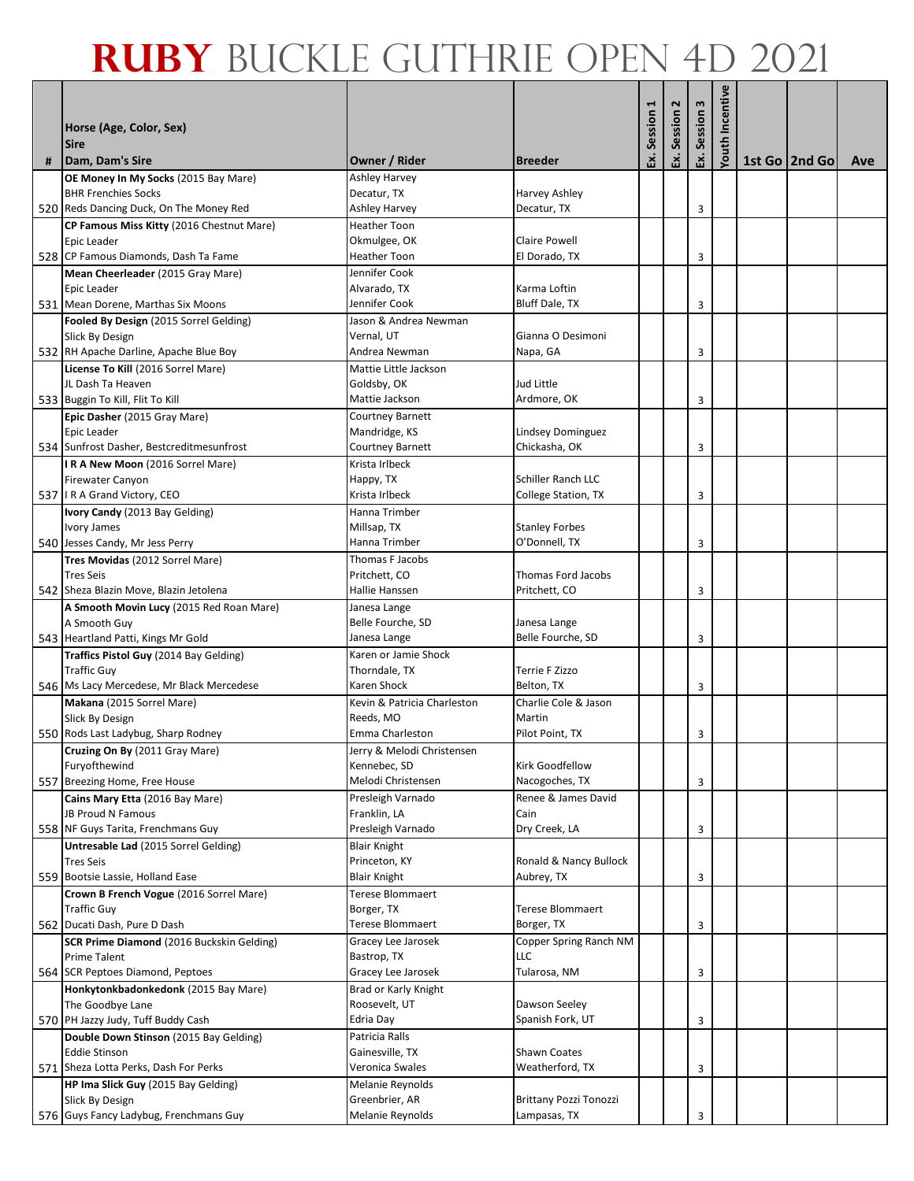# RUBY BUCKLE GUTHRIE OPEN 4D 2021

| # | Horse (Age, Color, Sex)<br>Sire<br>Dam, Dam's Sire | Owner / Rider | Breeder | Ex. Session 1 | Ex. Session 2 | Ex. Session 3 | Youth Incentive | 1st Go | 2nd Go | Ave |
|---|---|---|---|---|---|---|---|---|---|---|
| 520 | **OE Money In My Socks** (2015 Bay Mare)<br>BHR Frenchies Socks<br>Reds Dancing Duck, On The Money Red | Ashley Harvey<br>Decatur, TX<br>Ashley Harvey | Harvey Ashley<br>Decatur, TX | | | 3 | | | | |
| 528 | **CP Famous Miss Kitty** (2016 Chestnut Mare)<br>Epic Leader<br>CP Famous Diamonds, Dash Ta Fame | Heather Toon<br>Okmulgee, OK<br>Heather Toon | Claire Powell<br>El Dorado, TX | | | 3 | | | | |
| 531 | **Mean Cheerleader** (2015 Gray Mare)<br>Epic Leader<br>Mean Dorene, Marthas Six Moons | Jennifer Cook<br>Alvarado, TX<br>Jennifer Cook | Karma Loftin<br>Bluff Dale, TX | | | 3 | | | | |
| 532 | **Fooled By Design** (2015 Sorrel Gelding)<br>Slick By Design<br>RH Apache Darline, Apache Blue Boy | Jason & Andrea Newman<br>Vernal, UT<br>Andrea Newman | Gianna O Desimoni<br>Napa, GA | | | 3 | | | | |
| 533 | **License To Kill** (2016 Sorrel Mare)<br>JL Dash Ta Heaven<br>Buggin To Kill, Flit To Kill | Mattie Little Jackson<br>Goldsby, OK<br>Mattie Jackson | Jud Little<br>Ardmore, OK | | | 3 | | | | |
| 534 | **Epic Dasher** (2015 Gray Mare)<br>Epic Leader<br>Sunfrost Dasher, Bestcreditmesunfrost | Courtney Barnett<br>Mandridge, KS<br>Courtney Barnett | Lindsey Dominguez<br>Chickasha, OK | | | 3 | | | | |
| 537 | **I R A New Moon** (2016 Sorrel Mare)<br>Firewater Canyon<br>I R A Grand Victory, CEO | Krista Irlbeck<br>Happy, TX<br>Krista Irlbeck | Schiller Ranch LLC<br>College Station, TX | | | 3 | | | | |
| 540 | **Ivory Candy** (2013 Bay Gelding)<br>Ivory James<br>Jesses Candy, Mr Jess Perry | Hanna Trimber<br>Millsap, TX<br>Hanna Trimber | Stanley Forbes<br>O'Donnell, TX | | | 3 | | | | |
| 542 | **Tres Movidas** (2012 Sorrel Mare)<br>Tres Seis<br>Sheza Blazin Move, Blazin Jetolena | Thomas F Jacobs<br>Pritchett, CO<br>Hallie Hanssen | Thomas Ford Jacobs<br>Pritchett, CO | | | 3 | | | | |
| 543 | **A Smooth Movin Lucy** (2015 Red Roan Mare)<br>A Smooth Guy<br>Heartland Patti, Kings Mr Gold | Janesa Lange<br>Belle Fourche, SD<br>Janesa Lange | Janesa Lange<br>Belle Fourche, SD | | | 3 | | | | |
| 546 | **Traffics Pistol Guy** (2014 Bay Gelding)<br>Traffic Guy<br>Ms Lacy Mercedese, Mr Black Mercedese | Karen or Jamie Shock<br>Thorndale, TX<br>Karen Shock | Terrie F Zizzo<br>Belton, TX | | | 3 | | | | |
| 550 | **Makana** (2015 Sorrel Mare)<br>Slick By Design<br>Rods Last Ladybug, Sharp Rodney | Kevin & Patricia Charleston<br>Reeds, MO<br>Emma Charleston | Charlie Cole & Jason Martin<br>Pilot Point, TX | | | 3 | | | | |
| 557 | **Cruzing On By** (2011 Gray Mare)<br>Furyofthewind<br>Breezing Home, Free House | Jerry & Melodi Christensen<br>Kennebec, SD<br>Melodi Christensen | Kirk Goodfellow<br>Nacogoches, TX | | | 3 | | | | |
| 558 | **Cains Mary Etta** (2016 Bay Mare)<br>JB Proud N Famous<br>NF Guys Tarita, Frenchmans Guy | Presleigh Varnado<br>Franklin, LA<br>Presleigh Varnado | Renee & James David Cain<br>Dry Creek, LA | | | 3 | | | | |
| 559 | **Untresable Lad** (2015 Sorrel Gelding)<br>Tres Seis<br>Bootsie Lassie, Holland Ease | Blair Knight<br>Princeton, KY<br>Blair Knight | Ronald & Nancy Bullock<br>Aubrey, TX | | | 3 | | | | |
| 562 | **Crown B French Vogue** (2016 Sorrel Mare)<br>Traffic Guy<br>Ducati Dash, Pure D Dash | Terese Blommaert<br>Borger, TX<br>Terese Blommaert | Terese Blommaert<br>Borger, TX | | | 3 | | | | |
| 564 | **SCR Prime Diamond** (2016 Buckskin Gelding)<br>Prime Talent<br>SCR Peptoes Diamond, Peptoes | Gracey Lee Jarosek<br>Bastrop, TX<br>Gracey Lee Jarosek | Copper Spring Ranch NM LLC<br>Tularosa, NM | | | 3 | | | | |
| 570 | **Honkytonkbadonkedonk** (2015 Bay Mare)<br>The Goodbye Lane<br>PH Jazzy Judy, Tuff Buddy Cash | Brad or Karly Knight<br>Roosevelt, UT<br>Edria Day | Dawson Seeley<br>Spanish Fork, UT | | | 3 | | | | |
| 571 | **Double Down Stinson** (2015 Bay Gelding)<br>Eddie Stinson<br>Sheza Lotta Perks, Dash For Perks | Patricia Ralls<br>Gainesville, TX<br>Veronica Swales | Shawn Coates<br>Weatherford, TX | | | 3 | | | | |
| 576 | **HP Ima Slick Guy** (2015 Bay Gelding)<br>Slick By Design<br>Guys Fancy Ladybug, Frenchmans Guy | Melanie Reynolds<br>Greenbrier, AR<br>Melanie Reynolds | Brittany Pozzi Tonozzi<br>Lampasas, TX | | | 3 | | | | |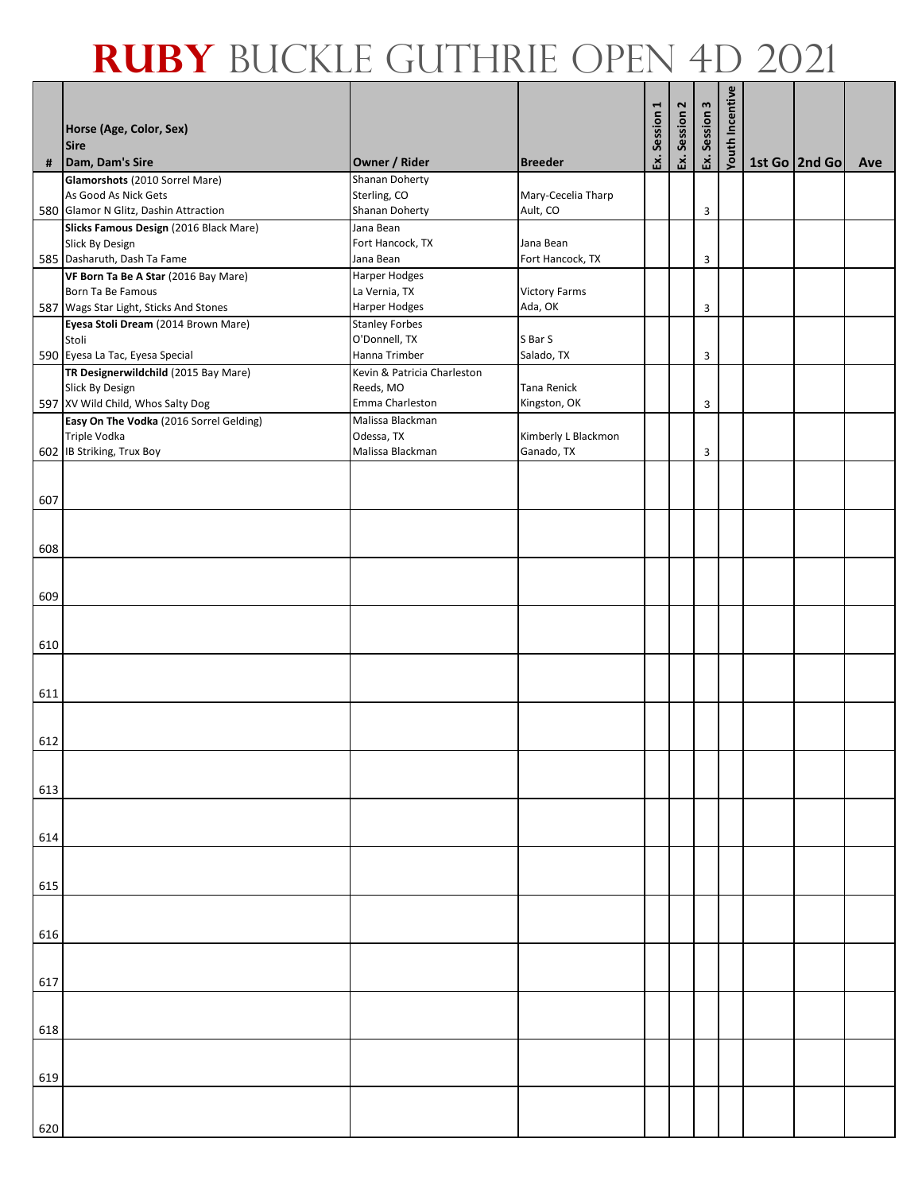# RUBY BUCKLE GUTHRIE OPEN 4D 2021

| # | Horse (Age, Color, Sex)<br>Sire<br>Dam, Dam's Sire | Owner / Rider | Breeder | Ex. Session 1 | Ex. Session 2 | Ex. Session 3 | Youth Incentive | 1st Go | 2nd Go | Ave |
|---|---|---|---|---|---|---|---|---|---|---|
| 580 | **Glamorshots** (2010 Sorrel Mare)<br>As Good As Nick Gets<br>Glamor N Glitz, Dashin Attraction | Shanan Doherty<br>Sterling, CO<br>Shanan Doherty | Mary-Cecelia Tharp<br>Ault, CO | | | 3 | | | | |
| 585 | **Slicks Famous Design** (2016 Black Mare)<br>Slick By Design<br>Dasharuth, Dash Ta Fame | Jana Bean<br>Fort Hancock, TX<br>Jana Bean | Jana Bean<br>Fort Hancock, TX | | | 3 | | | | |
| 587 | **VF Born Ta Be A Star** (2016 Bay Mare)<br>Born Ta Be Famous<br>Wags Star Light, Sticks And Stones | Harper Hodges<br>La Vernia, TX<br>Harper Hodges | Victory Farms<br>Ada, OK | | | 3 | | | | |
| 590 | **Eyesa Stoli Dream** (2014 Brown Mare)<br>Stoli<br>Eyesa La Tac, Eyesa Special | Stanley Forbes<br>O'Donnell, TX<br>Hanna Trimber | S Bar S<br>Salado, TX | | | 3 | | | | |
| 597 | **TR Designerwildchild** (2015 Bay Mare)<br>Slick By Design<br>XV Wild Child, Whos Salty Dog | Kevin & Patricia Charleston<br>Reeds, MO<br>Emma Charleston | Tana Renick<br>Kingston, OK | | | 3 | | | | |
| 602 | **Easy On The Vodka** (2016 Sorrel Gelding)<br>Triple Vodka<br>IB Striking, Trux Boy | Malissa Blackman<br>Odessa, TX<br>Malissa Blackman | Kimberly L Blackmon<br>Ganado, TX | | | 3 | | | | |
| 607 | | | | | | | | | | |
| 608 | | | | | | | | | | |
| 609 | | | | | | | | | | |
| 610 | | | | | | | | | | |
| 611 | | | | | | | | | | |
| 612 | | | | | | | | | | |
| 613 | | | | | | | | | | |
| 614 | | | | | | | | | | |
| 615 | | | | | | | | | | |
| 616 | | | | | | | | | | |
| 617 | | | | | | | | | | |
| 618 | | | | | | | | | | |
| 619 | | | | | | | | | | |
| 620 | | | | | | | | | | |